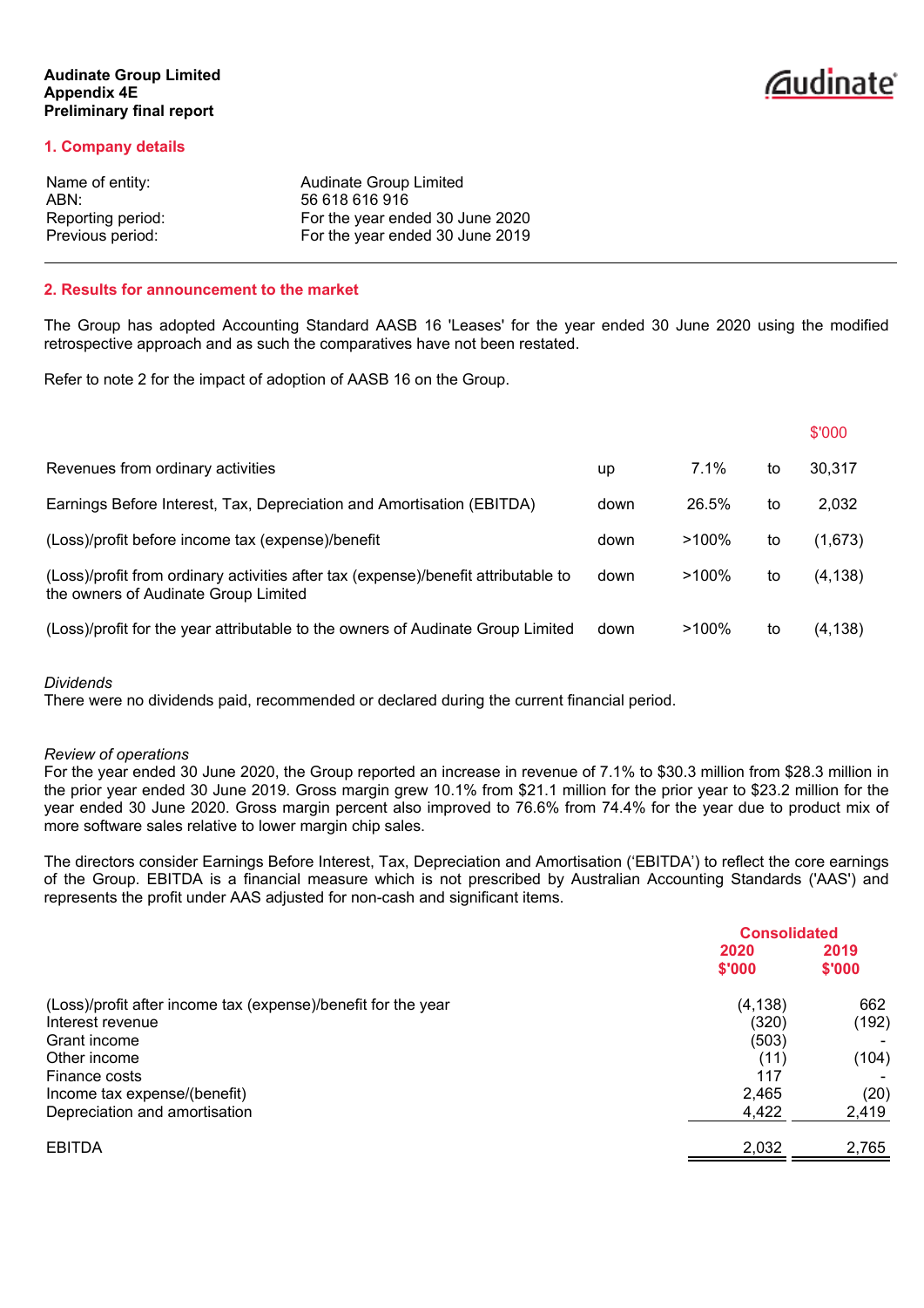**Audinate Group Limited**
**Appendix 4E**
**Preliminary final report**

## 1. Company details

| | |
|---|---|
| Name of entity: | Audinate Group Limited |
| ABN: | 56 618 616 916 |
| Reporting period: | For the year ended 30 June 2020 |
| Previous period: | For the year ended 30 June 2019 |

## 2. Results for announcement to the market

The Group has adopted Accounting Standard AASB 16 'Leases' for the year ended 30 June 2020 using the modified retrospective approach and as such the comparatives have not been restated.

Refer to note 2 for the impact of adoption of AASB 16 on the Group.

| | | | | $'000 |
|---|---|---|---|---|
| Revenues from ordinary activities | up | 7.1% | to | 30,317 |
| Earnings Before Interest, Tax, Depreciation and Amortisation (EBITDA) | down | 26.5% | to | 2,032 |
| (Loss)/profit before income tax (expense)/benefit | down | >100% | to | (1,673) |
| (Loss)/profit from ordinary activities after tax (expense)/benefit attributable to the owners of Audinate Group Limited | down | >100% | to | (4,138) |
| (Loss)/profit for the year attributable to the owners of Audinate Group Limited | down | >100% | to | (4,138) |

*Dividends*
There were no dividends paid, recommended or declared during the current financial period.

*Review of operations*
For the year ended 30 June 2020, the Group reported an increase in revenue of 7.1% to $30.3 million from $28.3 million in the prior year ended 30 June 2019. Gross margin grew 10.1% from $21.1 million for the prior year to $23.2 million for the year ended 30 June 2020. Gross margin percent also improved to 76.6% from 74.4% for the year due to product mix of more software sales relative to lower margin chip sales.

The directors consider Earnings Before Interest, Tax, Depreciation and Amortisation ('EBITDA') to reflect the core earnings of the Group. EBITDA is a financial measure which is not prescribed by Australian Accounting Standards ('AAS') and represents the profit under AAS adjusted for non-cash and significant items.

| | Consolidated 2020 $'000 | Consolidated 2019 $'000 |
|---|---|---|
| (Loss)/profit after income tax (expense)/benefit for the year | (4,138) | 662 |
| Interest revenue | (320) | (192) |
| Grant income | (503) | - |
| Other income | (11) | (104) |
| Finance costs | 117 | - |
| Income tax expense/(benefit) | 2,465 | (20) |
| Depreciation and amortisation | 4,422 | 2,419 |
| EBITDA | 2,032 | 2,765 |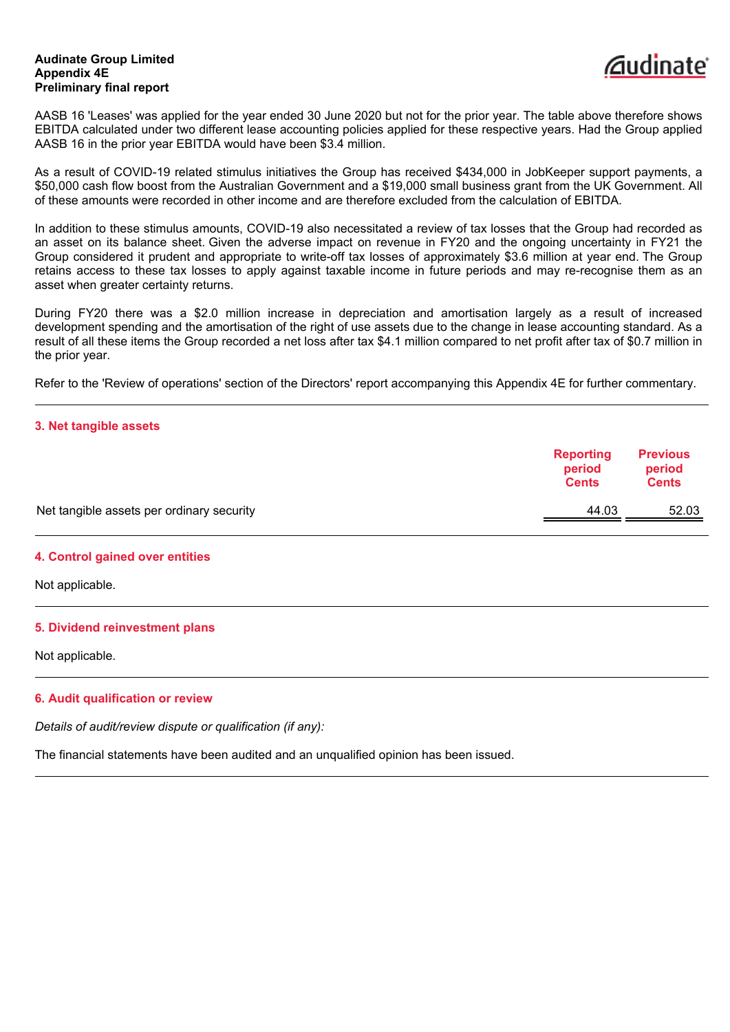AASB 16 'Leases' was applied for the year ended 30 June 2020 but not for the prior year. The table above therefore shows EBITDA calculated under two different lease accounting policies applied for these respective years. Had the Group applied AASB 16 in the prior year EBITDA would have been $3.4 million.

As a result of COVID-19 related stimulus initiatives the Group has received $434,000 in JobKeeper support payments, a $50,000 cash flow boost from the Australian Government and a $19,000 small business grant from the UK Government. All of these amounts were recorded in other income and are therefore excluded from the calculation of EBITDA.

In addition to these stimulus amounts, COVID-19 also necessitated a review of tax losses that the Group had recorded as an asset on its balance sheet. Given the adverse impact on revenue in FY20 and the ongoing uncertainty in FY21 the Group considered it prudent and appropriate to write-off tax losses of approximately $3.6 million at year end. The Group retains access to these tax losses to apply against taxable income in future periods and may re-recognise them as an asset when greater certainty returns.

During FY20 there was a $2.0 million increase in depreciation and amortisation largely as a result of increased development spending and the amortisation of the right of use assets due to the change in lease accounting standard. As a result of all these items the Group recorded a net loss after tax $4.1 million compared to net profit after tax of $0.7 million in the prior year.

Refer to the 'Review of operations' section of the Directors' report accompanying this Appendix 4E for further commentary.

## 3. Net tangible assets

| | Reporting period Cents | Previous period Cents |
|---|---|---|
| Net tangible assets per ordinary security | 44.03 | 52.03 |

## 4. Control gained over entities

Not applicable.

## 5. Dividend reinvestment plans

Not applicable.

## 6. Audit qualification or review

*Details of audit/review dispute or qualification (if any):*

The financial statements have been audited and an unqualified opinion has been issued.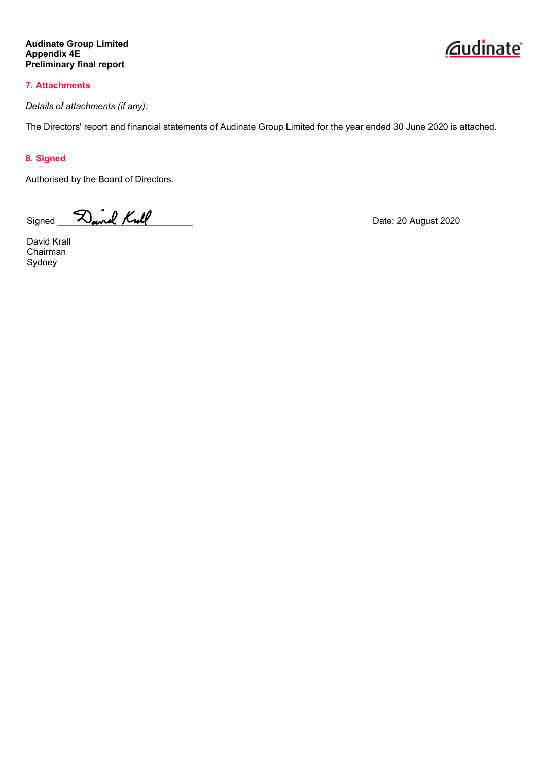**Audinate Group Limited**
**Appendix 4E**
**Preliminary final report**

## 7. Attachments

*Details of attachments (if any):*

The Directors' report and financial statements of Audinate Group Limited for the year ended 30 June 2020 is attached.

---

## 8. Signed

Authorised by the Board of Directors.

Signed ______________________ Date: 20 August 2020

David Krall
Chairman
Sydney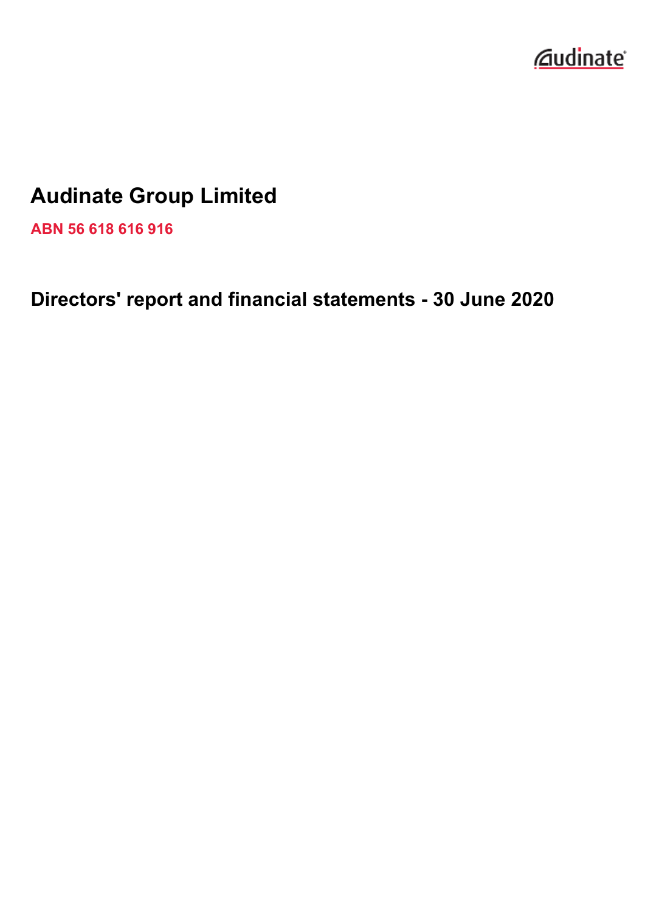# Audinate Group Limited

**ABN 56 618 616 916**

## Directors' report and financial statements - 30 June 2020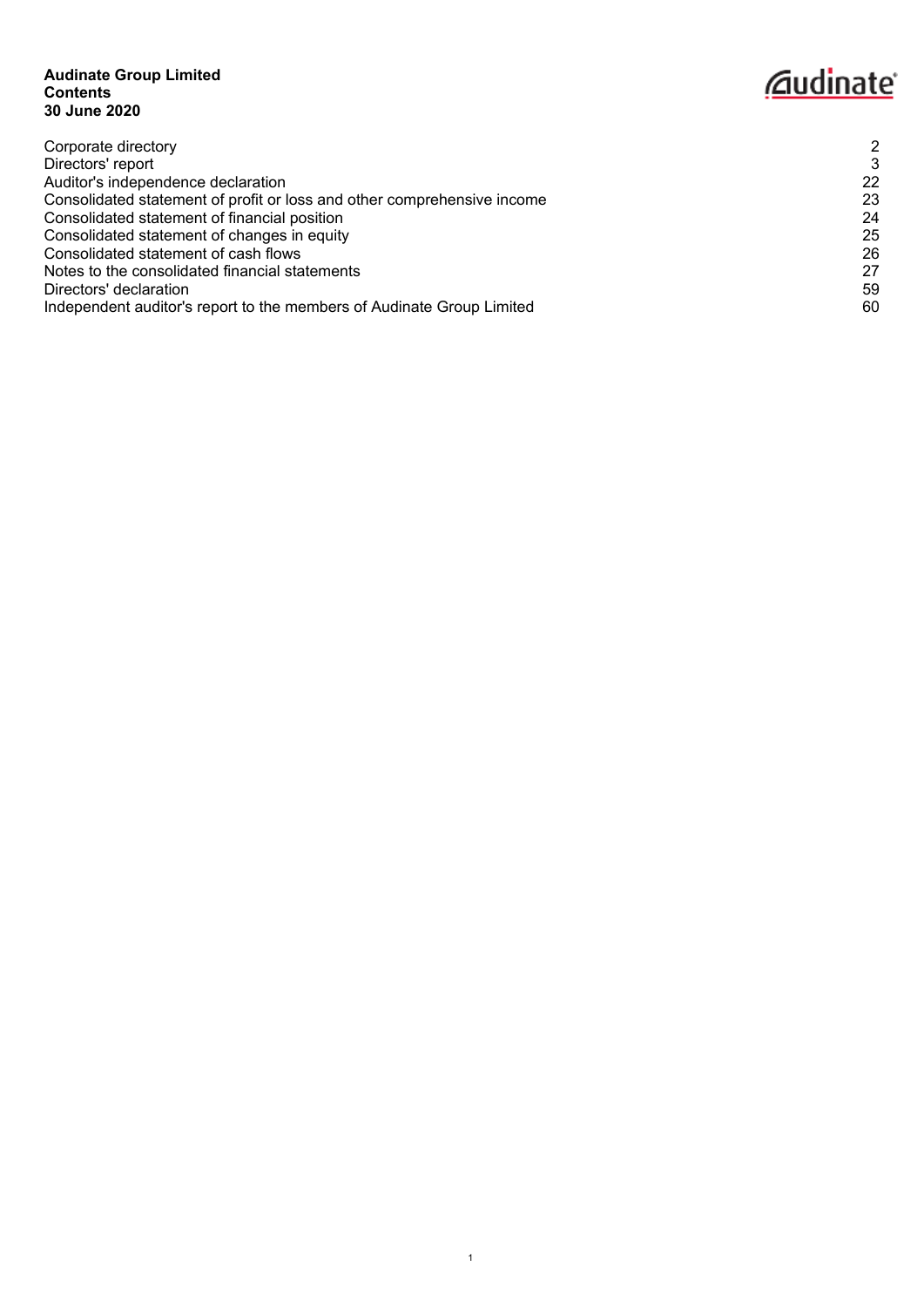**Audinate Group Limited**
**Contents**
**30 June 2020**

| | |
|---|---|
| Corporate directory | 2 |
| Directors' report | 3 |
| Auditor's independence declaration | 22 |
| Consolidated statement of profit or loss and other comprehensive income | 23 |
| Consolidated statement of financial position | 24 |
| Consolidated statement of changes in equity | 25 |
| Consolidated statement of cash flows | 26 |
| Notes to the consolidated financial statements | 27 |
| Directors' declaration | 59 |
| Independent auditor's report to the members of Audinate Group Limited | 60 |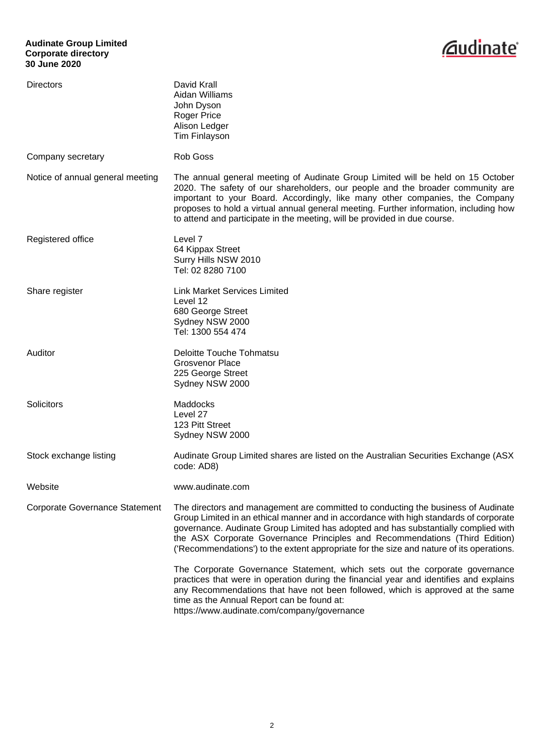**Audinate Group Limited**
**Corporate directory**
**30 June 2020**

| | |
|---|---|
| Directors | David Krall<br>Aidan Williams<br>John Dyson<br>Roger Price<br>Alison Ledger<br>Tim Finlayson |
| Company secretary | Rob Goss |
| Notice of annual general meeting | The annual general meeting of Audinate Group Limited will be held on 15 October 2020. The safety of our shareholders, our people and the broader community are important to your Board. Accordingly, like many other companies, the Company proposes to hold a virtual annual general meeting. Further information, including how to attend and participate in the meeting, will be provided in due course. |
| Registered office | Level 7<br>64 Kippax Street<br>Surry Hills NSW 2010<br>Tel: 02 8280 7100 |
| Share register | Link Market Services Limited<br>Level 12<br>680 George Street<br>Sydney NSW 2000<br>Tel: 1300 554 474 |
| Auditor | Deloitte Touche Tohmatsu<br>Grosvenor Place<br>225 George Street<br>Sydney NSW 2000 |
| Solicitors | Maddocks<br>Level 27<br>123 Pitt Street<br>Sydney NSW 2000 |
| Stock exchange listing | Audinate Group Limited shares are listed on the Australian Securities Exchange (ASX code: AD8) |
| Website | www.audinate.com |
| Corporate Governance Statement | The directors and management are committed to conducting the business of Audinate Group Limited in an ethical manner and in accordance with high standards of corporate governance. Audinate Group Limited has adopted and has substantially complied with the ASX Corporate Governance Principles and Recommendations (Third Edition) ('Recommendations') to the extent appropriate for the size and nature of its operations.<br><br>The Corporate Governance Statement, which sets out the corporate governance practices that were in operation during the financial year and identifies and explains any Recommendations that have not been followed, which is approved at the same time as the Annual Report can be found at:<br>https://www.audinate.com/company/governance |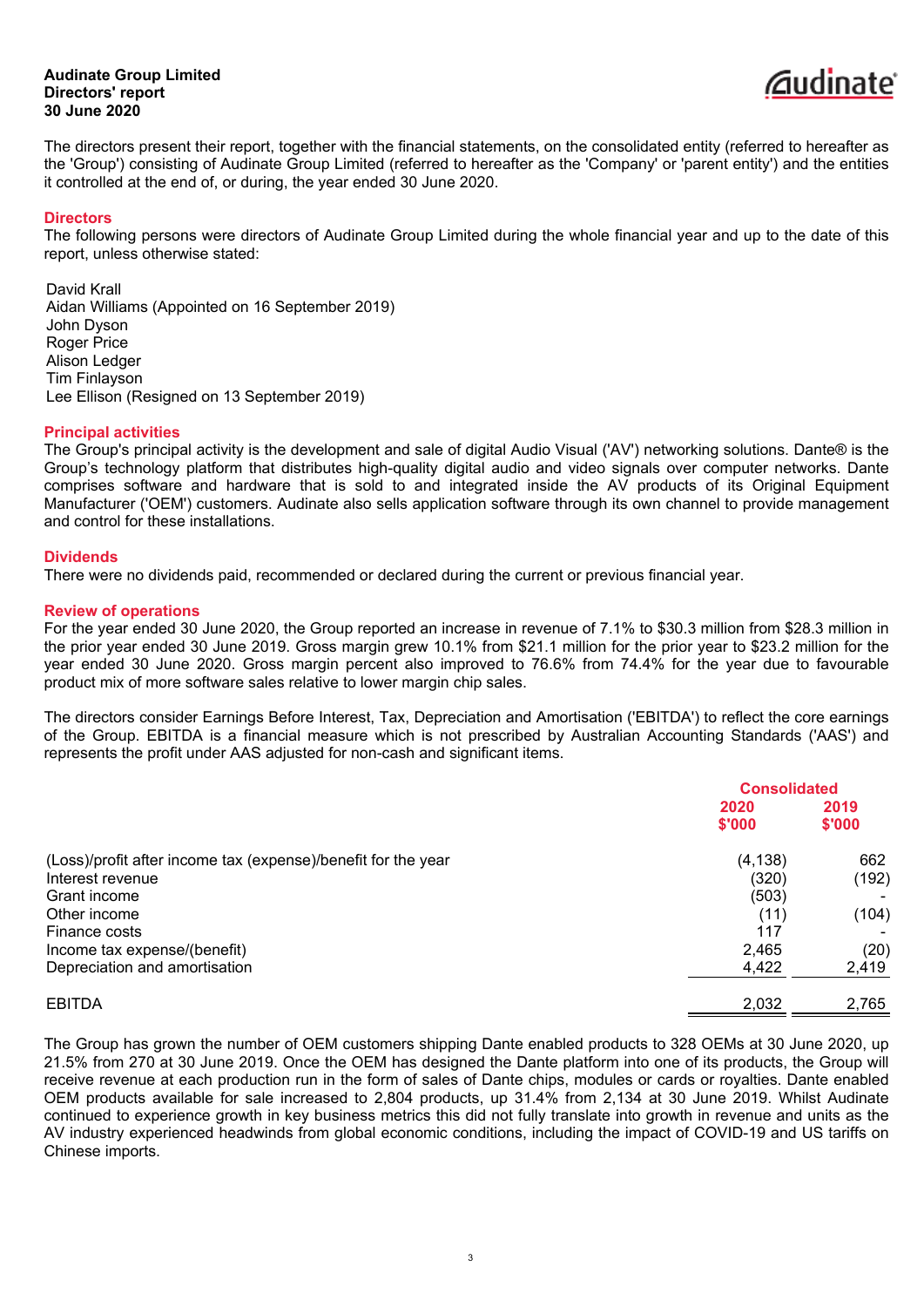**Audinate Group Limited**
**Directors' report**
**30 June 2020**

The directors present their report, together with the financial statements, on the consolidated entity (referred to hereafter as the 'Group') consisting of Audinate Group Limited (referred to hereafter as the 'Company' or 'parent entity') and the entities it controlled at the end of, or during, the year ended 30 June 2020.

## Directors

The following persons were directors of Audinate Group Limited during the whole financial year and up to the date of this report, unless otherwise stated:

David Krall
Aidan Williams (Appointed on 16 September 2019)
John Dyson
Roger Price
Alison Ledger
Tim Finlayson
Lee Ellison (Resigned on 13 September 2019)

## Principal activities

The Group's principal activity is the development and sale of digital Audio Visual ('AV') networking solutions. Dante® is the Group's technology platform that distributes high-quality digital audio and video signals over computer networks. Dante comprises software and hardware that is sold to and integrated inside the AV products of its Original Equipment Manufacturer ('OEM') customers. Audinate also sells application software through its own channel to provide management and control for these installations.

## Dividends

There were no dividends paid, recommended or declared during the current or previous financial year.

## Review of operations

For the year ended 30 June 2020, the Group reported an increase in revenue of 7.1% to $30.3 million from $28.3 million in the prior year ended 30 June 2019. Gross margin grew 10.1% from $21.1 million for the prior year to $23.2 million for the year ended 30 June 2020. Gross margin percent also improved to 76.6% from 74.4% for the year due to favourable product mix of more software sales relative to lower margin chip sales.

The directors consider Earnings Before Interest, Tax, Depreciation and Amortisation ('EBITDA') to reflect the core earnings of the Group. EBITDA is a financial measure which is not prescribed by Australian Accounting Standards ('AAS') and represents the profit under AAS adjusted for non-cash and significant items.

| | Consolidated | |
|---|---|---|
| | 2020 $'000 | 2019 $'000 |
| (Loss)/profit after income tax (expense)/benefit for the year | (4,138) | 662 |
| Interest revenue | (320) | (192) |
| Grant income | (503) | - |
| Other income | (11) | (104) |
| Finance costs | 117 | - |
| Income tax expense/(benefit) | 2,465 | (20) |
| Depreciation and amortisation | 4,422 | 2,419 |
| EBITDA | 2,032 | 2,765 |

The Group has grown the number of OEM customers shipping Dante enabled products to 328 OEMs at 30 June 2020, up 21.5% from 270 at 30 June 2019. Once the OEM has designed the Dante platform into one of its products, the Group will receive revenue at each production run in the form of sales of Dante chips, modules or cards or royalties. Dante enabled OEM products available for sale increased to 2,804 products, up 31.4% from 2,134 at 30 June 2019. Whilst Audinate continued to experience growth in key business metrics this did not fully translate into growth in revenue and units as the AV industry experienced headwinds from global economic conditions, including the impact of COVID-19 and US tariffs on Chinese imports.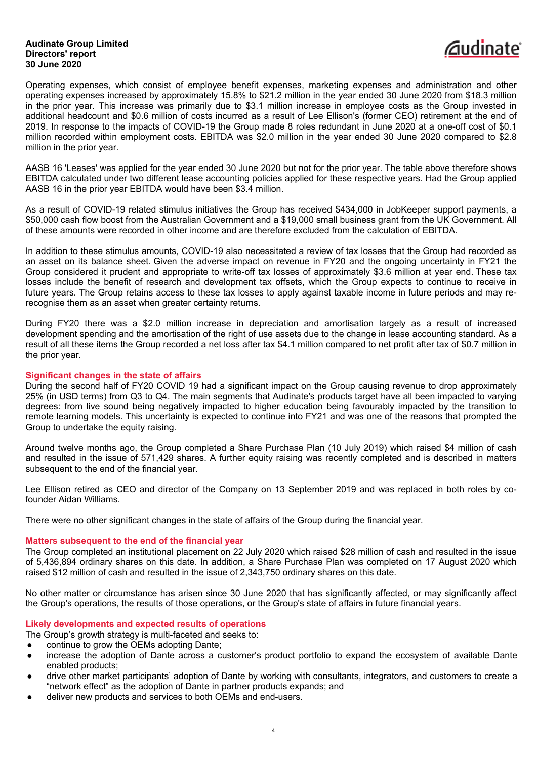Operating expenses, which consist of employee benefit expenses, marketing expenses and administration and other operating expenses increased by approximately 15.8% to $21.2 million in the year ended 30 June 2020 from $18.3 million in the prior year. This increase was primarily due to $3.1 million increase in employee costs as the Group invested in additional headcount and $0.6 million of costs incurred as a result of Lee Ellison's (former CEO) retirement at the end of 2019. In response to the impacts of COVID-19 the Group made 8 roles redundant in June 2020 at a one-off cost of $0.1 million recorded within employment costs. EBITDA was $2.0 million in the year ended 30 June 2020 compared to $2.8 million in the prior year.

AASB 16 'Leases' was applied for the year ended 30 June 2020 but not for the prior year. The table above therefore shows EBITDA calculated under two different lease accounting policies applied for these respective years. Had the Group applied AASB 16 in the prior year EBITDA would have been $3.4 million.

As a result of COVID-19 related stimulus initiatives the Group has received $434,000 in JobKeeper support payments, a $50,000 cash flow boost from the Australian Government and a $19,000 small business grant from the UK Government. All of these amounts were recorded in other income and are therefore excluded from the calculation of EBITDA.

In addition to these stimulus amounts, COVID-19 also necessitated a review of tax losses that the Group had recorded as an asset on its balance sheet. Given the adverse impact on revenue in FY20 and the ongoing uncertainty in FY21 the Group considered it prudent and appropriate to write-off tax losses of approximately $3.6 million at year end. These tax losses include the benefit of research and development tax offsets, which the Group expects to continue to receive in future years. The Group retains access to these tax losses to apply against taxable income in future periods and may re-recognise them as an asset when greater certainty returns.

During FY20 there was a $2.0 million increase in depreciation and amortisation largely as a result of increased development spending and the amortisation of the right of use assets due to the change in lease accounting standard. As a result of all these items the Group recorded a net loss after tax $4.1 million compared to net profit after tax of $0.7 million in the prior year.

## Significant changes in the state of affairs

During the second half of FY20 COVID 19 had a significant impact on the Group causing revenue to drop approximately 25% (in USD terms) from Q3 to Q4. The main segments that Audinate's products target have all been impacted to varying degrees: from live sound being negatively impacted to higher education being favourably impacted by the transition to remote learning models. This uncertainty is expected to continue into FY21 and was one of the reasons that prompted the Group to undertake the equity raising.

Around twelve months ago, the Group completed a Share Purchase Plan (10 July 2019) which raised $4 million of cash and resulted in the issue of 571,429 shares. A further equity raising was recently completed and is described in matters subsequent to the end of the financial year.

Lee Ellison retired as CEO and director of the Company on 13 September 2019 and was replaced in both roles by co-founder Aidan Williams.

There were no other significant changes in the state of affairs of the Group during the financial year.

## Matters subsequent to the end of the financial year

The Group completed an institutional placement on 22 July 2020 which raised $28 million of cash and resulted in the issue of 5,436,894 ordinary shares on this date. In addition, a Share Purchase Plan was completed on 17 August 2020 which raised $12 million of cash and resulted in the issue of 2,343,750 ordinary shares on this date.

No other matter or circumstance has arisen since 30 June 2020 that has significantly affected, or may significantly affect the Group's operations, the results of those operations, or the Group's state of affairs in future financial years.

## Likely developments and expected results of operations

The Group's growth strategy is multi-faceted and seeks to:

- continue to grow the OEMs adopting Dante;
- increase the adoption of Dante across a customer's product portfolio to expand the ecosystem of available Dante enabled products;
- drive other market participants' adoption of Dante by working with consultants, integrators, and customers to create a "network effect" as the adoption of Dante in partner products expands; and
- deliver new products and services to both OEMs and end-users.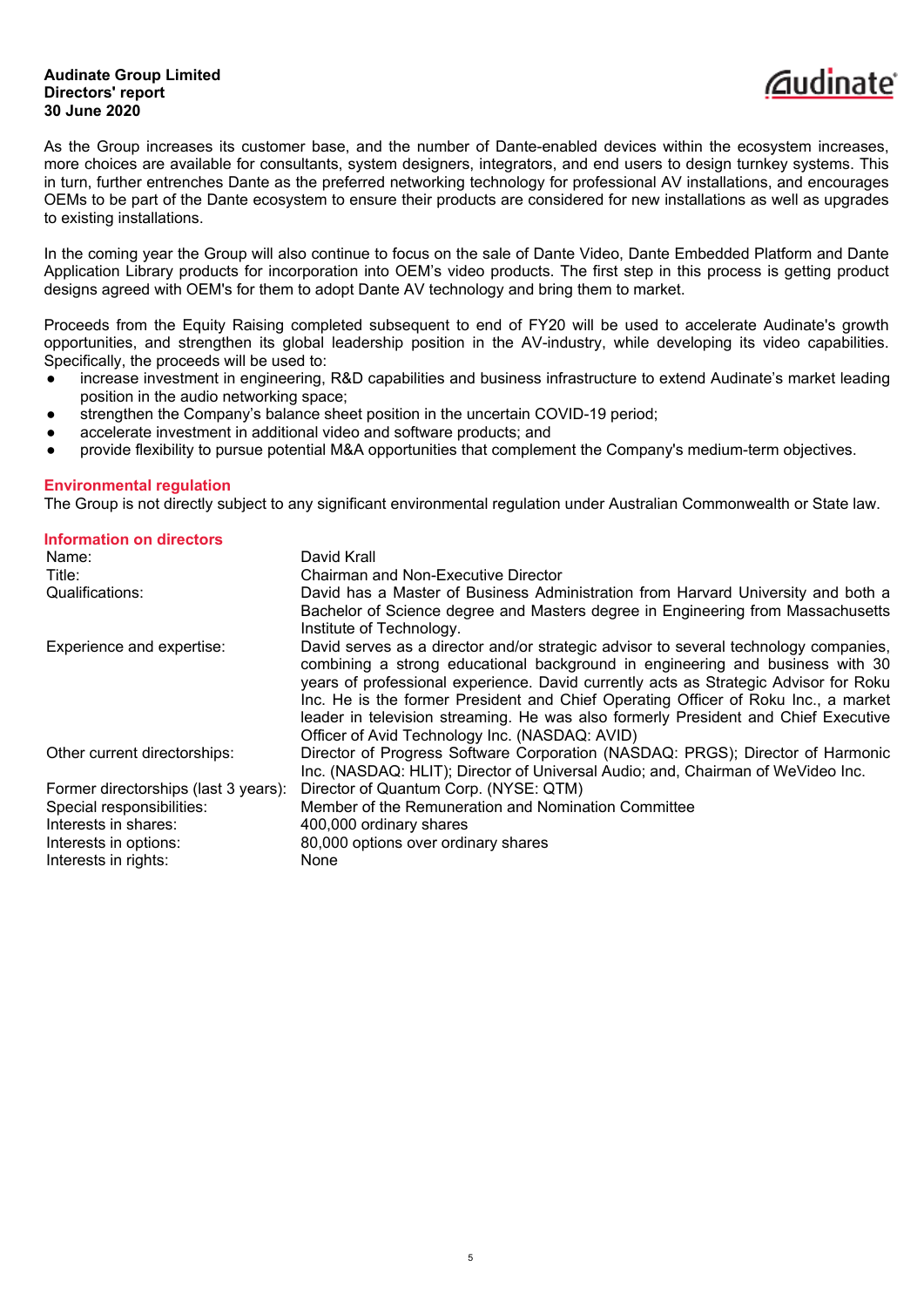As the Group increases its customer base, and the number of Dante-enabled devices within the ecosystem increases, more choices are available for consultants, system designers, integrators, and end users to design turnkey systems. This in turn, further entrenches Dante as the preferred networking technology for professional AV installations, and encourages OEMs to be part of the Dante ecosystem to ensure their products are considered for new installations as well as upgrades to existing installations.

In the coming year the Group will also continue to focus on the sale of Dante Video, Dante Embedded Platform and Dante Application Library products for incorporation into OEM's video products. The first step in this process is getting product designs agreed with OEM's for them to adopt Dante AV technology and bring them to market.

Proceeds from the Equity Raising completed subsequent to end of FY20 will be used to accelerate Audinate's growth opportunities, and strengthen its global leadership position in the AV-industry, while developing its video capabilities. Specifically, the proceeds will be used to:

- increase investment in engineering, R&D capabilities and business infrastructure to extend Audinate's market leading position in the audio networking space;
- strengthen the Company's balance sheet position in the uncertain COVID-19 period;
- accelerate investment in additional video and software products; and
- provide flexibility to pursue potential M&A opportunities that complement the Company's medium-term objectives.

## Environmental regulation

The Group is not directly subject to any significant environmental regulation under Australian Commonwealth or State law.

## Information on directors

| | |
|---|---|
| Name: | David Krall |
| Title: | Chairman and Non-Executive Director |
| Qualifications: | David has a Master of Business Administration from Harvard University and both a Bachelor of Science degree and Masters degree in Engineering from Massachusetts Institute of Technology. |
| Experience and expertise: | David serves as a director and/or strategic advisor to several technology companies, combining a strong educational background in engineering and business with 30 years of professional experience. David currently acts as Strategic Advisor for Roku Inc. He is the former President and Chief Operating Officer of Roku Inc., a market leader in television streaming. He was also formerly President and Chief Executive Officer of Avid Technology Inc. (NASDAQ: AVID) |
| Other current directorships: | Director of Progress Software Corporation (NASDAQ: PRGS); Director of Harmonic Inc. (NASDAQ: HLIT); Director of Universal Audio; and, Chairman of WeVideo Inc. |
| Former directorships (last 3 years): | Director of Quantum Corp. (NYSE: QTM) |
| Special responsibilities: | Member of the Remuneration and Nomination Committee |
| Interests in shares: | 400,000 ordinary shares |
| Interests in options: | 80,000 options over ordinary shares |
| Interests in rights: | None |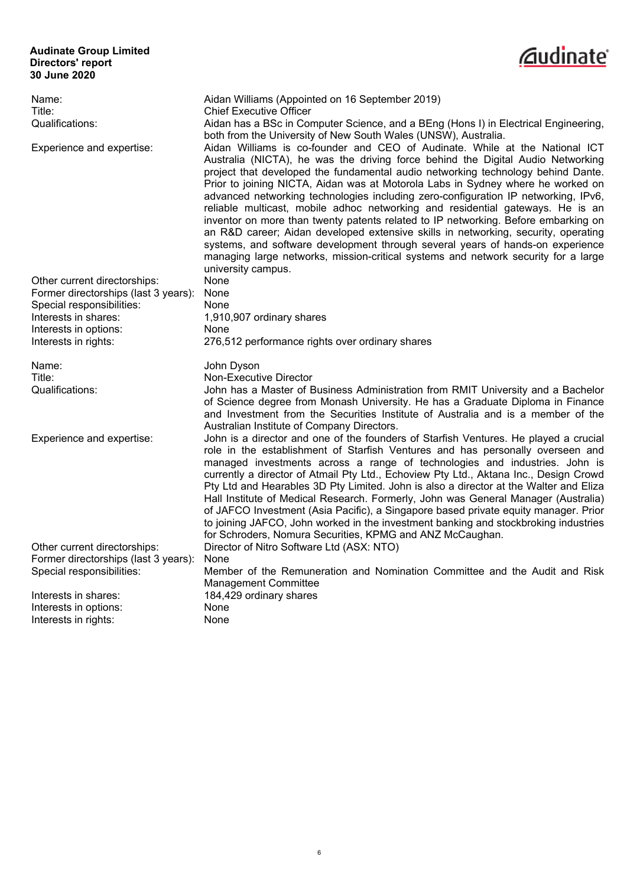| | |
|---|---|
| Name: | Aidan Williams (Appointed on 16 September 2019) |
| Title: | Chief Executive Officer |
| Qualifications: | Aidan has a BSc in Computer Science, and a BEng (Hons I) in Electrical Engineering, both from the University of New South Wales (UNSW), Australia. |
| Experience and expertise: | Aidan Williams is co-founder and CEO of Audinate. While at the National ICT Australia (NICTA), he was the driving force behind the Digital Audio Networking project that developed the fundamental audio networking technology behind Dante. Prior to joining NICTA, Aidan was at Motorola Labs in Sydney where he worked on advanced networking technologies including zero-configuration IP networking, IPv6, reliable multicast, mobile adhoc networking and residential gateways. He is an inventor on more than twenty patents related to IP networking. Before embarking on an R&D career; Aidan developed extensive skills in networking, security, operating systems, and software development through several years of hands-on experience managing large networks, mission-critical systems and network security for a large university campus. |
| Other current directorships: | None |
| Former directorships (last 3 years): | None |
| Special responsibilities: | None |
| Interests in shares: | 1,910,907 ordinary shares |
| Interests in options: | None |
| Interests in rights: | 276,512 performance rights over ordinary shares |

| | |
|---|---|
| Name: | John Dyson |
| Title: | Non-Executive Director |
| Qualifications: | John has a Master of Business Administration from RMIT University and a Bachelor of Science degree from Monash University. He has a Graduate Diploma in Finance and Investment from the Securities Institute of Australia and is a member of the Australian Institute of Company Directors. |
| Experience and expertise: | John is a director and one of the founders of Starfish Ventures. He played a crucial role in the establishment of Starfish Ventures and has personally overseen and managed investments across a range of technologies and industries. John is currently a director of Atmail Pty Ltd., Echoview Pty Ltd., Aktana Inc., Design Crowd Pty Ltd and Hearables 3D Pty Limited. John is also a director at the Walter and Eliza Hall Institute of Medical Research. Formerly, John was General Manager (Australia) of JAFCO Investment (Asia Pacific), a Singapore based private equity manager. Prior to joining JAFCO, John worked in the investment banking and stockbroking industries for Schroders, Nomura Securities, KPMG and ANZ McCaughan. |
| Other current directorships: | Director of Nitro Software Ltd (ASX: NTO) |
| Former directorships (last 3 years): | None |
| Special responsibilities: | Member of the Remuneration and Nomination Committee and the Audit and Risk Management Committee |
| Interests in shares: | 184,429 ordinary shares |
| Interests in options: | None |
| Interests in rights: | None |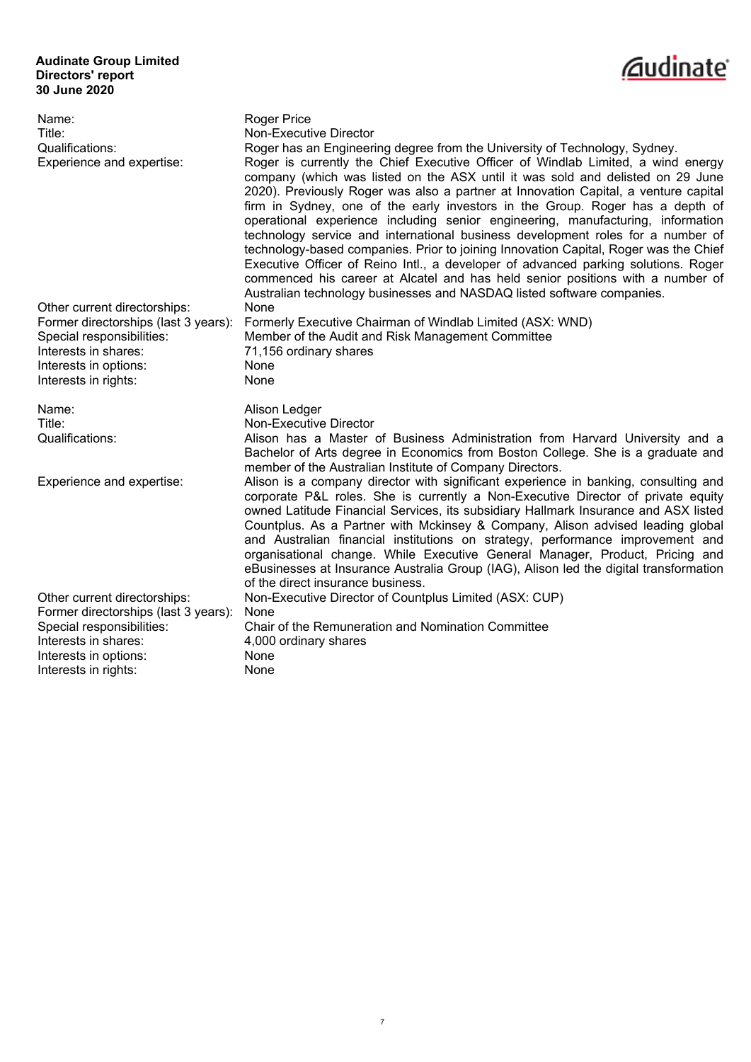| | |
|---|---|
| Name: | Roger Price |
| Title: | Non-Executive Director |
| Qualifications: | Roger has an Engineering degree from the University of Technology, Sydney. |
| Experience and expertise: | Roger is currently the Chief Executive Officer of Windlab Limited, a wind energy company (which was listed on the ASX until it was sold and delisted on 29 June 2020). Previously Roger was also a partner at Innovation Capital, a venture capital firm in Sydney, one of the early investors in the Group. Roger has a depth of operational experience including senior engineering, manufacturing, information technology service and international business development roles for a number of technology-based companies. Prior to joining Innovation Capital, Roger was the Chief Executive Officer of Reino Intl., a developer of advanced parking solutions. Roger commenced his career at Alcatel and has held senior positions with a number of Australian technology businesses and NASDAQ listed software companies. |
| Other current directorships: | None |
| Former directorships (last 3 years): | Formerly Executive Chairman of Windlab Limited (ASX: WND) |
| Special responsibilities: | Member of the Audit and Risk Management Committee |
| Interests in shares: | 71,156 ordinary shares |
| Interests in options: | None |
| Interests in rights: | None |

| | |
|---|---|
| Name: | Alison Ledger |
| Title: | Non-Executive Director |
| Qualifications: | Alison has a Master of Business Administration from Harvard University and a Bachelor of Arts degree in Economics from Boston College. She is a graduate and member of the Australian Institute of Company Directors. |
| Experience and expertise: | Alison is a company director with significant experience in banking, consulting and corporate P&L roles. She is currently a Non-Executive Director of private equity owned Latitude Financial Services, its subsidiary Hallmark Insurance and ASX listed Countplus. As a Partner with Mckinsey & Company, Alison advised leading global and Australian financial institutions on strategy, performance improvement and organisational change. While Executive General Manager, Product, Pricing and eBusinesses at Insurance Australia Group (IAG), Alison led the digital transformation of the direct insurance business. |
| Other current directorships: | Non-Executive Director of Countplus Limited (ASX: CUP) |
| Former directorships (last 3 years): | None |
| Special responsibilities: | Chair of the Remuneration and Nomination Committee |
| Interests in shares: | 4,000 ordinary shares |
| Interests in options: | None |
| Interests in rights: | None |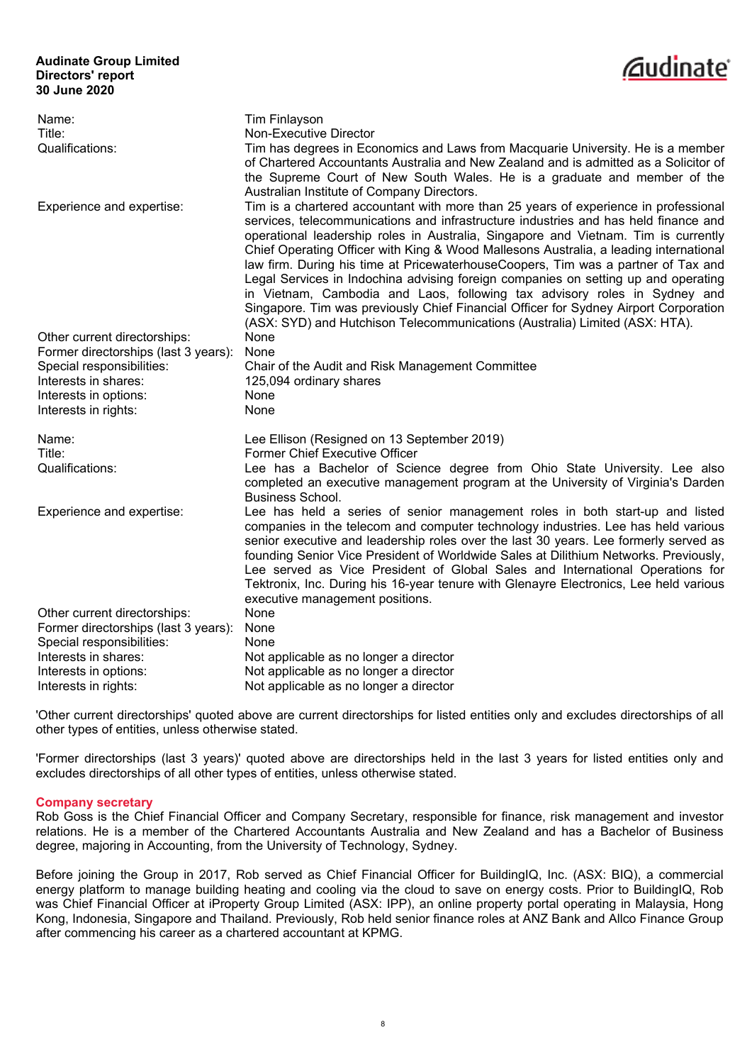| | |
|---|---|
| Name: | Tim Finlayson |
| Title: | Non-Executive Director |
| Qualifications: | Tim has degrees in Economics and Laws from Macquarie University. He is a member of Chartered Accountants Australia and New Zealand and is admitted as a Solicitor of the Supreme Court of New South Wales. He is a graduate and member of the Australian Institute of Company Directors. |
| Experience and expertise: | Tim is a chartered accountant with more than 25 years of experience in professional services, telecommunications and infrastructure industries and has held finance and operational leadership roles in Australia, Singapore and Vietnam. Tim is currently Chief Operating Officer with King & Wood Mallesons Australia, a leading international law firm. During his time at PricewaterhouseCoopers, Tim was a partner of Tax and Legal Services in Indochina advising foreign companies on setting up and operating in Vietnam, Cambodia and Laos, following tax advisory roles in Sydney and Singapore. Tim was previously Chief Financial Officer for Sydney Airport Corporation (ASX: SYD) and Hutchison Telecommunications (Australia) Limited (ASX: HTA). |
| Other current directorships: | None |
| Former directorships (last 3 years): | None |
| Special responsibilities: | Chair of the Audit and Risk Management Committee |
| Interests in shares: | 125,094 ordinary shares |
| Interests in options: | None |
| Interests in rights: | None |

| | |
|---|---|
| Name: | Lee Ellison (Resigned on 13 September 2019) |
| Title: | Former Chief Executive Officer |
| Qualifications: | Lee has a Bachelor of Science degree from Ohio State University. Lee also completed an executive management program at the University of Virginia's Darden Business School. |
| Experience and expertise: | Lee has held a series of senior management roles in both start-up and listed companies in the telecom and computer technology industries. Lee has held various senior executive and leadership roles over the last 30 years. Lee formerly served as founding Senior Vice President of Worldwide Sales at Dilithium Networks. Previously, Lee served as Vice President of Global Sales and International Operations for Tektronix, Inc. During his 16-year tenure with Glenayre Electronics, Lee held various executive management positions. |
| Other current directorships: | None |
| Former directorships (last 3 years): | None |
| Special responsibilities: | None |
| Interests in shares: | Not applicable as no longer a director |
| Interests in options: | Not applicable as no longer a director |
| Interests in rights: | Not applicable as no longer a director |

'Other current directorships' quoted above are current directorships for listed entities only and excludes directorships of all other types of entities, unless otherwise stated.

'Former directorships (last 3 years)' quoted above are directorships held in the last 3 years for listed entities only and excludes directorships of all other types of entities, unless otherwise stated.

## Company secretary

Rob Goss is the Chief Financial Officer and Company Secretary, responsible for finance, risk management and investor relations. He is a member of the Chartered Accountants Australia and New Zealand and has a Bachelor of Business degree, majoring in Accounting, from the University of Technology, Sydney.

Before joining the Group in 2017, Rob served as Chief Financial Officer for BuildingIQ, Inc. (ASX: BIQ), a commercial energy platform to manage building heating and cooling via the cloud to save on energy costs. Prior to BuildingIQ, Rob was Chief Financial Officer at iProperty Group Limited (ASX: IPP), an online property portal operating in Malaysia, Hong Kong, Indonesia, Singapore and Thailand. Previously, Rob held senior finance roles at ANZ Bank and Allco Finance Group after commencing his career as a chartered accountant at KPMG.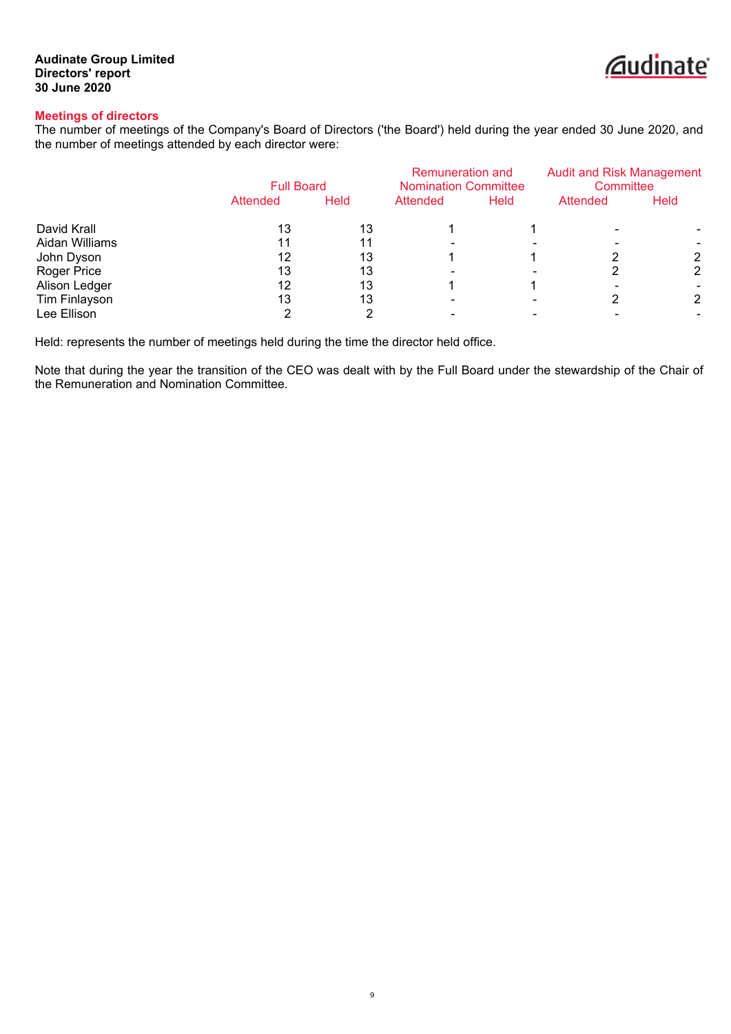**Audinate Group Limited**
**Directors' report**
**30 June 2020**

## Meetings of directors

The number of meetings of the Company's Board of Directors ('the Board') held during the year ended 30 June 2020, and the number of meetings attended by each director were:

| | Full Board | | Remuneration and Nomination Committee | | Audit and Risk Management Committee | |
|---|---|---|---|---|---|---|
| | Attended | Held | Attended | Held | Attended | Held |
| David Krall | 13 | 13 | 1 | 1 | - | - |
| Aidan Williams | 11 | 11 | - | - | - | - |
| John Dyson | 12 | 13 | 1 | 1 | 2 | 2 |
| Roger Price | 13 | 13 | - | - | 2 | 2 |
| Alison Ledger | 12 | 13 | 1 | 1 | - | - |
| Tim Finlayson | 13 | 13 | - | - | 2 | 2 |
| Lee Ellison | 2 | 2 | - | - | - | - |

Held: represents the number of meetings held during the time the director held office.

Note that during the year the transition of the CEO was dealt with by the Full Board under the stewardship of the Chair of the Remuneration and Nomination Committee.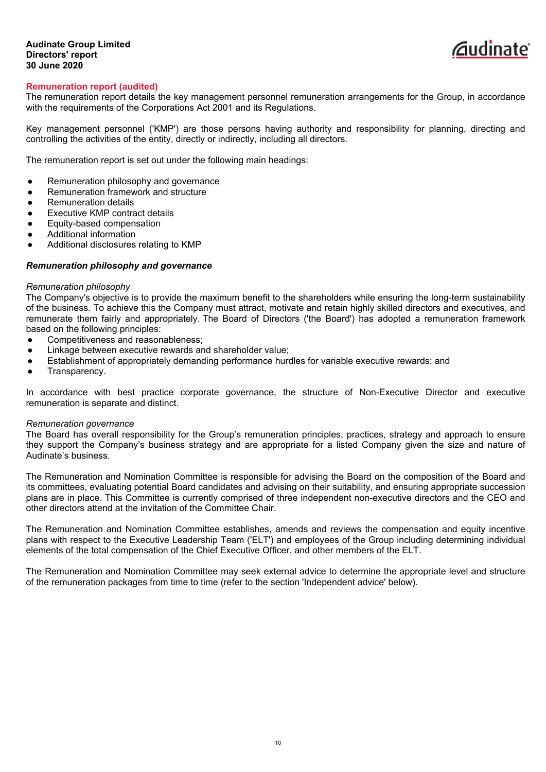## Remuneration report (audited)

The remuneration report details the key management personnel remuneration arrangements for the Group, in accordance with the requirements of the Corporations Act 2001 and its Regulations.

Key management personnel ('KMP') are those persons having authority and responsibility for planning, directing and controlling the activities of the entity, directly or indirectly, including all directors.

The remuneration report is set out under the following main headings:

- Remuneration philosophy and governance
- Remuneration framework and structure
- Remuneration details
- Executive KMP contract details
- Equity-based compensation
- Additional information
- Additional disclosures relating to KMP

### *Remuneration philosophy and governance*

*Remuneration philosophy*

The Company's objective is to provide the maximum benefit to the shareholders while ensuring the long-term sustainability of the business. To achieve this the Company must attract, motivate and retain highly skilled directors and executives, and remunerate them fairly and appropriately. The Board of Directors ('the Board') has adopted a remuneration framework based on the following principles:

- Competitiveness and reasonableness;
- Linkage between executive rewards and shareholder value;
- Establishment of appropriately demanding performance hurdles for variable executive rewards; and
- Transparency.

In accordance with best practice corporate governance, the structure of Non-Executive Director and executive remuneration is separate and distinct.

*Remuneration governance*

The Board has overall responsibility for the Group's remuneration principles, practices, strategy and approach to ensure they support the Company's business strategy and are appropriate for a listed Company given the size and nature of Audinate's business.

The Remuneration and Nomination Committee is responsible for advising the Board on the composition of the Board and its committees, evaluating potential Board candidates and advising on their suitability, and ensuring appropriate succession plans are in place. This Committee is currently comprised of three independent non-executive directors and the CEO and other directors attend at the invitation of the Committee Chair.

The Remuneration and Nomination Committee establishes, amends and reviews the compensation and equity incentive plans with respect to the Executive Leadership Team ('ELT') and employees of the Group including determining individual elements of the total compensation of the Chief Executive Officer, and other members of the ELT.

The Remuneration and Nomination Committee may seek external advice to determine the appropriate level and structure of the remuneration packages from time to time (refer to the section 'Independent advice' below).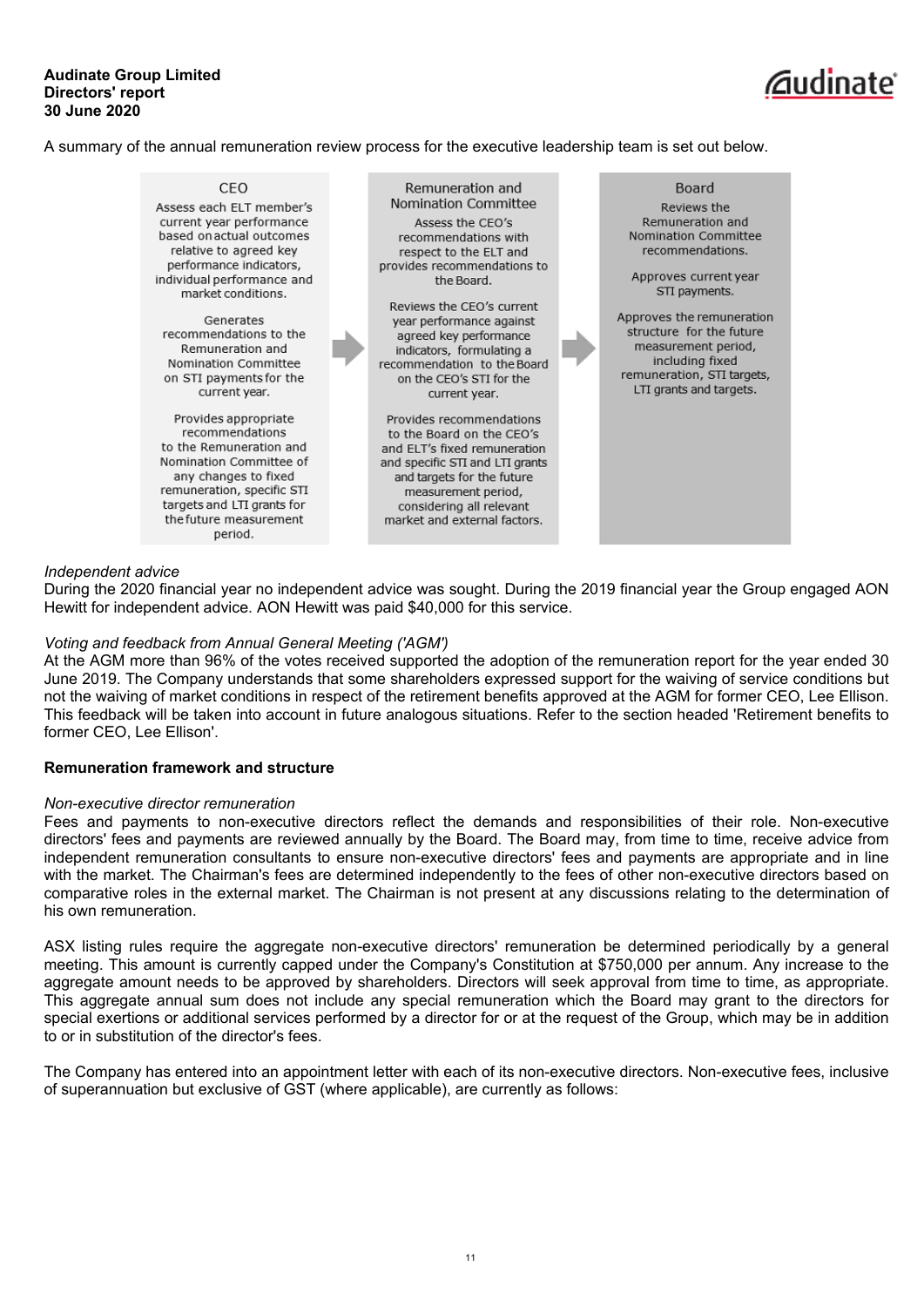A summary of the annual remuneration review process for the executive leadership team is set out below.

| CEO | Remuneration and Nomination Committee | Board |
|---|---|---|
| Assess each ELT member's current year performance based on actual outcomes relative to agreed key performance indicators, individual performance and market conditions. | Assess the CEO's recommendations with respect to the ELT and provides recommendations to the Board. | Reviews the Remuneration and Nomination Committee recommendations. |
| Generates recommendations to the Remuneration and Nomination Committee on STI payments for the current year. | Reviews the CEO's current year performance against agreed key performance indicators, formulating a recommendation to the Board on the CEO's STI for the current year. | Approves current year STI payments. |
| Provides appropriate recommendations to the Remuneration and Nomination Committee of any changes to fixed remuneration, specific STI targets and LTI grants for the future measurement period. | Provides recommendations to the Board on the CEO's and ELT's fixed remuneration and specific STI and LTI grants and targets for the future measurement period, considering all relevant market and external factors. | Approves the remuneration structure for the future measurement period, including fixed remuneration, STI targets, LTI grants and targets. |

*Independent advice*
During the 2020 financial year no independent advice was sought. During the 2019 financial year the Group engaged AON Hewitt for independent advice. AON Hewitt was paid $40,000 for this service.

*Voting and feedback from Annual General Meeting ('AGM')*
At the AGM more than 96% of the votes received supported the adoption of the remuneration report for the year ended 30 June 2019. The Company understands that some shareholders expressed support for the waiving of service conditions but not the waiving of market conditions in respect of the retirement benefits approved at the AGM for former CEO, Lee Ellison. This feedback will be taken into account in future analogous situations. Refer to the section headed 'Retirement benefits to former CEO, Lee Ellison'.

**Remuneration framework and structure**

*Non-executive director remuneration*
Fees and payments to non-executive directors reflect the demands and responsibilities of their role. Non-executive directors' fees and payments are reviewed annually by the Board. The Board may, from time to time, receive advice from independent remuneration consultants to ensure non-executive directors' fees and payments are appropriate and in line with the market. The Chairman's fees are determined independently to the fees of other non-executive directors based on comparative roles in the external market. The Chairman is not present at any discussions relating to the determination of his own remuneration.

ASX listing rules require the aggregate non-executive directors' remuneration be determined periodically by a general meeting. This amount is currently capped under the Company's Constitution at $750,000 per annum. Any increase to the aggregate amount needs to be approved by shareholders. Directors will seek approval from time to time, as appropriate. This aggregate annual sum does not include any special remuneration which the Board may grant to the directors for special exertions or additional services performed by a director for or at the request of the Group, which may be in addition to or in substitution of the director's fees.

The Company has entered into an appointment letter with each of its non-executive directors. Non-executive fees, inclusive of superannuation but exclusive of GST (where applicable), are currently as follows: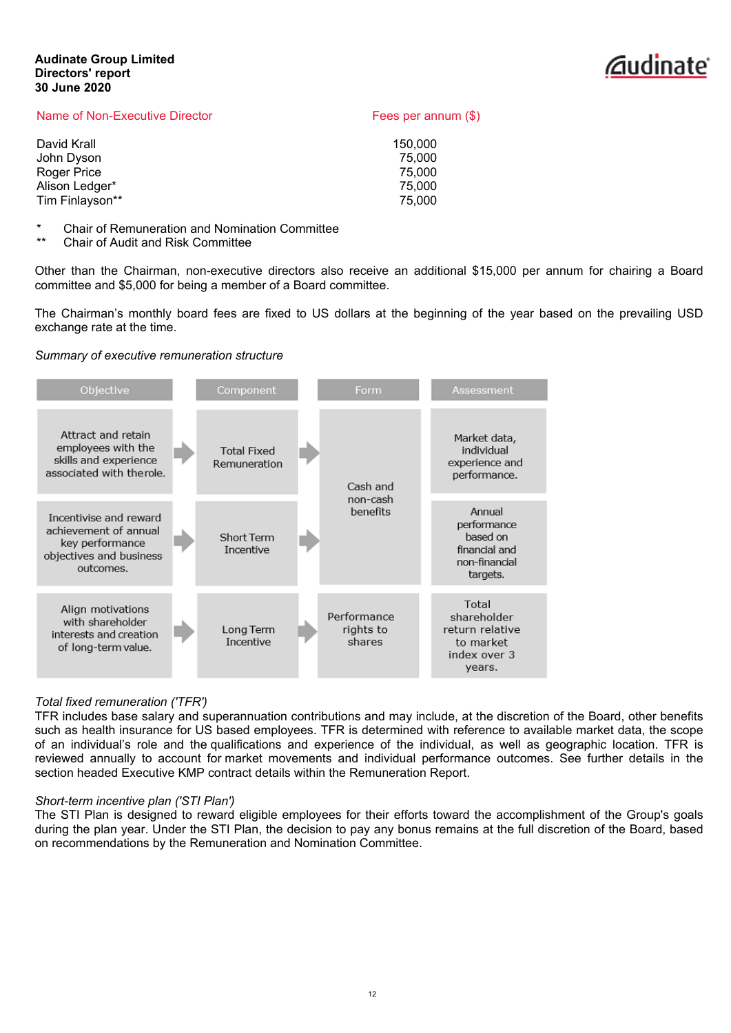| Name of Non-Executive Director | Fees per annum ($) |
|---|---|
| David Krall | 150,000 |
| John Dyson | 75,000 |
| Roger Price | 75,000 |
| Alison Ledger* | 75,000 |
| Tim Finlayson** | 75,000 |

\* Chair of Remuneration and Nomination Committee
\** Chair of Audit and Risk Committee

Other than the Chairman, non-executive directors also receive an additional $15,000 per annum for chairing a Board committee and $5,000 for being a member of a Board committee.

The Chairman's monthly board fees are fixed to US dollars at the beginning of the year based on the prevailing USD exchange rate at the time.

*Summary of executive remuneration structure*

| Objective | Component | Form | Assessment |
|---|---|---|---|
| Attract and retain employees with the skills and experience associated with the role. | Total Fixed Remuneration | Cash and non-cash benefits | Market data, individual experience and performance. |
| Incentivise and reward achievement of annual key performance objectives and business outcomes. | Short Term Incentive | Cash and non-cash benefits | Annual performance based on financial and non-financial targets. |
| Align motivations with shareholder interests and creation of long-term value. | Long Term Incentive | Performance rights to shares | Total shareholder return relative to market index over 3 years. |

*Total fixed remuneration ('TFR')*
TFR includes base salary and superannuation contributions and may include, at the discretion of the Board, other benefits such as health insurance for US based employees. TFR is determined with reference to available market data, the scope of an individual's role and the qualifications and experience of the individual, as well as geographic location. TFR is reviewed annually to account for market movements and individual performance outcomes. See further details in the section headed Executive KMP contract details within the Remuneration Report.

*Short-term incentive plan ('STI Plan')*
The STI Plan is designed to reward eligible employees for their efforts toward the accomplishment of the Group's goals during the plan year. Under the STI Plan, the decision to pay any bonus remains at the full discretion of the Board, based on recommendations by the Remuneration and Nomination Committee.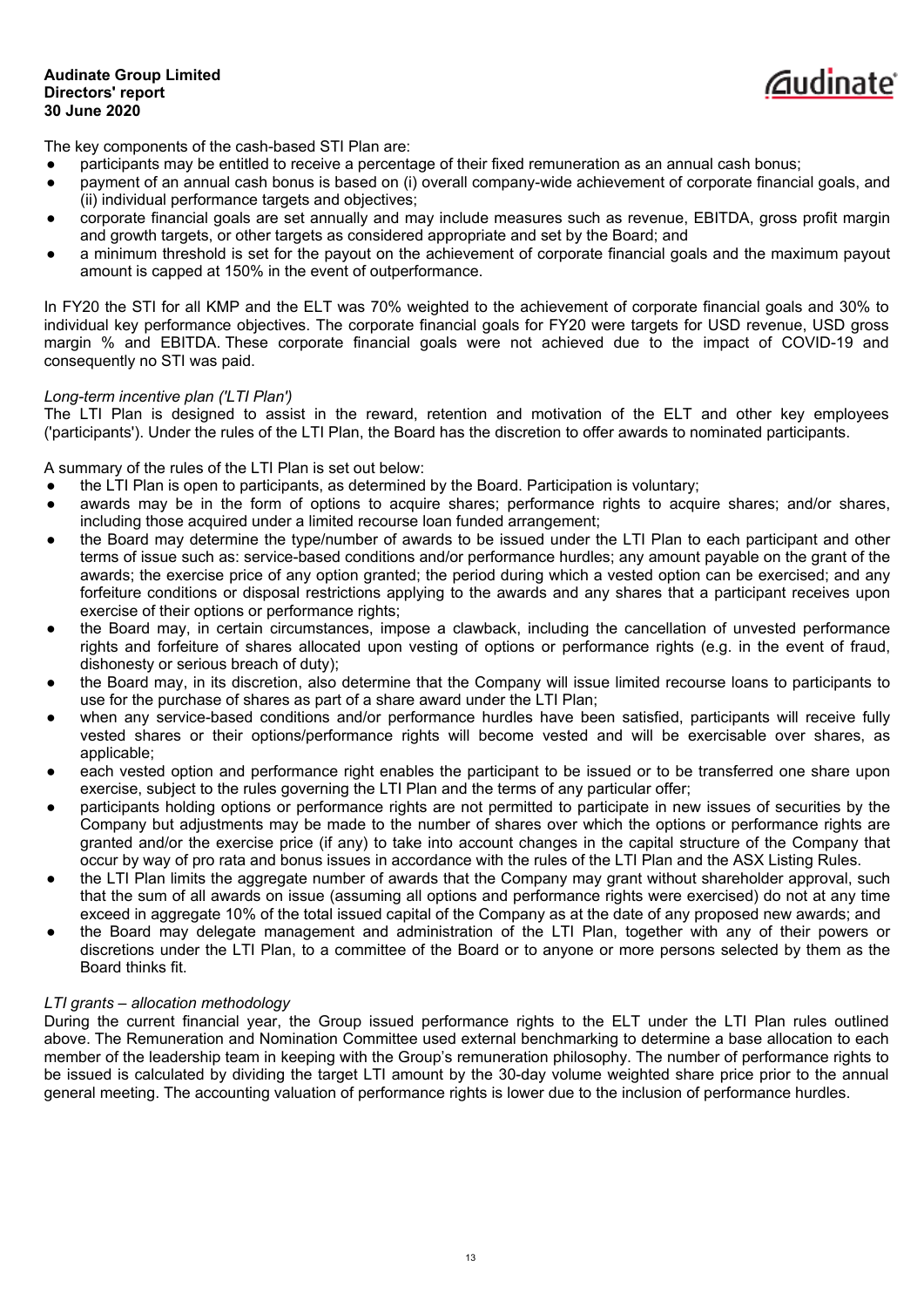The key components of the cash-based STI Plan are:

- participants may be entitled to receive a percentage of their fixed remuneration as an annual cash bonus;
- payment of an annual cash bonus is based on (i) overall company-wide achievement of corporate financial goals, and (ii) individual performance targets and objectives;
- corporate financial goals are set annually and may include measures such as revenue, EBITDA, gross profit margin and growth targets, or other targets as considered appropriate and set by the Board; and
- a minimum threshold is set for the payout on the achievement of corporate financial goals and the maximum payout amount is capped at 150% in the event of outperformance.

In FY20 the STI for all KMP and the ELT was 70% weighted to the achievement of corporate financial goals and 30% to individual key performance objectives. The corporate financial goals for FY20 were targets for USD revenue, USD gross margin % and EBITDA. These corporate financial goals were not achieved due to the impact of COVID-19 and consequently no STI was paid.

*Long-term incentive plan ('LTI Plan')*

The LTI Plan is designed to assist in the reward, retention and motivation of the ELT and other key employees ('participants'). Under the rules of the LTI Plan, the Board has the discretion to offer awards to nominated participants.

A summary of the rules of the LTI Plan is set out below:

- the LTI Plan is open to participants, as determined by the Board. Participation is voluntary;
- awards may be in the form of options to acquire shares; performance rights to acquire shares; and/or shares, including those acquired under a limited recourse loan funded arrangement;
- the Board may determine the type/number of awards to be issued under the LTI Plan to each participant and other terms of issue such as: service-based conditions and/or performance hurdles; any amount payable on the grant of the awards; the exercise price of any option granted; the period during which a vested option can be exercised; and any forfeiture conditions or disposal restrictions applying to the awards and any shares that a participant receives upon exercise of their options or performance rights;
- the Board may, in certain circumstances, impose a clawback, including the cancellation of unvested performance rights and forfeiture of shares allocated upon vesting of options or performance rights (e.g. in the event of fraud, dishonesty or serious breach of duty);
- the Board may, in its discretion, also determine that the Company will issue limited recourse loans to participants to use for the purchase of shares as part of a share award under the LTI Plan;
- when any service-based conditions and/or performance hurdles have been satisfied, participants will receive fully vested shares or their options/performance rights will become vested and will be exercisable over shares, as applicable;
- each vested option and performance right enables the participant to be issued or to be transferred one share upon exercise, subject to the rules governing the LTI Plan and the terms of any particular offer;
- participants holding options or performance rights are not permitted to participate in new issues of securities by the Company but adjustments may be made to the number of shares over which the options or performance rights are granted and/or the exercise price (if any) to take into account changes in the capital structure of the Company that occur by way of pro rata and bonus issues in accordance with the rules of the LTI Plan and the ASX Listing Rules.
- the LTI Plan limits the aggregate number of awards that the Company may grant without shareholder approval, such that the sum of all awards on issue (assuming all options and performance rights were exercised) do not at any time exceed in aggregate 10% of the total issued capital of the Company as at the date of any proposed new awards; and
- the Board may delegate management and administration of the LTI Plan, together with any of their powers or discretions under the LTI Plan, to a committee of the Board or to anyone or more persons selected by them as the Board thinks fit.

*LTI grants – allocation methodology*

During the current financial year, the Group issued performance rights to the ELT under the LTI Plan rules outlined above. The Remuneration and Nomination Committee used external benchmarking to determine a base allocation to each member of the leadership team in keeping with the Group's remuneration philosophy. The number of performance rights to be issued is calculated by dividing the target LTI amount by the 30-day volume weighted share price prior to the annual general meeting. The accounting valuation of performance rights is lower due to the inclusion of performance hurdles.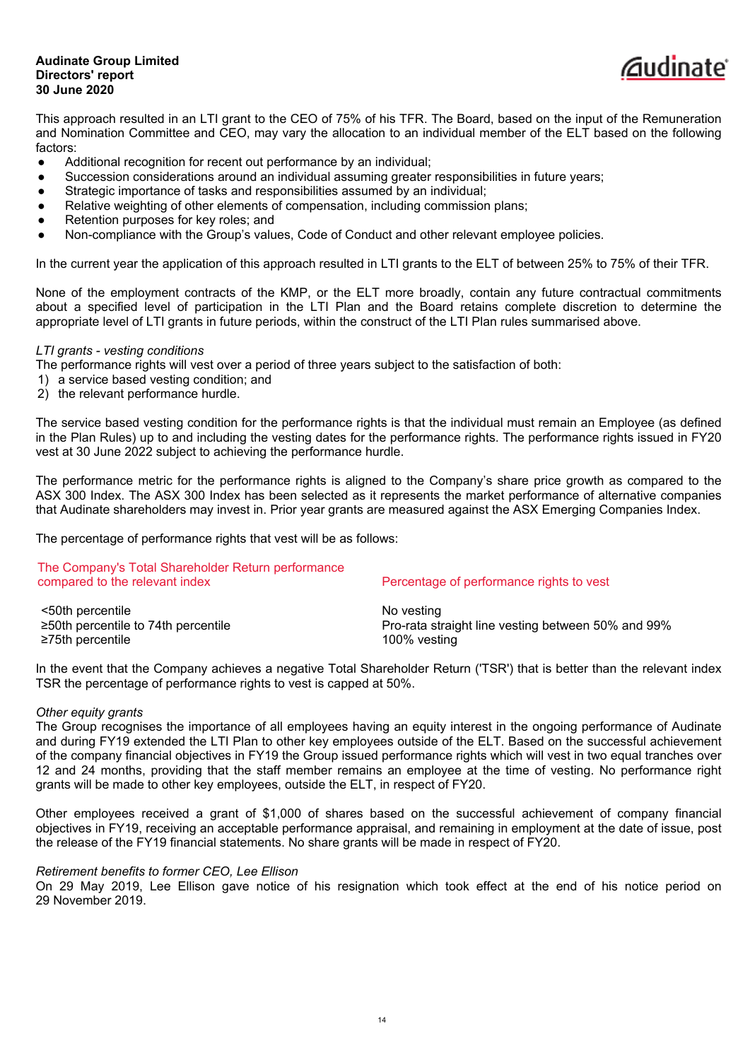This approach resulted in an LTI grant to the CEO of 75% of his TFR. The Board, based on the input of the Remuneration and Nomination Committee and CEO, may vary the allocation to an individual member of the ELT based on the following factors:

- Additional recognition for recent out performance by an individual;
- Succession considerations around an individual assuming greater responsibilities in future years;
- Strategic importance of tasks and responsibilities assumed by an individual;
- Relative weighting of other elements of compensation, including commission plans;
- Retention purposes for key roles; and
- Non-compliance with the Group's values, Code of Conduct and other relevant employee policies.

In the current year the application of this approach resulted in LTI grants to the ELT of between 25% to 75% of their TFR.

None of the employment contracts of the KMP, or the ELT more broadly, contain any future contractual commitments about a specified level of participation in the LTI Plan and the Board retains complete discretion to determine the appropriate level of LTI grants in future periods, within the construct of the LTI Plan rules summarised above.

*LTI grants - vesting conditions*

The performance rights will vest over a period of three years subject to the satisfaction of both:

1) a service based vesting condition; and
2) the relevant performance hurdle.

The service based vesting condition for the performance rights is that the individual must remain an Employee (as defined in the Plan Rules) up to and including the vesting dates for the performance rights. The performance rights issued in FY20 vest at 30 June 2022 subject to achieving the performance hurdle.

The performance metric for the performance rights is aligned to the Company's share price growth as compared to the ASX 300 Index. The ASX 300 Index has been selected as it represents the market performance of alternative companies that Audinate shareholders may invest in. Prior year grants are measured against the ASX Emerging Companies Index.

The percentage of performance rights that vest will be as follows:

| The Company's Total Shareholder Return performance compared to the relevant index | Percentage of performance rights to vest |
|---|---|
| <50th percentile | No vesting |
| ≥50th percentile to 74th percentile | Pro-rata straight line vesting between 50% and 99% |
| ≥75th percentile | 100% vesting |

In the event that the Company achieves a negative Total Shareholder Return ('TSR') that is better than the relevant index TSR the percentage of performance rights to vest is capped at 50%.

*Other equity grants*

The Group recognises the importance of all employees having an equity interest in the ongoing performance of Audinate and during FY19 extended the LTI Plan to other key employees outside of the ELT. Based on the successful achievement of the company financial objectives in FY19 the Group issued performance rights which will vest in two equal tranches over 12 and 24 months, providing that the staff member remains an employee at the time of vesting. No performance right grants will be made to other key employees, outside the ELT, in respect of FY20.

Other employees received a grant of $1,000 of shares based on the successful achievement of company financial objectives in FY19, receiving an acceptable performance appraisal, and remaining in employment at the date of issue, post the release of the FY19 financial statements. No share grants will be made in respect of FY20.

*Retirement benefits to former CEO, Lee Ellison*

On 29 May 2019, Lee Ellison gave notice of his resignation which took effect at the end of his notice period on 29 November 2019.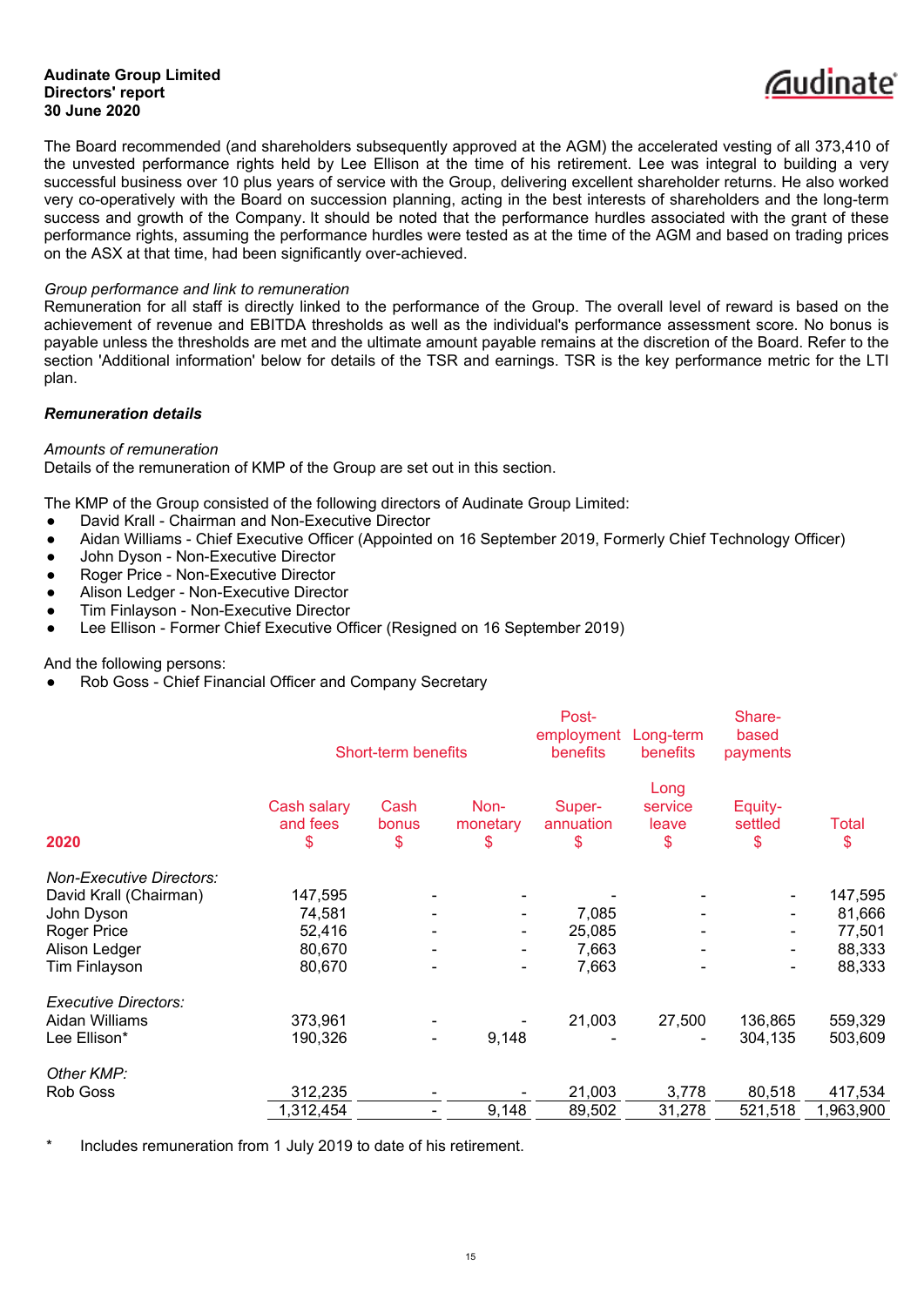The Board recommended (and shareholders subsequently approved at the AGM) the accelerated vesting of all 373,410 of the unvested performance rights held by Lee Ellison at the time of his retirement. Lee was integral to building a very successful business over 10 plus years of service with the Group, delivering excellent shareholder returns. He also worked very co-operatively with the Board on succession planning, acting in the best interests of shareholders and the long-term success and growth of the Company. It should be noted that the performance hurdles associated with the grant of these performance rights, assuming the performance hurdles were tested as at the time of the AGM and based on trading prices on the ASX at that time, had been significantly over-achieved.

*Group performance and link to remuneration*

Remuneration for all staff is directly linked to the performance of the Group. The overall level of reward is based on the achievement of revenue and EBITDA thresholds as well as the individual's performance assessment score. No bonus is payable unless the thresholds are met and the ultimate amount payable remains at the discretion of the Board. Refer to the section 'Additional information' below for details of the TSR and earnings. TSR is the key performance metric for the LTI plan.

***Remuneration details***

*Amounts of remuneration*

Details of the remuneration of KMP of the Group are set out in this section.

The KMP of the Group consisted of the following directors of Audinate Group Limited:

- David Krall - Chairman and Non-Executive Director
- Aidan Williams - Chief Executive Officer (Appointed on 16 September 2019, Formerly Chief Technology Officer)
- John Dyson - Non-Executive Director
- Roger Price - Non-Executive Director
- Alison Ledger - Non-Executive Director
- Tim Finlayson - Non-Executive Director
- Lee Ellison - Former Chief Executive Officer (Resigned on 16 September 2019)

And the following persons:

- Rob Goss - Chief Financial Officer and Company Secretary

| | Short-term benefits | | | Post-employment benefits | Long-term benefits | Share-based payments | |
|---|---|---|---|---|---|---|---|
| **2020** | Cash salary and fees $ | Cash bonus $ | Non-monetary $ | Super-annuation $ | Long service leave $ | Equity-settled $ | Total $ |
| *Non-Executive Directors:* | | | | | | | |
| David Krall (Chairman) | 147,595 | - | - | - | - | - | 147,595 |
| John Dyson | 74,581 | - | - | 7,085 | - | - | 81,666 |
| Roger Price | 52,416 | - | - | 25,085 | - | - | 77,501 |
| Alison Ledger | 80,670 | - | - | 7,663 | - | - | 88,333 |
| Tim Finlayson | 80,670 | - | - | 7,663 | - | - | 88,333 |
| *Executive Directors:* | | | | | | | |
| Aidan Williams | 373,961 | - | - | 21,003 | 27,500 | 136,865 | 559,329 |
| Lee Ellison* | 190,326 | - | 9,148 | - | - | 304,135 | 503,609 |
| *Other KMP:* | | | | | | | |
| Rob Goss | 312,235 | - | - | 21,003 | 3,778 | 80,518 | 417,534 |
| | 1,312,454 | - | 9,148 | 89,502 | 31,278 | 521,518 | 1,963,900 |

\* Includes remuneration from 1 July 2019 to date of his retirement.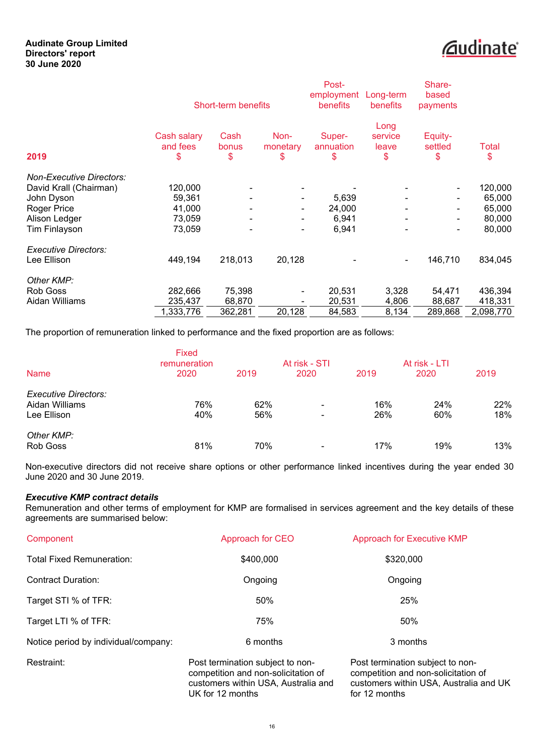| 2019 | Short-term benefits | | | Post-employment benefits | Long-term benefits | Share-based payments | |
|---|---|---|---|---|---|---|---|
| | Cash salary and fees $ | Cash bonus $ | Non-monetary $ | Super-annuation $ | Long service leave $ | Equity-settled $ | Total $ |
| *Non-Executive Directors:* | | | | | | | |
| David Krall (Chairman) | 120,000 | - | - | - | - | - | 120,000 |
| John Dyson | 59,361 | - | - | 5,639 | - | - | 65,000 |
| Roger Price | 41,000 | - | - | 24,000 | - | - | 65,000 |
| Alison Ledger | 73,059 | - | - | 6,941 | - | - | 80,000 |
| Tim Finlayson | 73,059 | - | - | 6,941 | - | - | 80,000 |
| *Executive Directors:* | | | | | | | |
| Lee Ellison | 449,194 | 218,013 | 20,128 | - | - | 146,710 | 834,045 |
| *Other KMP:* | | | | | | | |
| Rob Goss | 282,666 | 75,398 | - | 20,531 | 3,328 | 54,471 | 436,394 |
| Aidan Williams | 235,437 | 68,870 | - | 20,531 | 4,806 | 88,687 | 418,331 |
| | 1,333,776 | 362,281 | 20,128 | 84,583 | 8,134 | 289,868 | 2,098,770 |

The proportion of remuneration linked to performance and the fixed proportion are as follows:

| Name | Fixed remuneration 2020 | 2019 | At risk - STI 2020 | 2019 | At risk - LTI 2020 | 2019 |
|---|---|---|---|---|---|---|
| *Executive Directors:* | | | | | | |
| Aidan Williams | 76% | 62% | - | 16% | 24% | 22% |
| Lee Ellison | 40% | 56% | - | 26% | 60% | 18% |
| *Other KMP:* | | | | | | |
| Rob Goss | 81% | 70% | - | 17% | 19% | 13% |

Non-executive directors did not receive share options or other performance linked incentives during the year ended 30 June 2020 and 30 June 2019.

***Executive KMP contract details***

Remuneration and other terms of employment for KMP are formalised in services agreement and the key details of these agreements are summarised below:

| Component | Approach for CEO | Approach for Executive KMP |
|---|---|---|
| Total Fixed Remuneration: | $400,000 | $320,000 |
| Contract Duration: | Ongoing | Ongoing |
| Target STI % of TFR: | 50% | 25% |
| Target LTI % of TFR: | 75% | 50% |
| Notice period by individual/company: | 6 months | 3 months |
| Restraint: | Post termination subject to non-competition and non-solicitation of customers within USA, Australia and UK for 12 months | Post termination subject to non-competition and non-solicitation of customers within USA, Australia and UK for 12 months |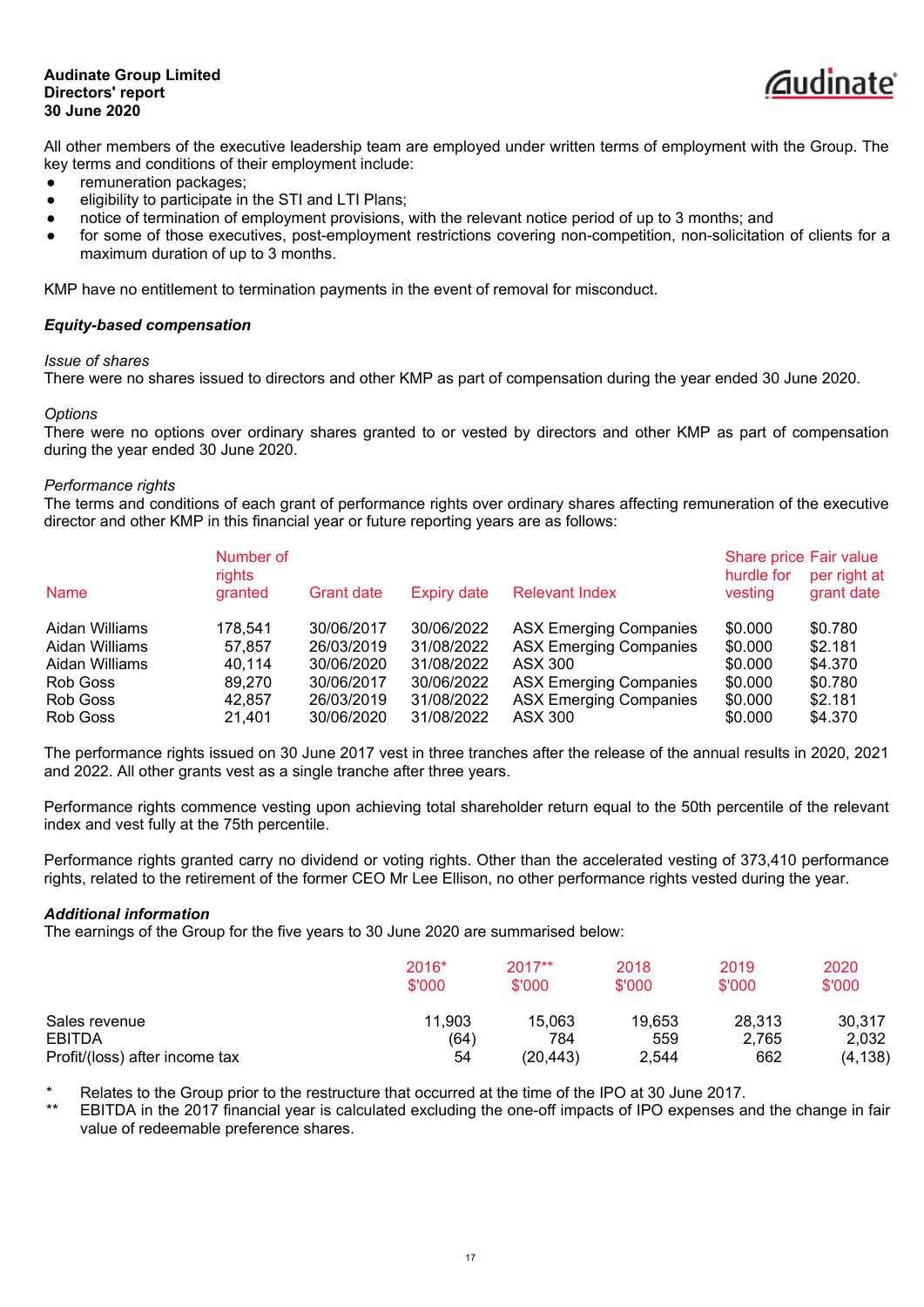All other members of the executive leadership team are employed under written terms of employment with the Group. The key terms and conditions of their employment include:

- remuneration packages;
- eligibility to participate in the STI and LTI Plans;
- notice of termination of employment provisions, with the relevant notice period of up to 3 months; and
- for some of those executives, post-employment restrictions covering non-competition, non-solicitation of clients for a maximum duration of up to 3 months.

KMP have no entitlement to termination payments in the event of removal for misconduct.

***Equity-based compensation***

*Issue of shares*

There were no shares issued to directors and other KMP as part of compensation during the year ended 30 June 2020.

*Options*

There were no options over ordinary shares granted to or vested by directors and other KMP as part of compensation during the year ended 30 June 2020.

*Performance rights*

The terms and conditions of each grant of performance rights over ordinary shares affecting remuneration of the executive director and other KMP in this financial year or future reporting years are as follows:

| Name | Number of rights granted | Grant date | Expiry date | Relevant Index | Share price hurdle for vesting | Fair value per right at grant date |
|---|---|---|---|---|---|---|
| Aidan Williams | 178,541 | 30/06/2017 | 30/06/2022 | ASX Emerging Companies | $0.000 | $0.780 |
| Aidan Williams | 57,857 | 26/03/2019 | 31/08/2022 | ASX Emerging Companies | $0.000 | $2.181 |
| Aidan Williams | 40,114 | 30/06/2020 | 31/08/2022 | ASX 300 | $0.000 | $4.370 |
| Rob Goss | 89,270 | 30/06/2017 | 30/06/2022 | ASX Emerging Companies | $0.000 | $0.780 |
| Rob Goss | 42,857 | 26/03/2019 | 31/08/2022 | ASX Emerging Companies | $0.000 | $2.181 |
| Rob Goss | 21,401 | 30/06/2020 | 31/08/2022 | ASX 300 | $0.000 | $4.370 |

The performance rights issued on 30 June 2017 vest in three tranches after the release of the annual results in 2020, 2021 and 2022. All other grants vest as a single tranche after three years.

Performance rights commence vesting upon achieving total shareholder return equal to the 50th percentile of the relevant index and vest fully at the 75th percentile.

Performance rights granted carry no dividend or voting rights. Other than the accelerated vesting of 373,410 performance rights, related to the retirement of the former CEO Mr Lee Ellison, no other performance rights vested during the year.

***Additional information***

The earnings of the Group for the five years to 30 June 2020 are summarised below:

| | 2016* $'000 | 2017** $'000 | 2018 $'000 | 2019 $'000 | 2020 $'000 |
|---|---|---|---|---|---|
| Sales revenue | 11,903 | 15,063 | 19,653 | 28,313 | 30,317 |
| EBITDA | (64) | 784 | 559 | 2,765 | 2,032 |
| Profit/(loss) after income tax | 54 | (20,443) | 2,544 | 662 | (4,138) |

\* Relates to the Group prior to the restructure that occurred at the time of the IPO at 30 June 2017.

** EBITDA in the 2017 financial year is calculated excluding the one-off impacts of IPO expenses and the change in fair value of redeemable preference shares.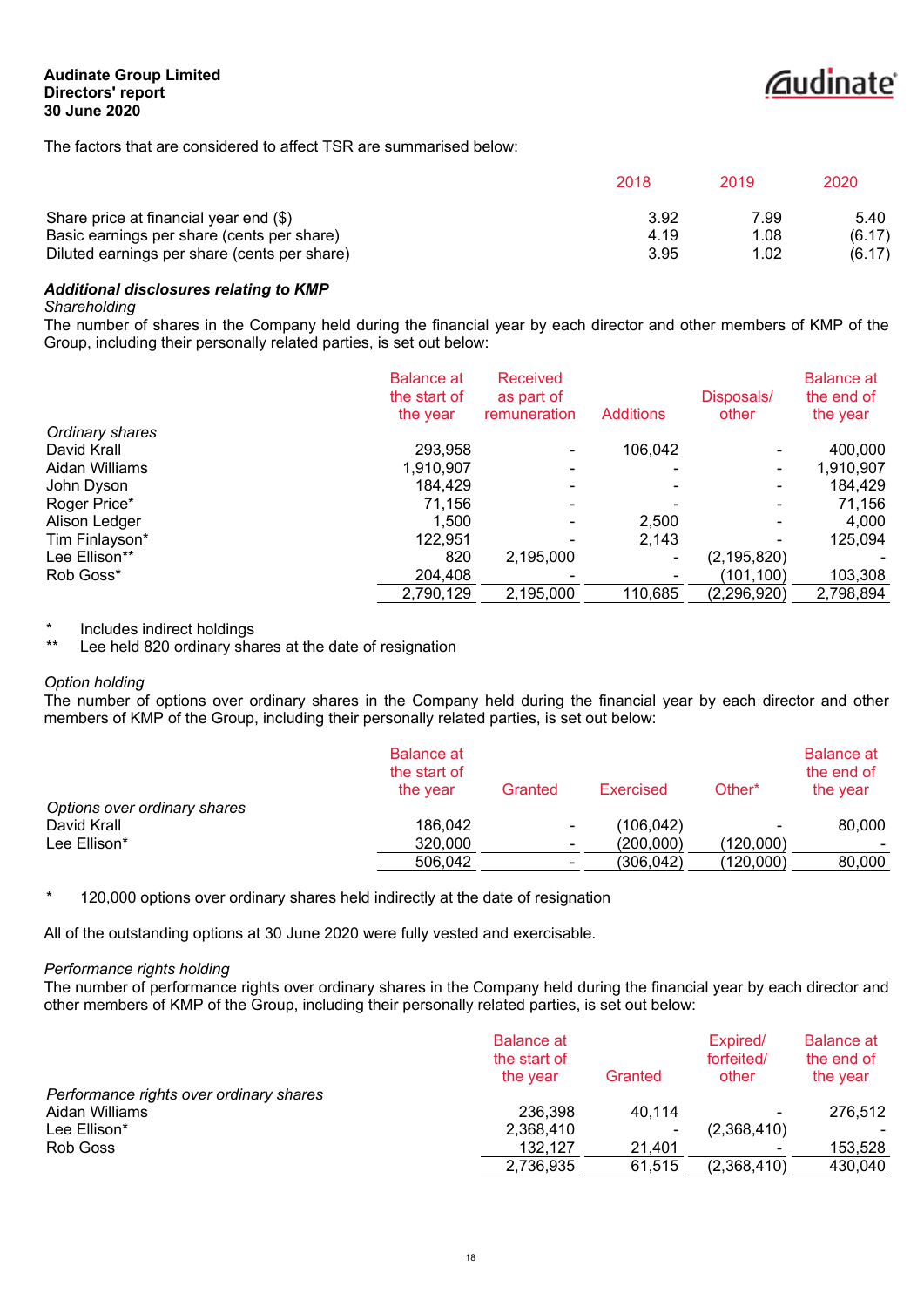The factors that are considered to affect TSR are summarised below:

| | 2018 | 2019 | 2020 |
|---|---|---|---|
| Share price at financial year end ($) | 3.92 | 7.99 | 5.40 |
| Basic earnings per share (cents per share) | 4.19 | 1.08 | (6.17) |
| Diluted earnings per share (cents per share) | 3.95 | 1.02 | (6.17) |

***Additional disclosures relating to KMP***

*Shareholding*

The number of shares in the Company held during the financial year by each director and other members of KMP of the Group, including their personally related parties, is set out below:

| | Balance at the start of the year | Received as part of remuneration | Additions | Disposals/ other | Balance at the end of the year |
|---|---|---|---|---|---|
| *Ordinary shares* | | | | | |
| David Krall | 293,958 | - | 106,042 | - | 400,000 |
| Aidan Williams | 1,910,907 | - | - | - | 1,910,907 |
| John Dyson | 184,429 | - | - | - | 184,429 |
| Roger Price* | 71,156 | - | - | - | 71,156 |
| Alison Ledger | 1,500 | - | 2,500 | - | 4,000 |
| Tim Finlayson* | 122,951 | - | 2,143 | - | 125,094 |
| Lee Ellison** | 820 | 2,195,000 | - | (2,195,820) | - |
| Rob Goss* | 204,408 | - | - | (101,100) | 103,308 |
| | 2,790,129 | 2,195,000 | 110,685 | (2,296,920) | 2,798,894 |

\* Includes indirect holdings

\** Lee held 820 ordinary shares at the date of resignation

*Option holding*

The number of options over ordinary shares in the Company held during the financial year by each director and other members of KMP of the Group, including their personally related parties, is set out below:

| | Balance at the start of the year | Granted | Exercised | Other* | Balance at the end of the year |
|---|---|---|---|---|---|
| *Options over ordinary shares* | | | | | |
| David Krall | 186,042 | - | (106,042) | - | 80,000 |
| Lee Ellison* | 320,000 | - | (200,000) | (120,000) | - |
| | 506,042 | - | (306,042) | (120,000) | 80,000 |

\* 120,000 options over ordinary shares held indirectly at the date of resignation

All of the outstanding options at 30 June 2020 were fully vested and exercisable.

*Performance rights holding*

The number of performance rights over ordinary shares in the Company held during the financial year by each director and other members of KMP of the Group, including their personally related parties, is set out below:

| | Balance at the start of the year | Granted | Expired/ forfeited/ other | Balance at the end of the year |
|---|---|---|---|---|
| *Performance rights over ordinary shares* | | | | |
| Aidan Williams | 236,398 | 40,114 | - | 276,512 |
| Lee Ellison* | 2,368,410 | - | (2,368,410) | - |
| Rob Goss | 132,127 | 21,401 | - | 153,528 |
| | 2,736,935 | 61,515 | (2,368,410) | 430,040 |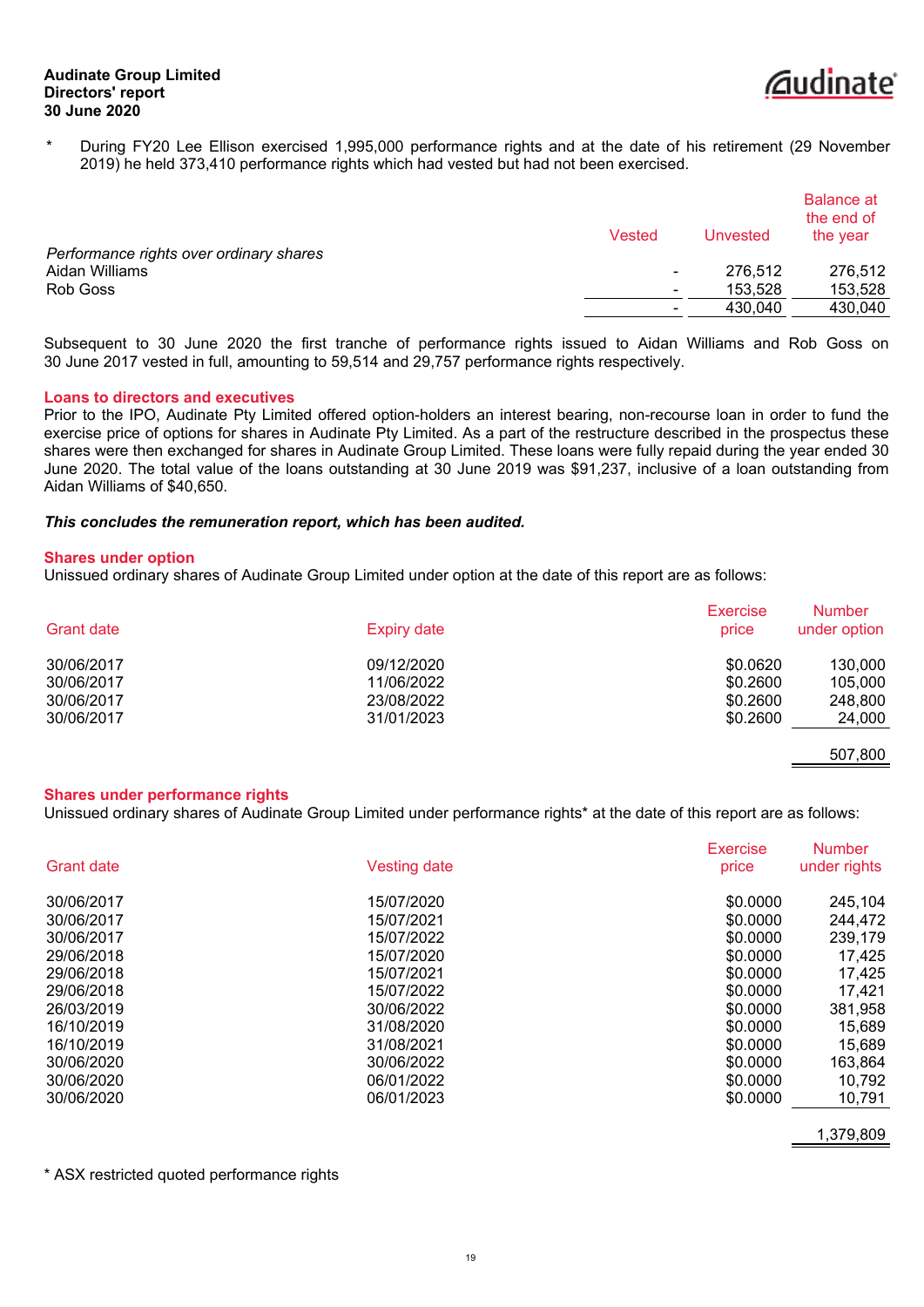\* During FY20 Lee Ellison exercised 1,995,000 performance rights and at the date of his retirement (29 November 2019) he held 373,410 performance rights which had vested but had not been exercised.

| | Vested | Unvested | Balance at the end of the year |
|---|---|---|---|
| *Performance rights over ordinary shares* | | | |
| Aidan Williams | - | 276,512 | 276,512 |
| Rob Goss | - | 153,528 | 153,528 |
| | - | 430,040 | 430,040 |

Subsequent to 30 June 2020 the first tranche of performance rights issued to Aidan Williams and Rob Goss on 30 June 2017 vested in full, amounting to 59,514 and 29,757 performance rights respectively.

**Loans to directors and executives**

Prior to the IPO, Audinate Pty Limited offered option-holders an interest bearing, non-recourse loan in order to fund the exercise price of options for shares in Audinate Pty Limited. As a part of the restructure described in the prospectus these shares were then exchanged for shares in Audinate Group Limited. These loans were fully repaid during the year ended 30 June 2020. The total value of the loans outstanding at 30 June 2019 was $91,237, inclusive of a loan outstanding from Aidan Williams of $40,650.

***This concludes the remuneration report, which has been audited.***

**Shares under option**

Unissued ordinary shares of Audinate Group Limited under option at the date of this report are as follows:

| Grant date | Expiry date | Exercise price | Number under option |
|---|---|---|---|
| 30/06/2017 | 09/12/2020 | $0.0620 | 130,000 |
| 30/06/2017 | 11/06/2022 | $0.2600 | 105,000 |
| 30/06/2017 | 23/08/2022 | $0.2600 | 248,800 |
| 30/06/2017 | 31/01/2023 | $0.2600 | 24,000 |
| | | | 507,800 |

**Shares under performance rights**

Unissued ordinary shares of Audinate Group Limited under performance rights\* at the date of this report are as follows:

| Grant date | Vesting date | Exercise price | Number under rights |
|---|---|---|---|
| 30/06/2017 | 15/07/2020 | $0.0000 | 245,104 |
| 30/06/2017 | 15/07/2021 | $0.0000 | 244,472 |
| 30/06/2017 | 15/07/2022 | $0.0000 | 239,179 |
| 29/06/2018 | 15/07/2020 | $0.0000 | 17,425 |
| 29/06/2018 | 15/07/2021 | $0.0000 | 17,425 |
| 29/06/2018 | 15/07/2022 | $0.0000 | 17,421 |
| 26/03/2019 | 30/06/2022 | $0.0000 | 381,958 |
| 16/10/2019 | 31/08/2020 | $0.0000 | 15,689 |
| 16/10/2019 | 31/08/2021 | $0.0000 | 15,689 |
| 30/06/2020 | 30/06/2022 | $0.0000 | 163,864 |
| 30/06/2020 | 06/01/2022 | $0.0000 | 10,792 |
| 30/06/2020 | 06/01/2023 | $0.0000 | 10,791 |
| | | | 1,379,809 |

\* ASX restricted quoted performance rights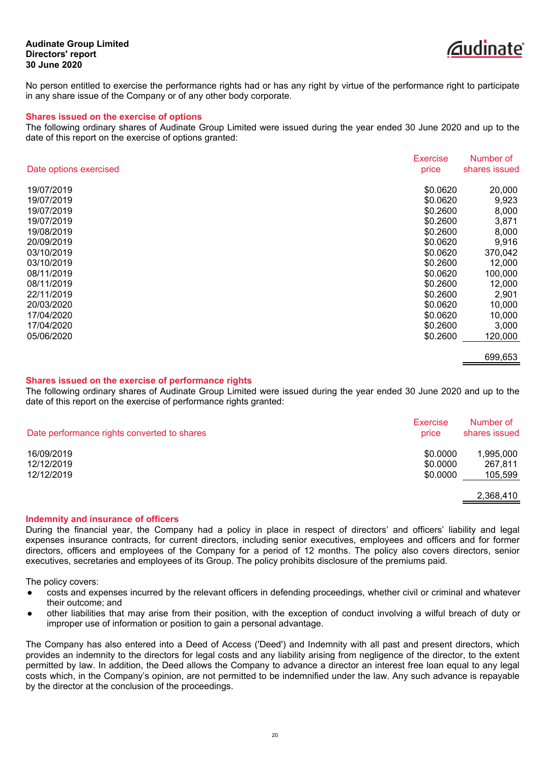No person entitled to exercise the performance rights had or has any right by virtue of the performance right to participate in any share issue of the Company or of any other body corporate.

## Shares issued on the exercise of options

The following ordinary shares of Audinate Group Limited were issued during the year ended 30 June 2020 and up to the date of this report on the exercise of options granted:

| Date options exercised | Exercise price | Number of shares issued |
|---|---|---|
| 19/07/2019 | $0.0620 | 20,000 |
| 19/07/2019 | $0.0620 | 9,923 |
| 19/07/2019 | $0.2600 | 8,000 |
| 19/07/2019 | $0.2600 | 3,871 |
| 19/08/2019 | $0.2600 | 8,000 |
| 20/09/2019 | $0.0620 | 9,916 |
| 03/10/2019 | $0.0620 | 370,042 |
| 03/10/2019 | $0.2600 | 12,000 |
| 08/11/2019 | $0.0620 | 100,000 |
| 08/11/2019 | $0.2600 | 12,000 |
| 22/11/2019 | $0.2600 | 2,901 |
| 20/03/2020 | $0.0620 | 10,000 |
| 17/04/2020 | $0.0620 | 10,000 |
| 17/04/2020 | $0.2600 | 3,000 |
| 05/06/2020 | $0.2600 | 120,000 |
| | | 699,653 |

## Shares issued on the exercise of performance rights

The following ordinary shares of Audinate Group Limited were issued during the year ended 30 June 2020 and up to the date of this report on the exercise of performance rights granted:

| Date performance rights converted to shares | Exercise price | Number of shares issued |
|---|---|---|
| 16/09/2019 | $0.0000 | 1,995,000 |
| 12/12/2019 | $0.0000 | 267,811 |
| 12/12/2019 | $0.0000 | 105,599 |
| | | 2,368,410 |

## Indemnity and insurance of officers

During the financial year, the Company had a policy in place in respect of directors' and officers' liability and legal expenses insurance contracts, for current directors, including senior executives, employees and officers and for former directors, officers and employees of the Company for a period of 12 months. The policy also covers directors, senior executives, secretaries and employees of its Group. The policy prohibits disclosure of the premiums paid.

The policy covers:

- costs and expenses incurred by the relevant officers in defending proceedings, whether civil or criminal and whatever their outcome; and
- other liabilities that may arise from their position, with the exception of conduct involving a wilful breach of duty or improper use of information or position to gain a personal advantage.

The Company has also entered into a Deed of Access ('Deed') and Indemnity with all past and present directors, which provides an indemnity to the directors for legal costs and any liability arising from negligence of the director, to the extent permitted by law. In addition, the Deed allows the Company to advance a director an interest free loan equal to any legal costs which, in the Company's opinion, are not permitted to be indemnified under the law. Any such advance is repayable by the director at the conclusion of the proceedings.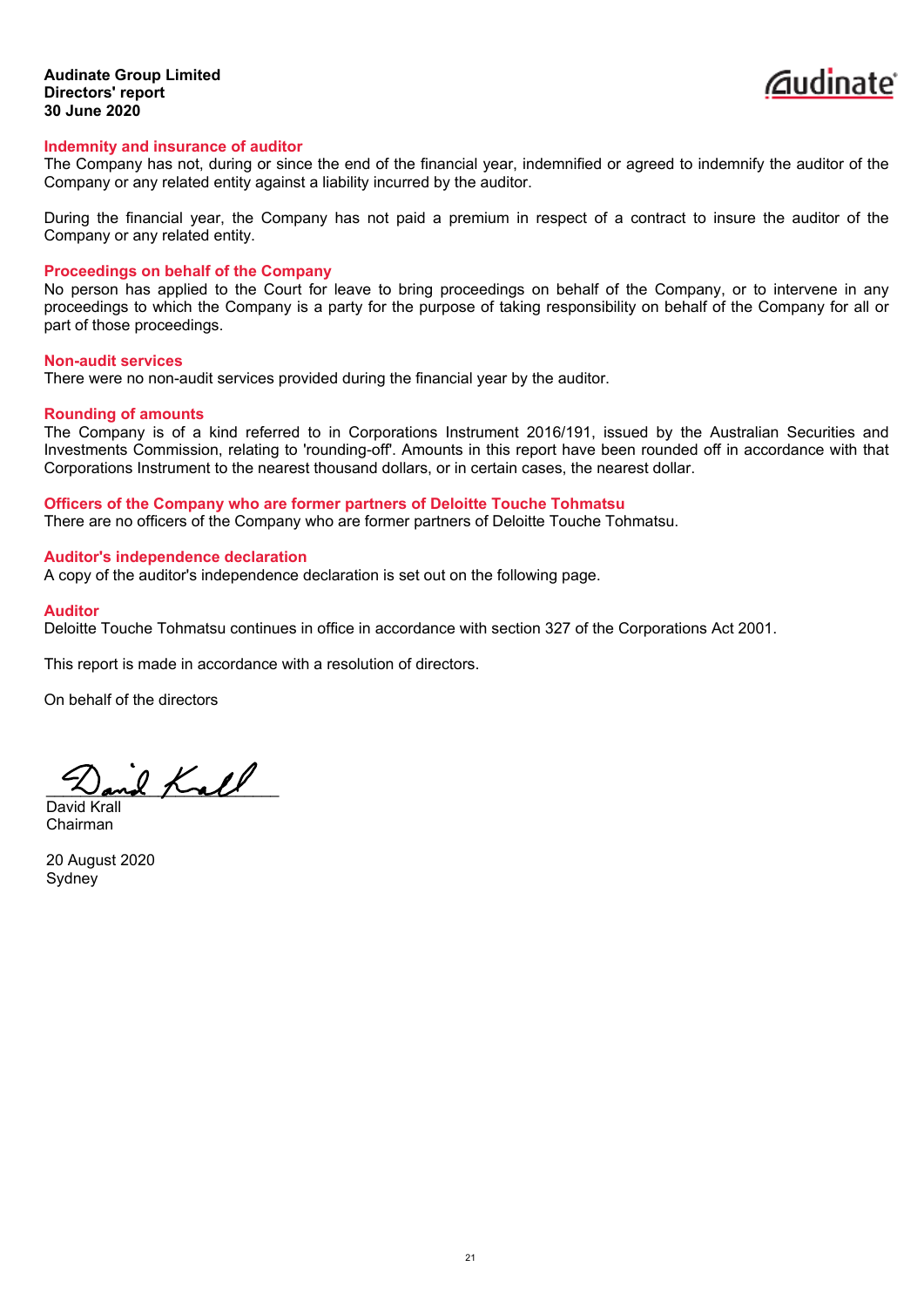**Audinate Group Limited**
**Directors' report**
**30 June 2020**

## Indemnity and insurance of auditor

The Company has not, during or since the end of the financial year, indemnified or agreed to indemnify the auditor of the Company or any related entity against a liability incurred by the auditor.

During the financial year, the Company has not paid a premium in respect of a contract to insure the auditor of the Company or any related entity.

## Proceedings on behalf of the Company

No person has applied to the Court for leave to bring proceedings on behalf of the Company, or to intervene in any proceedings to which the Company is a party for the purpose of taking responsibility on behalf of the Company for all or part of those proceedings.

## Non-audit services

There were no non-audit services provided during the financial year by the auditor.

## Rounding of amounts

The Company is of a kind referred to in Corporations Instrument 2016/191, issued by the Australian Securities and Investments Commission, relating to 'rounding-off'. Amounts in this report have been rounded off in accordance with that Corporations Instrument to the nearest thousand dollars, or in certain cases, the nearest dollar.

## Officers of the Company who are former partners of Deloitte Touche Tohmatsu

There are no officers of the Company who are former partners of Deloitte Touche Tohmatsu.

## Auditor's independence declaration

A copy of the auditor's independence declaration is set out on the following page.

## Auditor

Deloitte Touche Tohmatsu continues in office in accordance with section 327 of the Corporations Act 2001.

This report is made in accordance with a resolution of directors.

On behalf of the directors

David Krall
Chairman

20 August 2020
Sydney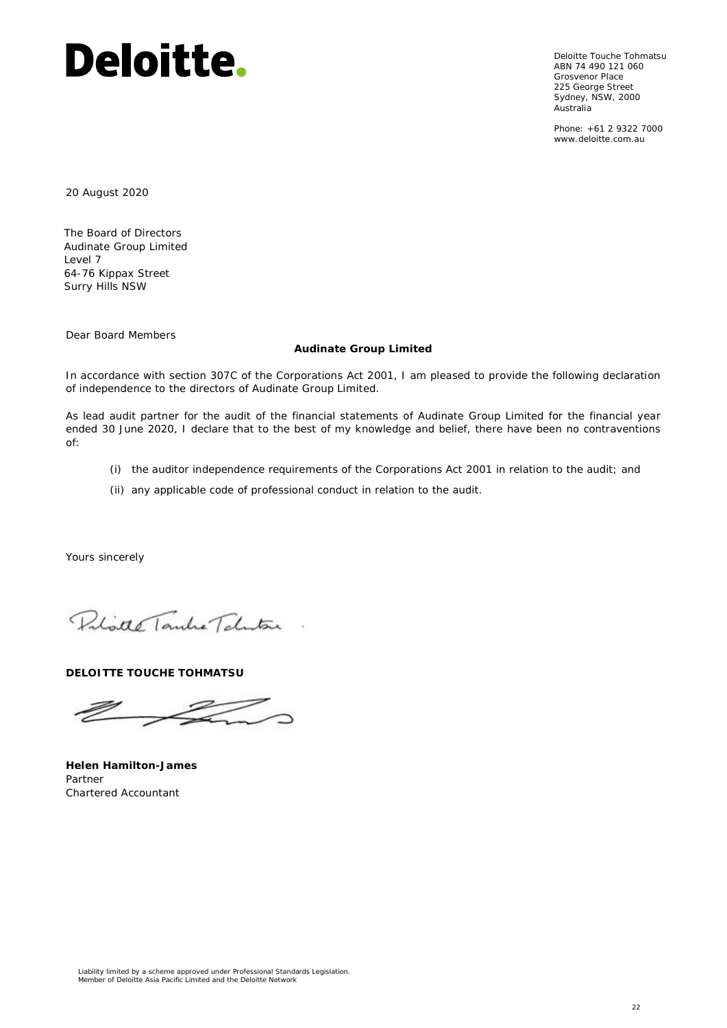# Deloitte.

Deloitte Touche Tohmatsu
ABN 74 490 121 060
Grosvenor Place
225 George Street
Sydney, NSW, 2000
Australia

Phone: +61 2 9322 7000
www.deloitte.com.au

20 August 2020

The Board of Directors
Audinate Group Limited
Level 7
64-76 Kippax Street
Surry Hills NSW

Dear Board Members

**Audinate Group Limited**

In accordance with section 307C of the Corporations Act 2001, I am pleased to provide the following declaration of independence to the directors of Audinate Group Limited.

As lead audit partner for the audit of the financial statements of Audinate Group Limited for the financial year ended 30 June 2020, I declare that to the best of my knowledge and belief, there have been no contraventions of:

(i) the auditor independence requirements of the Corporations Act 2001 in relation to the audit; and

(ii) any applicable code of professional conduct in relation to the audit.

Yours sincerely

**DELOITTE TOUCHE TOHMATSU**

**Helen Hamilton-James**
Partner
Chartered Accountant

Liability limited by a scheme approved under Professional Standards Legislation.
Member of Deloitte Asia Pacific Limited and the Deloitte Network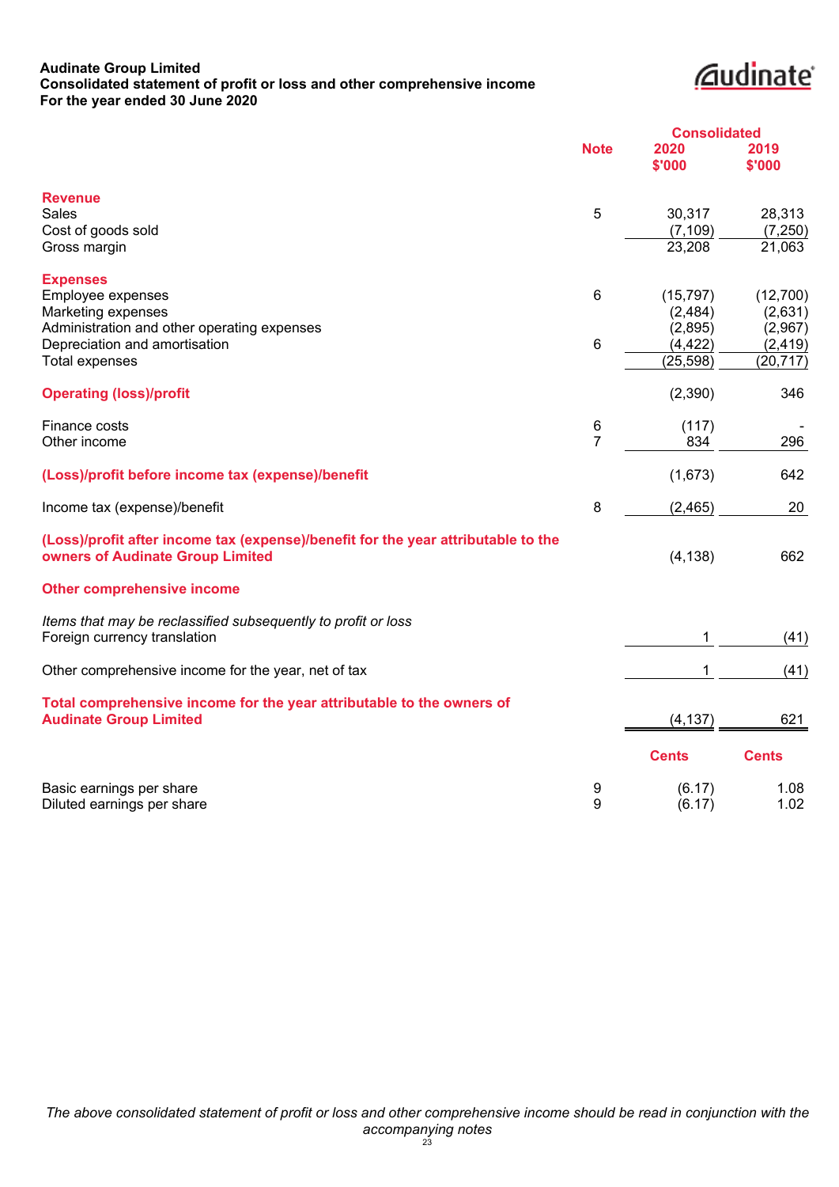**Audinate Group Limited**
**Consolidated statement of profit or loss and other comprehensive income**
**For the year ended 30 June 2020**

| | Note | Consolidated 2020 $'000 | Consolidated 2019 $'000 |
|---|---|---|---|
| **Revenue** | | | |
| Sales | 5 | 30,317 | 28,313 |
| Cost of goods sold | | (7,109) | (7,250) |
| Gross margin | | 23,208 | 21,063 |
| **Expenses** | | | |
| Employee expenses | 6 | (15,797) | (12,700) |
| Marketing expenses | | (2,484) | (2,631) |
| Administration and other operating expenses | | (2,895) | (2,967) |
| Depreciation and amortisation | 6 | (4,422) | (2,419) |
| Total expenses | | (25,598) | (20,717) |
| **Operating (loss)/profit** | | (2,390) | 346 |
| Finance costs | 6 | (117) | - |
| Other income | 7 | 834 | 296 |
| **(Loss)/profit before income tax (expense)/benefit** | | (1,673) | 642 |
| Income tax (expense)/benefit | 8 | (2,465) | 20 |
| **(Loss)/profit after income tax (expense)/benefit for the year attributable to the owners of Audinate Group Limited** | | (4,138) | 662 |
| **Other comprehensive income** | | | |
| *Items that may be reclassified subsequently to profit or loss* | | | |
| Foreign currency translation | | 1 | (41) |
| Other comprehensive income for the year, net of tax | | 1 | (41) |
| **Total comprehensive income for the year attributable to the owners of Audinate Group Limited** | | (4,137) | 621 |
| | | **Cents** | **Cents** |
| Basic earnings per share | 9 | (6.17) | 1.08 |
| Diluted earnings per share | 9 | (6.17) | 1.02 |

*The above consolidated statement of profit or loss and other comprehensive income should be read in conjunction with the accompanying notes*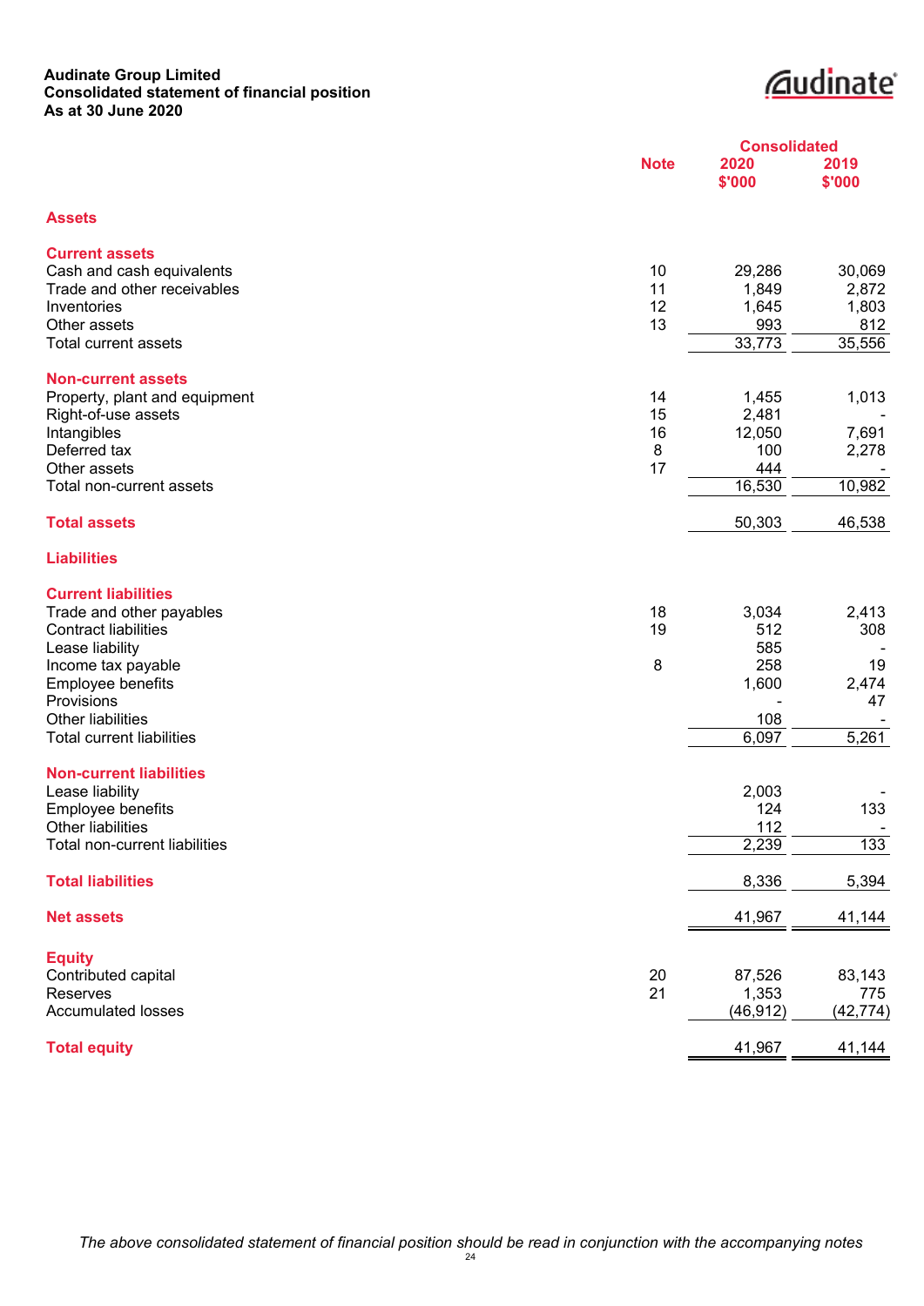**Audinate Group Limited**
**Consolidated statement of financial position**
**As at 30 June 2020**

| | Note | Consolidated 2020 $'000 | Consolidated 2019 $'000 |
|---|---|---|---|
| **Assets** | | | |
| **Current assets** | | | |
| Cash and cash equivalents | 10 | 29,286 | 30,069 |
| Trade and other receivables | 11 | 1,849 | 2,872 |
| Inventories | 12 | 1,645 | 1,803 |
| Other assets | 13 | 993 | 812 |
| Total current assets | | 33,773 | 35,556 |
| **Non-current assets** | | | |
| Property, plant and equipment | 14 | 1,455 | 1,013 |
| Right-of-use assets | 15 | 2,481 | - |
| Intangibles | 16 | 12,050 | 7,691 |
| Deferred tax | 8 | 100 | 2,278 |
| Other assets | 17 | 444 | - |
| Total non-current assets | | 16,530 | 10,982 |
| **Total assets** | | 50,303 | 46,538 |
| **Liabilities** | | | |
| **Current liabilities** | | | |
| Trade and other payables | 18 | 3,034 | 2,413 |
| Contract liabilities | 19 | 512 | 308 |
| Lease liability | | 585 | - |
| Income tax payable | 8 | 258 | 19 |
| Employee benefits | | 1,600 | 2,474 |
| Provisions | | - | 47 |
| Other liabilities | | 108 | - |
| Total current liabilities | | 6,097 | 5,261 |
| **Non-current liabilities** | | | |
| Lease liability | | 2,003 | - |
| Employee benefits | | 124 | 133 |
| Other liabilities | | 112 | - |
| Total non-current liabilities | | 2,239 | 133 |
| **Total liabilities** | | 8,336 | 5,394 |
| **Net assets** | | 41,967 | 41,144 |
| **Equity** | | | |
| Contributed capital | 20 | 87,526 | 83,143 |
| Reserves | 21 | 1,353 | 775 |
| Accumulated losses | | (46,912) | (42,774) |
| **Total equity** | | 41,967 | 41,144 |

*The above consolidated statement of financial position should be read in conjunction with the accompanying notes*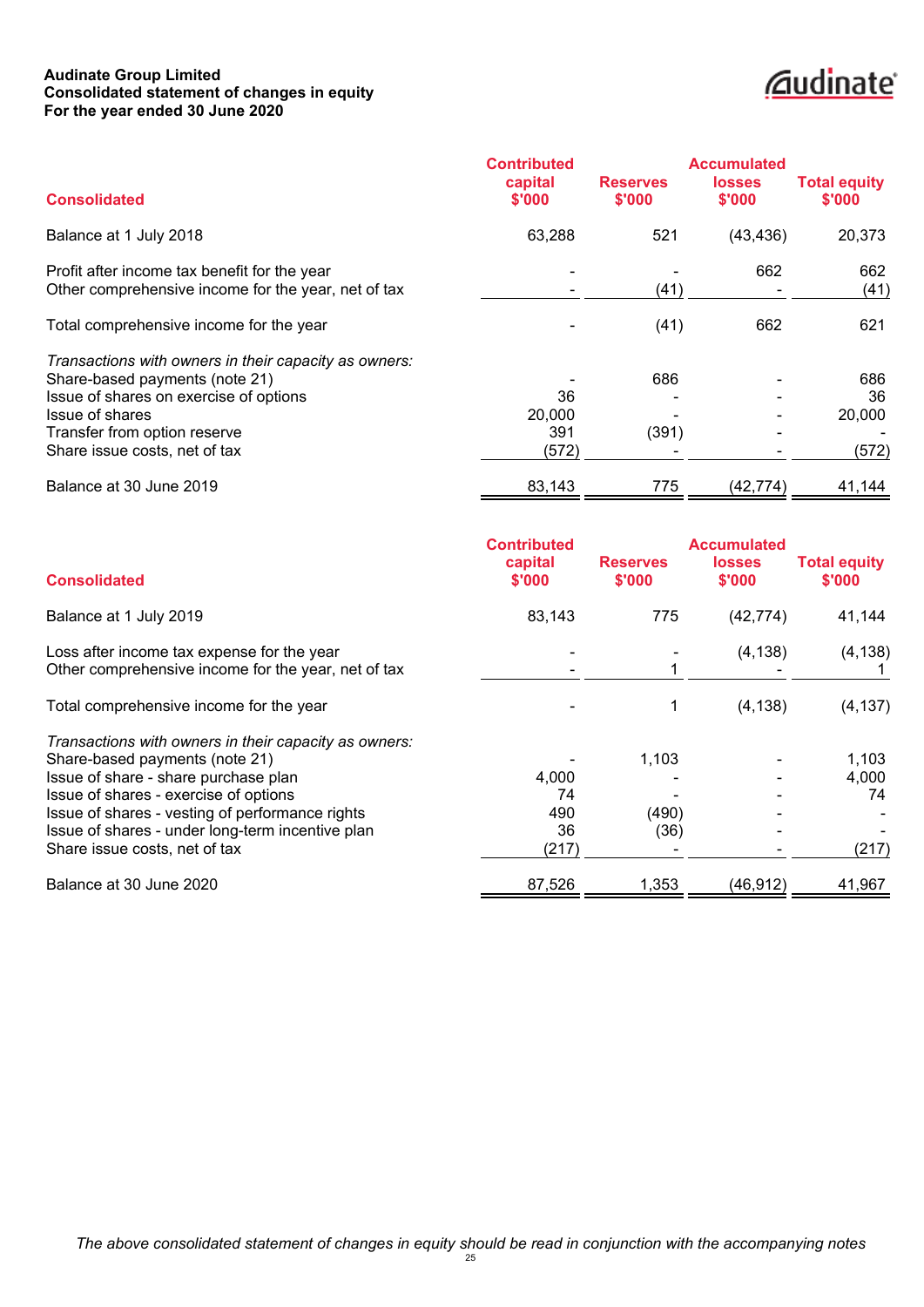**Audinate Group Limited**
**Consolidated statement of changes in equity**
**For the year ended 30 June 2020**

| Consolidated | Contributed capital $'000 | Reserves $'000 | Accumulated losses $'000 | Total equity $'000 |
|---|---|---|---|---|
| Balance at 1 July 2018 | 63,288 | 521 | (43,436) | 20,373 |
| Profit after income tax benefit for the year | - | - | 662 | 662 |
| Other comprehensive income for the year, net of tax | - | (41) | - | (41) |
| Total comprehensive income for the year | - | (41) | 662 | 621 |
| *Transactions with owners in their capacity as owners:* | | | | |
| Share-based payments (note 21) | - | 686 | - | 686 |
| Issue of shares on exercise of options | 36 | - | - | 36 |
| Issue of shares | 20,000 | - | - | 20,000 |
| Transfer from option reserve | 391 | (391) | - | - |
| Share issue costs, net of tax | (572) | - | - | (572) |
| Balance at 30 June 2019 | 83,143 | 775 | (42,774) | 41,144 |

| Consolidated | Contributed capital $'000 | Reserves $'000 | Accumulated losses $'000 | Total equity $'000 |
|---|---|---|---|---|
| Balance at 1 July 2019 | 83,143 | 775 | (42,774) | 41,144 |
| Loss after income tax expense for the year | - | - | (4,138) | (4,138) |
| Other comprehensive income for the year, net of tax | - | 1 | - | 1 |
| Total comprehensive income for the year | - | 1 | (4,138) | (4,137) |
| *Transactions with owners in their capacity as owners:* | | | | |
| Share-based payments (note 21) | - | 1,103 | - | 1,103 |
| Issue of share - share purchase plan | 4,000 | - | - | 4,000 |
| Issue of shares - exercise of options | 74 | - | - | 74 |
| Issue of shares - vesting of performance rights | 490 | (490) | - | - |
| Issue of shares - under long-term incentive plan | 36 | (36) | - | - |
| Share issue costs, net of tax | (217) | - | - | (217) |
| Balance at 30 June 2020 | 87,526 | 1,353 | (46,912) | 41,967 |

*The above consolidated statement of changes in equity should be read in conjunction with the accompanying notes*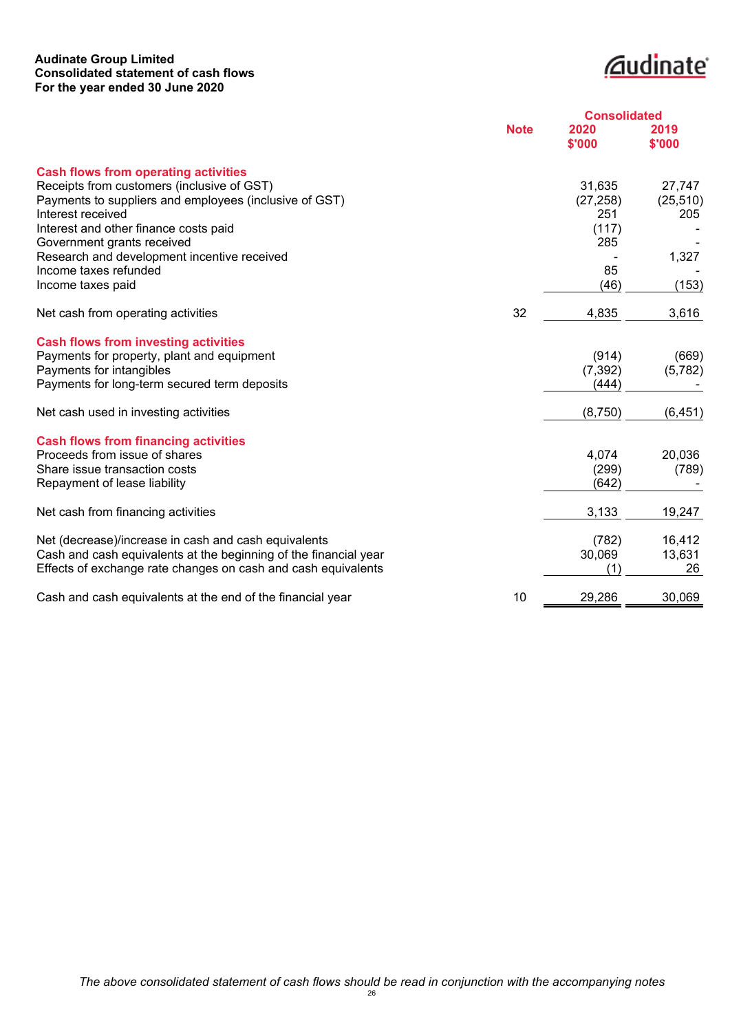**Audinate Group Limited**
**Consolidated statement of cash flows**
**For the year ended 30 June 2020**

| | Note | Consolidated 2020 $'000 | 2019 $'000 |
|---|---|---|---|
| **Cash flows from operating activities** | | | |
| Receipts from customers (inclusive of GST) | | 31,635 | 27,747 |
| Payments to suppliers and employees (inclusive of GST) | | (27,258) | (25,510) |
| Interest received | | 251 | 205 |
| Interest and other finance costs paid | | (117) | - |
| Government grants received | | 285 | - |
| Research and development incentive received | | - | 1,327 |
| Income taxes refunded | | 85 | - |
| Income taxes paid | | (46) | (153) |
| Net cash from operating activities | 32 | 4,835 | 3,616 |
| **Cash flows from investing activities** | | | |
| Payments for property, plant and equipment | | (914) | (669) |
| Payments for intangibles | | (7,392) | (5,782) |
| Payments for long-term secured term deposits | | (444) | - |
| Net cash used in investing activities | | (8,750) | (6,451) |
| **Cash flows from financing activities** | | | |
| Proceeds from issue of shares | | 4,074 | 20,036 |
| Share issue transaction costs | | (299) | (789) |
| Repayment of lease liability | | (642) | - |
| Net cash from financing activities | | 3,133 | 19,247 |
| Net (decrease)/increase in cash and cash equivalents | | (782) | 16,412 |
| Cash and cash equivalents at the beginning of the financial year | | 30,069 | 13,631 |
| Effects of exchange rate changes on cash and cash equivalents | | (1) | 26 |
| Cash and cash equivalents at the end of the financial year | 10 | 29,286 | 30,069 |

*The above consolidated statement of cash flows should be read in conjunction with the accompanying notes*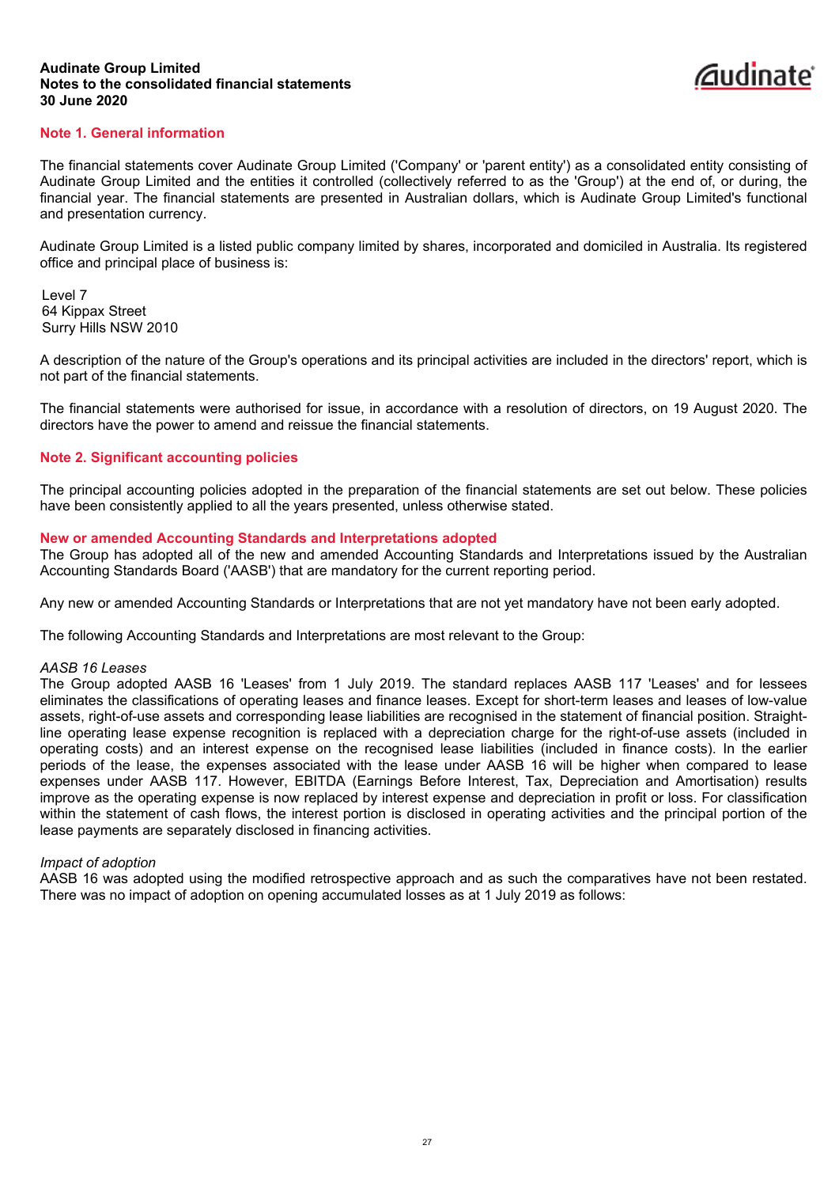**Audinate Group Limited**
**Notes to the consolidated financial statements**
**30 June 2020**

## Note 1. General information

The financial statements cover Audinate Group Limited ('Company' or 'parent entity') as a consolidated entity consisting of Audinate Group Limited and the entities it controlled (collectively referred to as the 'Group') at the end of, or during, the financial year. The financial statements are presented in Australian dollars, which is Audinate Group Limited's functional and presentation currency.

Audinate Group Limited is a listed public company limited by shares, incorporated and domiciled in Australia. Its registered office and principal place of business is:

Level 7
64 Kippax Street
Surry Hills NSW 2010

A description of the nature of the Group's operations and its principal activities are included in the directors' report, which is not part of the financial statements.

The financial statements were authorised for issue, in accordance with a resolution of directors, on 19 August 2020. The directors have the power to amend and reissue the financial statements.

## Note 2. Significant accounting policies

The principal accounting policies adopted in the preparation of the financial statements are set out below. These policies have been consistently applied to all the years presented, unless otherwise stated.

### New or amended Accounting Standards and Interpretations adopted

The Group has adopted all of the new and amended Accounting Standards and Interpretations issued by the Australian Accounting Standards Board ('AASB') that are mandatory for the current reporting period.

Any new or amended Accounting Standards or Interpretations that are not yet mandatory have not been early adopted.

The following Accounting Standards and Interpretations are most relevant to the Group:

*AASB 16 Leases*
The Group adopted AASB 16 'Leases' from 1 July 2019. The standard replaces AASB 117 'Leases' and for lessees eliminates the classifications of operating leases and finance leases. Except for short-term leases and leases of low-value assets, right-of-use assets and corresponding lease liabilities are recognised in the statement of financial position. Straight-line operating lease expense recognition is replaced with a depreciation charge for the right-of-use assets (included in operating costs) and an interest expense on the recognised lease liabilities (included in finance costs). In the earlier periods of the lease, the expenses associated with the lease under AASB 16 will be higher when compared to lease expenses under AASB 117. However, EBITDA (Earnings Before Interest, Tax, Depreciation and Amortisation) results improve as the operating expense is now replaced by interest expense and depreciation in profit or loss. For classification within the statement of cash flows, the interest portion is disclosed in operating activities and the principal portion of the lease payments are separately disclosed in financing activities.

*Impact of adoption*
AASB 16 was adopted using the modified retrospective approach and as such the comparatives have not been restated. There was no impact of adoption on opening accumulated losses as at 1 July 2019 as follows: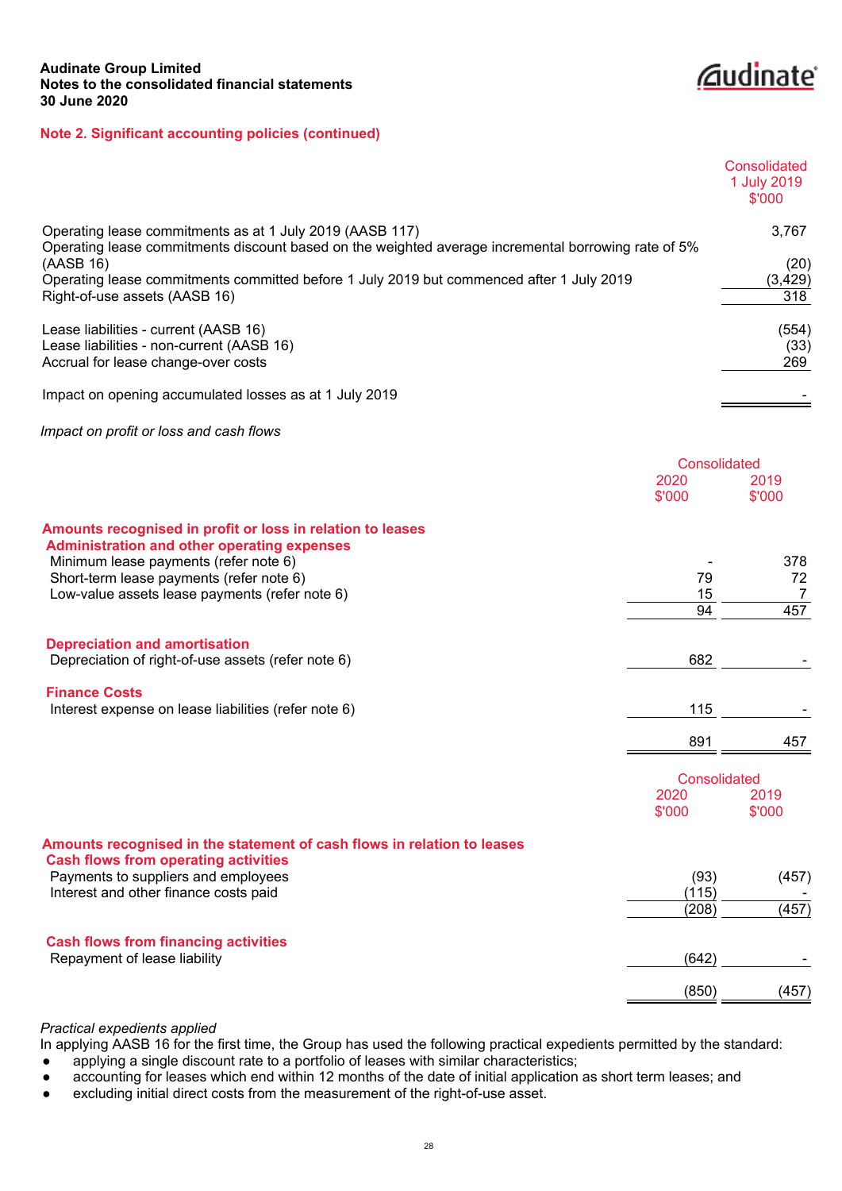## Note 2. Significant accounting policies (continued)

| | Consolidated 1 July 2019 $'000 |
|---|---|
| Operating lease commitments as at 1 July 2019 (AASB 117) | 3,767 |
| Operating lease commitments discount based on the weighted average incremental borrowing rate of 5% (AASB 16) | (20) |
| Operating lease commitments committed before 1 July 2019 but commenced after 1 July 2019 | (3,429) |
| Right-of-use assets (AASB 16) | 318 |
| | |
| Lease liabilities - current (AASB 16) | (554) |
| Lease liabilities - non-current (AASB 16) | (33) |
| Accrual for lease change-over costs | 269 |
| | |
| Impact on opening accumulated losses as at 1 July 2019 | - |

*Impact on profit or loss and cash flows*

| | Consolidated 2020 $'000 | Consolidated 2019 $'000 |
|---|---|---|
| **Amounts recognised in profit or loss in relation to leases** | | |
| **Administration and other operating expenses** | | |
| Minimum lease payments (refer note 6) | - | 378 |
| Short-term lease payments (refer note 6) | 79 | 72 |
| Low-value assets lease payments (refer note 6) | 15 | 7 |
| | 94 | 457 |
| **Depreciation and amortisation** | | |
| Depreciation of right-of-use assets (refer note 6) | 682 | - |
| **Finance Costs** | | |
| Interest expense on lease liabilities (refer note 6) | 115 | - |
| | 891 | 457 |

| | Consolidated 2020 $'000 | Consolidated 2019 $'000 |
|---|---|---|
| **Amounts recognised in the statement of cash flows in relation to leases** | | |
| **Cash flows from operating activities** | | |
| Payments to suppliers and employees | (93) | (457) |
| Interest and other finance costs paid | (115) | - |
| | (208) | (457) |
| **Cash flows from financing activities** | | |
| Repayment of lease liability | (642) | - |
| | (850) | (457) |

*Practical expedients applied*

In applying AASB 16 for the first time, the Group has used the following practical expedients permitted by the standard:

- applying a single discount rate to a portfolio of leases with similar characteristics;
- accounting for leases which end within 12 months of the date of initial application as short term leases; and
- excluding initial direct costs from the measurement of the right-of-use asset.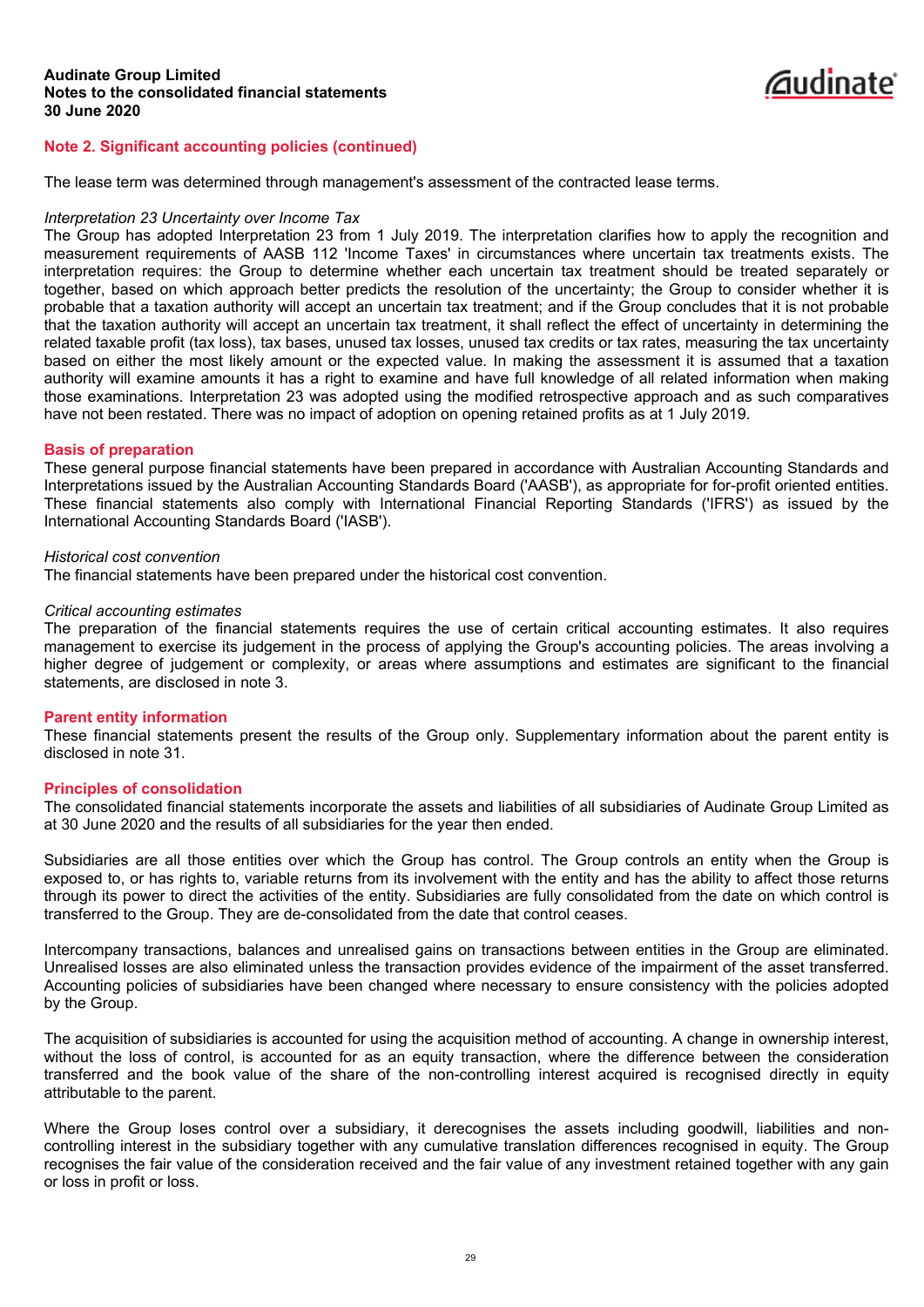## Note 2. Significant accounting policies (continued)

The lease term was determined through management's assessment of the contracted lease terms.

*Interpretation 23 Uncertainty over Income Tax*

The Group has adopted Interpretation 23 from 1 July 2019. The interpretation clarifies how to apply the recognition and measurement requirements of AASB 112 'Income Taxes' in circumstances where uncertain tax treatments exists. The interpretation requires: the Group to determine whether each uncertain tax treatment should be treated separately or together, based on which approach better predicts the resolution of the uncertainty; the Group to consider whether it is probable that a taxation authority will accept an uncertain tax treatment; and if the Group concludes that it is not probable that the taxation authority will accept an uncertain tax treatment, it shall reflect the effect of uncertainty in determining the related taxable profit (tax loss), tax bases, unused tax losses, unused tax credits or tax rates, measuring the tax uncertainty based on either the most likely amount or the expected value. In making the assessment it is assumed that a taxation authority will examine amounts it has a right to examine and have full knowledge of all related information when making those examinations. Interpretation 23 was adopted using the modified retrospective approach and as such comparatives have not been restated. There was no impact of adoption on opening retained profits as at 1 July 2019.

### Basis of preparation

These general purpose financial statements have been prepared in accordance with Australian Accounting Standards and Interpretations issued by the Australian Accounting Standards Board ('AASB'), as appropriate for for-profit oriented entities. These financial statements also comply with International Financial Reporting Standards ('IFRS') as issued by the International Accounting Standards Board ('IASB').

*Historical cost convention*

The financial statements have been prepared under the historical cost convention.

*Critical accounting estimates*

The preparation of the financial statements requires the use of certain critical accounting estimates. It also requires management to exercise its judgement in the process of applying the Group's accounting policies. The areas involving a higher degree of judgement or complexity, or areas where assumptions and estimates are significant to the financial statements, are disclosed in note 3.

### Parent entity information

These financial statements present the results of the Group only. Supplementary information about the parent entity is disclosed in note 31.

### Principles of consolidation

The consolidated financial statements incorporate the assets and liabilities of all subsidiaries of Audinate Group Limited as at 30 June 2020 and the results of all subsidiaries for the year then ended.

Subsidiaries are all those entities over which the Group has control. The Group controls an entity when the Group is exposed to, or has rights to, variable returns from its involvement with the entity and has the ability to affect those returns through its power to direct the activities of the entity. Subsidiaries are fully consolidated from the date on which control is transferred to the Group. They are de-consolidated from the date that control ceases.

Intercompany transactions, balances and unrealised gains on transactions between entities in the Group are eliminated. Unrealised losses are also eliminated unless the transaction provides evidence of the impairment of the asset transferred. Accounting policies of subsidiaries have been changed where necessary to ensure consistency with the policies adopted by the Group.

The acquisition of subsidiaries is accounted for using the acquisition method of accounting. A change in ownership interest, without the loss of control, is accounted for as an equity transaction, where the difference between the consideration transferred and the book value of the share of the non-controlling interest acquired is recognised directly in equity attributable to the parent.

Where the Group loses control over a subsidiary, it derecognises the assets including goodwill, liabilities and non-controlling interest in the subsidiary together with any cumulative translation differences recognised in equity. The Group recognises the fair value of the consideration received and the fair value of any investment retained together with any gain or loss in profit or loss.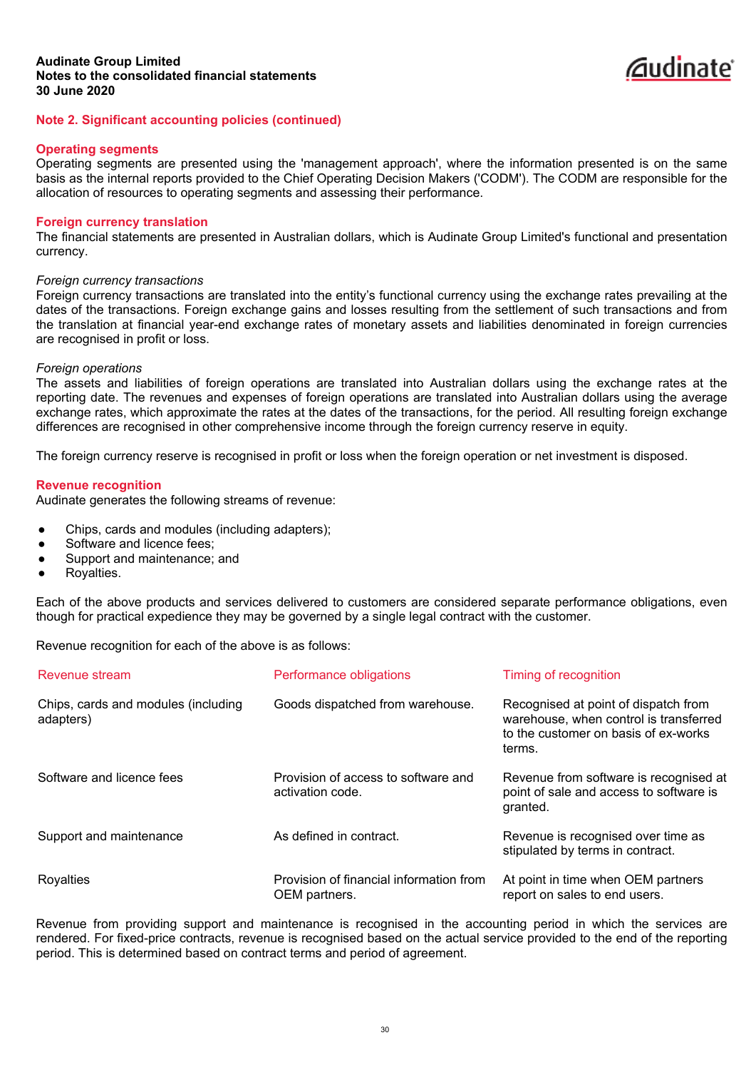## Note 2. Significant accounting policies (continued)

### Operating segments

Operating segments are presented using the 'management approach', where the information presented is on the same basis as the internal reports provided to the Chief Operating Decision Makers ('CODM'). The CODM are responsible for the allocation of resources to operating segments and assessing their performance.

### Foreign currency translation

The financial statements are presented in Australian dollars, which is Audinate Group Limited's functional and presentation currency.

*Foreign currency transactions*

Foreign currency transactions are translated into the entity's functional currency using the exchange rates prevailing at the dates of the transactions. Foreign exchange gains and losses resulting from the settlement of such transactions and from the translation at financial year-end exchange rates of monetary assets and liabilities denominated in foreign currencies are recognised in profit or loss.

*Foreign operations*

The assets and liabilities of foreign operations are translated into Australian dollars using the exchange rates at the reporting date. The revenues and expenses of foreign operations are translated into Australian dollars using the average exchange rates, which approximate the rates at the dates of the transactions, for the period. All resulting foreign exchange differences are recognised in other comprehensive income through the foreign currency reserve in equity.

The foreign currency reserve is recognised in profit or loss when the foreign operation or net investment is disposed.

### Revenue recognition

Audinate generates the following streams of revenue:

- Chips, cards and modules (including adapters);
- Software and licence fees;
- Support and maintenance; and
- Royalties.

Each of the above products and services delivered to customers are considered separate performance obligations, even though for practical expedience they may be governed by a single legal contract with the customer.

Revenue recognition for each of the above is as follows:

| Revenue stream | Performance obligations | Timing of recognition |
|---|---|---|
| Chips, cards and modules (including adapters) | Goods dispatched from warehouse. | Recognised at point of dispatch from warehouse, when control is transferred to the customer on basis of ex-works terms. |
| Software and licence fees | Provision of access to software and activation code. | Revenue from software is recognised at point of sale and access to software is granted. |
| Support and maintenance | As defined in contract. | Revenue is recognised over time as stipulated by terms in contract. |
| Royalties | Provision of financial information from OEM partners. | At point in time when OEM partners report on sales to end users. |

Revenue from providing support and maintenance is recognised in the accounting period in which the services are rendered. For fixed-price contracts, revenue is recognised based on the actual service provided to the end of the reporting period. This is determined based on contract terms and period of agreement.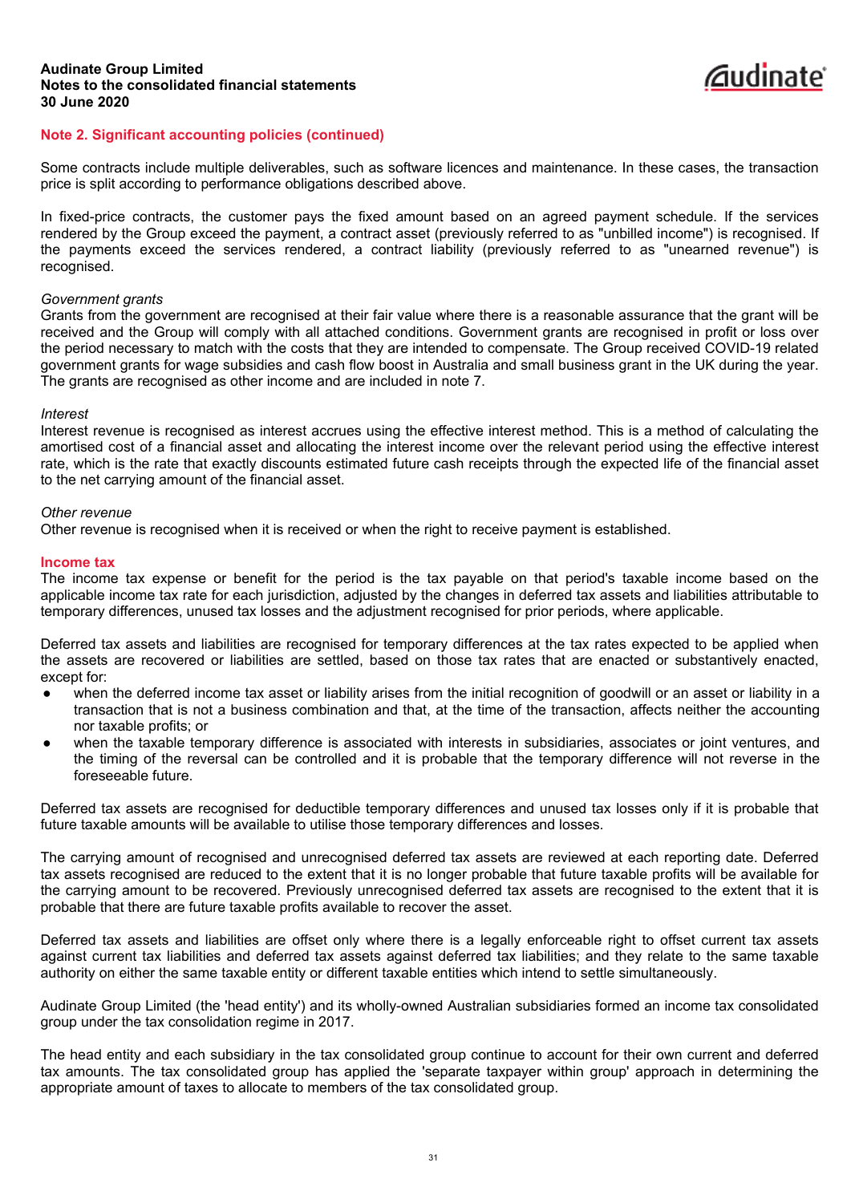## Note 2. Significant accounting policies (continued)

Some contracts include multiple deliverables, such as software licences and maintenance. In these cases, the transaction price is split according to performance obligations described above.

In fixed-price contracts, the customer pays the fixed amount based on an agreed payment schedule. If the services rendered by the Group exceed the payment, a contract asset (previously referred to as "unbilled income") is recognised. If the payments exceed the services rendered, a contract liability (previously referred to as "unearned revenue") is recognised.

*Government grants*
Grants from the government are recognised at their fair value where there is a reasonable assurance that the grant will be received and the Group will comply with all attached conditions. Government grants are recognised in profit or loss over the period necessary to match with the costs that they are intended to compensate. The Group received COVID-19 related government grants for wage subsidies and cash flow boost in Australia and small business grant in the UK during the year. The grants are recognised as other income and are included in note 7.

*Interest*
Interest revenue is recognised as interest accrues using the effective interest method. This is a method of calculating the amortised cost of a financial asset and allocating the interest income over the relevant period using the effective interest rate, which is the rate that exactly discounts estimated future cash receipts through the expected life of the financial asset to the net carrying amount of the financial asset.

*Other revenue*
Other revenue is recognised when it is received or when the right to receive payment is established.

### Income tax
The income tax expense or benefit for the period is the tax payable on that period's taxable income based on the applicable income tax rate for each jurisdiction, adjusted by the changes in deferred tax assets and liabilities attributable to temporary differences, unused tax losses and the adjustment recognised for prior periods, where applicable.

Deferred tax assets and liabilities are recognised for temporary differences at the tax rates expected to be applied when the assets are recovered or liabilities are settled, based on those tax rates that are enacted or substantively enacted, except for:

- when the deferred income tax asset or liability arises from the initial recognition of goodwill or an asset or liability in a transaction that is not a business combination and that, at the time of the transaction, affects neither the accounting nor taxable profits; or
- when the taxable temporary difference is associated with interests in subsidiaries, associates or joint ventures, and the timing of the reversal can be controlled and it is probable that the temporary difference will not reverse in the foreseeable future.

Deferred tax assets are recognised for deductible temporary differences and unused tax losses only if it is probable that future taxable amounts will be available to utilise those temporary differences and losses.

The carrying amount of recognised and unrecognised deferred tax assets are reviewed at each reporting date. Deferred tax assets recognised are reduced to the extent that it is no longer probable that future taxable profits will be available for the carrying amount to be recovered. Previously unrecognised deferred tax assets are recognised to the extent that it is probable that there are future taxable profits available to recover the asset.

Deferred tax assets and liabilities are offset only where there is a legally enforceable right to offset current tax assets against current tax liabilities and deferred tax assets against deferred tax liabilities; and they relate to the same taxable authority on either the same taxable entity or different taxable entities which intend to settle simultaneously.

Audinate Group Limited (the 'head entity') and its wholly-owned Australian subsidiaries formed an income tax consolidated group under the tax consolidation regime in 2017.

The head entity and each subsidiary in the tax consolidated group continue to account for their own current and deferred tax amounts. The tax consolidated group has applied the 'separate taxpayer within group' approach in determining the appropriate amount of taxes to allocate to members of the tax consolidated group.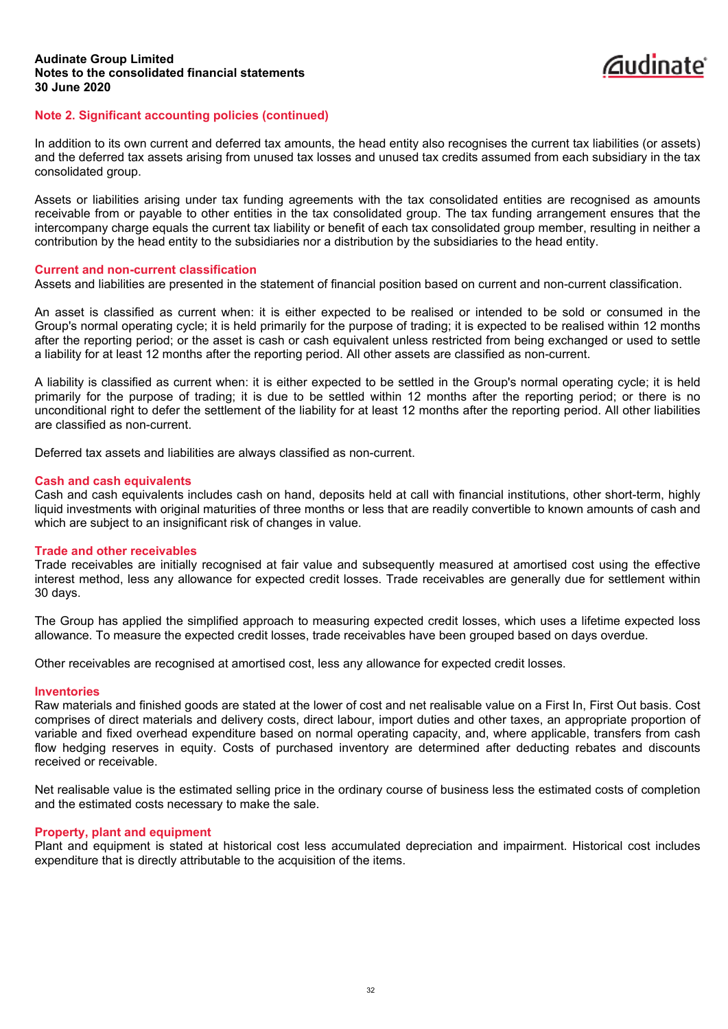## Note 2. Significant accounting policies (continued)

In addition to its own current and deferred tax amounts, the head entity also recognises the current tax liabilities (or assets) and the deferred tax assets arising from unused tax losses and unused tax credits assumed from each subsidiary in the tax consolidated group.

Assets or liabilities arising under tax funding agreements with the tax consolidated entities are recognised as amounts receivable from or payable to other entities in the tax consolidated group. The tax funding arrangement ensures that the intercompany charge equals the current tax liability or benefit of each tax consolidated group member, resulting in neither a contribution by the head entity to the subsidiaries nor a distribution by the subsidiaries to the head entity.

### Current and non-current classification

Assets and liabilities are presented in the statement of financial position based on current and non-current classification.

An asset is classified as current when: it is either expected to be realised or intended to be sold or consumed in the Group's normal operating cycle; it is held primarily for the purpose of trading; it is expected to be realised within 12 months after the reporting period; or the asset is cash or cash equivalent unless restricted from being exchanged or used to settle a liability for at least 12 months after the reporting period. All other assets are classified as non-current.

A liability is classified as current when: it is either expected to be settled in the Group's normal operating cycle; it is held primarily for the purpose of trading; it is due to be settled within 12 months after the reporting period; or there is no unconditional right to defer the settlement of the liability for at least 12 months after the reporting period. All other liabilities are classified as non-current.

Deferred tax assets and liabilities are always classified as non-current.

### Cash and cash equivalents

Cash and cash equivalents includes cash on hand, deposits held at call with financial institutions, other short-term, highly liquid investments with original maturities of three months or less that are readily convertible to known amounts of cash and which are subject to an insignificant risk of changes in value.

### Trade and other receivables

Trade receivables are initially recognised at fair value and subsequently measured at amortised cost using the effective interest method, less any allowance for expected credit losses. Trade receivables are generally due for settlement within 30 days.

The Group has applied the simplified approach to measuring expected credit losses, which uses a lifetime expected loss allowance. To measure the expected credit losses, trade receivables have been grouped based on days overdue.

Other receivables are recognised at amortised cost, less any allowance for expected credit losses.

### Inventories

Raw materials and finished goods are stated at the lower of cost and net realisable value on a First In, First Out basis. Cost comprises of direct materials and delivery costs, direct labour, import duties and other taxes, an appropriate proportion of variable and fixed overhead expenditure based on normal operating capacity, and, where applicable, transfers from cash flow hedging reserves in equity. Costs of purchased inventory are determined after deducting rebates and discounts received or receivable.

Net realisable value is the estimated selling price in the ordinary course of business less the estimated costs of completion and the estimated costs necessary to make the sale.

### Property, plant and equipment

Plant and equipment is stated at historical cost less accumulated depreciation and impairment. Historical cost includes expenditure that is directly attributable to the acquisition of the items.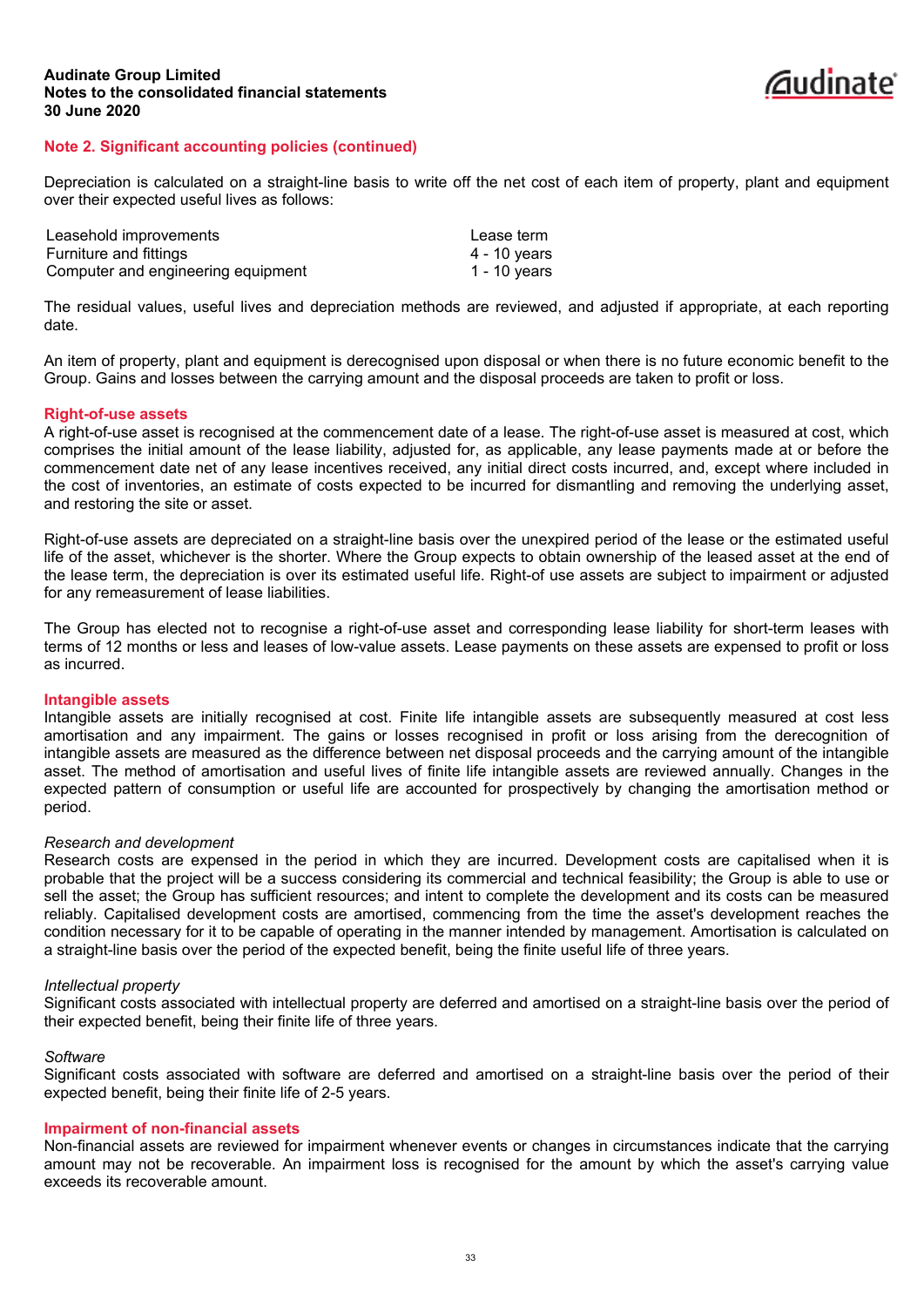## Note 2. Significant accounting policies (continued)

Depreciation is calculated on a straight-line basis to write off the net cost of each item of property, plant and equipment over their expected useful lives as follows:

| | |
|---|---|
| Leasehold improvements | Lease term |
| Furniture and fittings | 4 - 10 years |
| Computer and engineering equipment | 1 - 10 years |

The residual values, useful lives and depreciation methods are reviewed, and adjusted if appropriate, at each reporting date.

An item of property, plant and equipment is derecognised upon disposal or when there is no future economic benefit to the Group. Gains and losses between the carrying amount and the disposal proceeds are taken to profit or loss.

### Right-of-use assets

A right-of-use asset is recognised at the commencement date of a lease. The right-of-use asset is measured at cost, which comprises the initial amount of the lease liability, adjusted for, as applicable, any lease payments made at or before the commencement date net of any lease incentives received, any initial direct costs incurred, and, except where included in the cost of inventories, an estimate of costs expected to be incurred for dismantling and removing the underlying asset, and restoring the site or asset.

Right-of-use assets are depreciated on a straight-line basis over the unexpired period of the lease or the estimated useful life of the asset, whichever is the shorter. Where the Group expects to obtain ownership of the leased asset at the end of the lease term, the depreciation is over its estimated useful life. Right-of use assets are subject to impairment or adjusted for any remeasurement of lease liabilities.

The Group has elected not to recognise a right-of-use asset and corresponding lease liability for short-term leases with terms of 12 months or less and leases of low-value assets. Lease payments on these assets are expensed to profit or loss as incurred.

### Intangible assets

Intangible assets are initially recognised at cost. Finite life intangible assets are subsequently measured at cost less amortisation and any impairment. The gains or losses recognised in profit or loss arising from the derecognition of intangible assets are measured as the difference between net disposal proceeds and the carrying amount of the intangible asset. The method of amortisation and useful lives of finite life intangible assets are reviewed annually. Changes in the expected pattern of consumption or useful life are accounted for prospectively by changing the amortisation method or period.

*Research and development*

Research costs are expensed in the period in which they are incurred. Development costs are capitalised when it is probable that the project will be a success considering its commercial and technical feasibility; the Group is able to use or sell the asset; the Group has sufficient resources; and intent to complete the development and its costs can be measured reliably. Capitalised development costs are amortised, commencing from the time the asset's development reaches the condition necessary for it to be capable of operating in the manner intended by management. Amortisation is calculated on a straight-line basis over the period of the expected benefit, being the finite useful life of three years.

*Intellectual property*

Significant costs associated with intellectual property are deferred and amortised on a straight-line basis over the period of their expected benefit, being their finite life of three years.

*Software*

Significant costs associated with software are deferred and amortised on a straight-line basis over the period of their expected benefit, being their finite life of 2-5 years.

### Impairment of non-financial assets

Non-financial assets are reviewed for impairment whenever events or changes in circumstances indicate that the carrying amount may not be recoverable. An impairment loss is recognised for the amount by which the asset's carrying value exceeds its recoverable amount.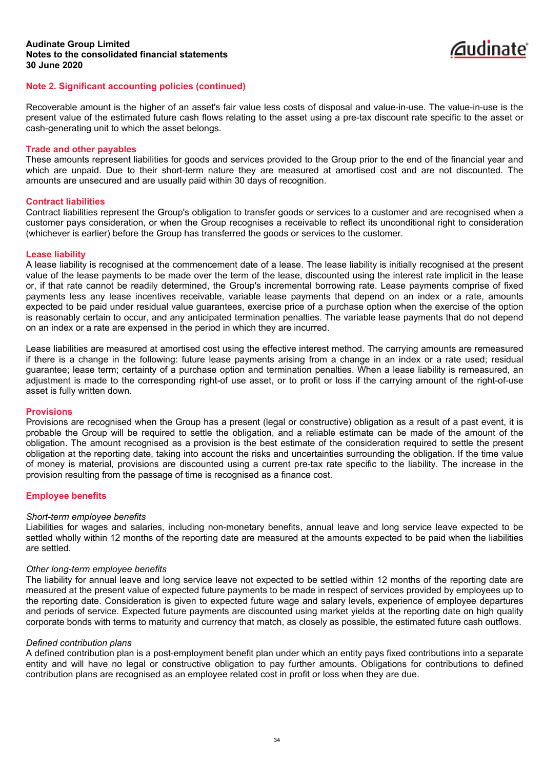## Note 2. Significant accounting policies (continued)

Recoverable amount is the higher of an asset's fair value less costs of disposal and value-in-use. The value-in-use is the present value of the estimated future cash flows relating to the asset using a pre-tax discount rate specific to the asset or cash-generating unit to which the asset belongs.

### Trade and other payables

These amounts represent liabilities for goods and services provided to the Group prior to the end of the financial year and which are unpaid. Due to their short-term nature they are measured at amortised cost and are not discounted. The amounts are unsecured and are usually paid within 30 days of recognition.

### Contract liabilities

Contract liabilities represent the Group's obligation to transfer goods or services to a customer and are recognised when a customer pays consideration, or when the Group recognises a receivable to reflect its unconditional right to consideration (whichever is earlier) before the Group has transferred the goods or services to the customer.

### Lease liability

A lease liability is recognised at the commencement date of a lease. The lease liability is initially recognised at the present value of the lease payments to be made over the term of the lease, discounted using the interest rate implicit in the lease or, if that rate cannot be readily determined, the Group's incremental borrowing rate. Lease payments comprise of fixed payments less any lease incentives receivable, variable lease payments that depend on an index or a rate, amounts expected to be paid under residual value guarantees, exercise price of a purchase option when the exercise of the option is reasonably certain to occur, and any anticipated termination penalties. The variable lease payments that do not depend on an index or a rate are expensed in the period in which they are incurred.

Lease liabilities are measured at amortised cost using the effective interest method. The carrying amounts are remeasured if there is a change in the following: future lease payments arising from a change in an index or a rate used; residual guarantee; lease term; certainty of a purchase option and termination penalties. When a lease liability is remeasured, an adjustment is made to the corresponding right-of use asset, or to profit or loss if the carrying amount of the right-of-use asset is fully written down.

### Provisions

Provisions are recognised when the Group has a present (legal or constructive) obligation as a result of a past event, it is probable the Group will be required to settle the obligation, and a reliable estimate can be made of the amount of the obligation. The amount recognised as a provision is the best estimate of the consideration required to settle the present obligation at the reporting date, taking into account the risks and uncertainties surrounding the obligation. If the time value of money is material, provisions are discounted using a current pre-tax rate specific to the liability. The increase in the provision resulting from the passage of time is recognised as a finance cost.

### Employee benefits

*Short-term employee benefits*

Liabilities for wages and salaries, including non-monetary benefits, annual leave and long service leave expected to be settled wholly within 12 months of the reporting date are measured at the amounts expected to be paid when the liabilities are settled.

*Other long-term employee benefits*

The liability for annual leave and long service leave not expected to be settled within 12 months of the reporting date are measured at the present value of expected future payments to be made in respect of services provided by employees up to the reporting date. Consideration is given to expected future wage and salary levels, experience of employee departures and periods of service. Expected future payments are discounted using market yields at the reporting date on high quality corporate bonds with terms to maturity and currency that match, as closely as possible, the estimated future cash outflows.

*Defined contribution plans*

A defined contribution plan is a post-employment benefit plan under which an entity pays fixed contributions into a separate entity and will have no legal or constructive obligation to pay further amounts. Obligations for contributions to defined contribution plans are recognised as an employee related cost in profit or loss when they are due.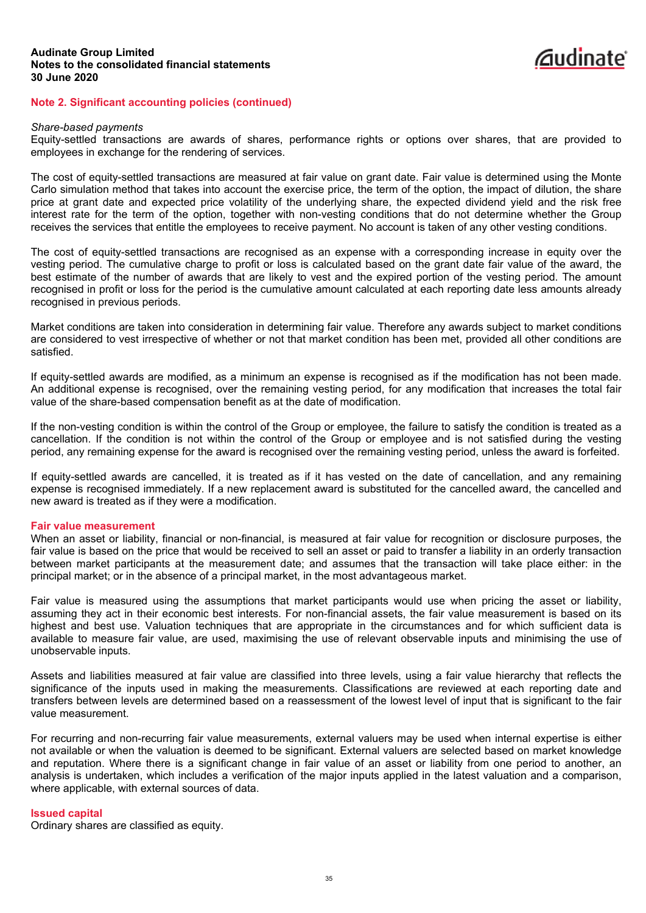## Note 2. Significant accounting policies (continued)

*Share-based payments*

Equity-settled transactions are awards of shares, performance rights or options over shares, that are provided to employees in exchange for the rendering of services.

The cost of equity-settled transactions are measured at fair value on grant date. Fair value is determined using the Monte Carlo simulation method that takes into account the exercise price, the term of the option, the impact of dilution, the share price at grant date and expected price volatility of the underlying share, the expected dividend yield and the risk free interest rate for the term of the option, together with non-vesting conditions that do not determine whether the Group receives the services that entitle the employees to receive payment. No account is taken of any other vesting conditions.

The cost of equity-settled transactions are recognised as an expense with a corresponding increase in equity over the vesting period. The cumulative charge to profit or loss is calculated based on the grant date fair value of the award, the best estimate of the number of awards that are likely to vest and the expired portion of the vesting period. The amount recognised in profit or loss for the period is the cumulative amount calculated at each reporting date less amounts already recognised in previous periods.

Market conditions are taken into consideration in determining fair value. Therefore any awards subject to market conditions are considered to vest irrespective of whether or not that market condition has been met, provided all other conditions are satisfied.

If equity-settled awards are modified, as a minimum an expense is recognised as if the modification has not been made. An additional expense is recognised, over the remaining vesting period, for any modification that increases the total fair value of the share-based compensation benefit as at the date of modification.

If the non-vesting condition is within the control of the Group or employee, the failure to satisfy the condition is treated as a cancellation. If the condition is not within the control of the Group or employee and is not satisfied during the vesting period, any remaining expense for the award is recognised over the remaining vesting period, unless the award is forfeited.

If equity-settled awards are cancelled, it is treated as if it has vested on the date of cancellation, and any remaining expense is recognised immediately. If a new replacement award is substituted for the cancelled award, the cancelled and new award is treated as if they were a modification.

### Fair value measurement

When an asset or liability, financial or non-financial, is measured at fair value for recognition or disclosure purposes, the fair value is based on the price that would be received to sell an asset or paid to transfer a liability in an orderly transaction between market participants at the measurement date; and assumes that the transaction will take place either: in the principal market; or in the absence of a principal market, in the most advantageous market.

Fair value is measured using the assumptions that market participants would use when pricing the asset or liability, assuming they act in their economic best interests. For non-financial assets, the fair value measurement is based on its highest and best use. Valuation techniques that are appropriate in the circumstances and for which sufficient data is available to measure fair value, are used, maximising the use of relevant observable inputs and minimising the use of unobservable inputs.

Assets and liabilities measured at fair value are classified into three levels, using a fair value hierarchy that reflects the significance of the inputs used in making the measurements. Classifications are reviewed at each reporting date and transfers between levels are determined based on a reassessment of the lowest level of input that is significant to the fair value measurement.

For recurring and non-recurring fair value measurements, external valuers may be used when internal expertise is either not available or when the valuation is deemed to be significant. External valuers are selected based on market knowledge and reputation. Where there is a significant change in fair value of an asset or liability from one period to another, an analysis is undertaken, which includes a verification of the major inputs applied in the latest valuation and a comparison, where applicable, with external sources of data.

### Issued capital

Ordinary shares are classified as equity.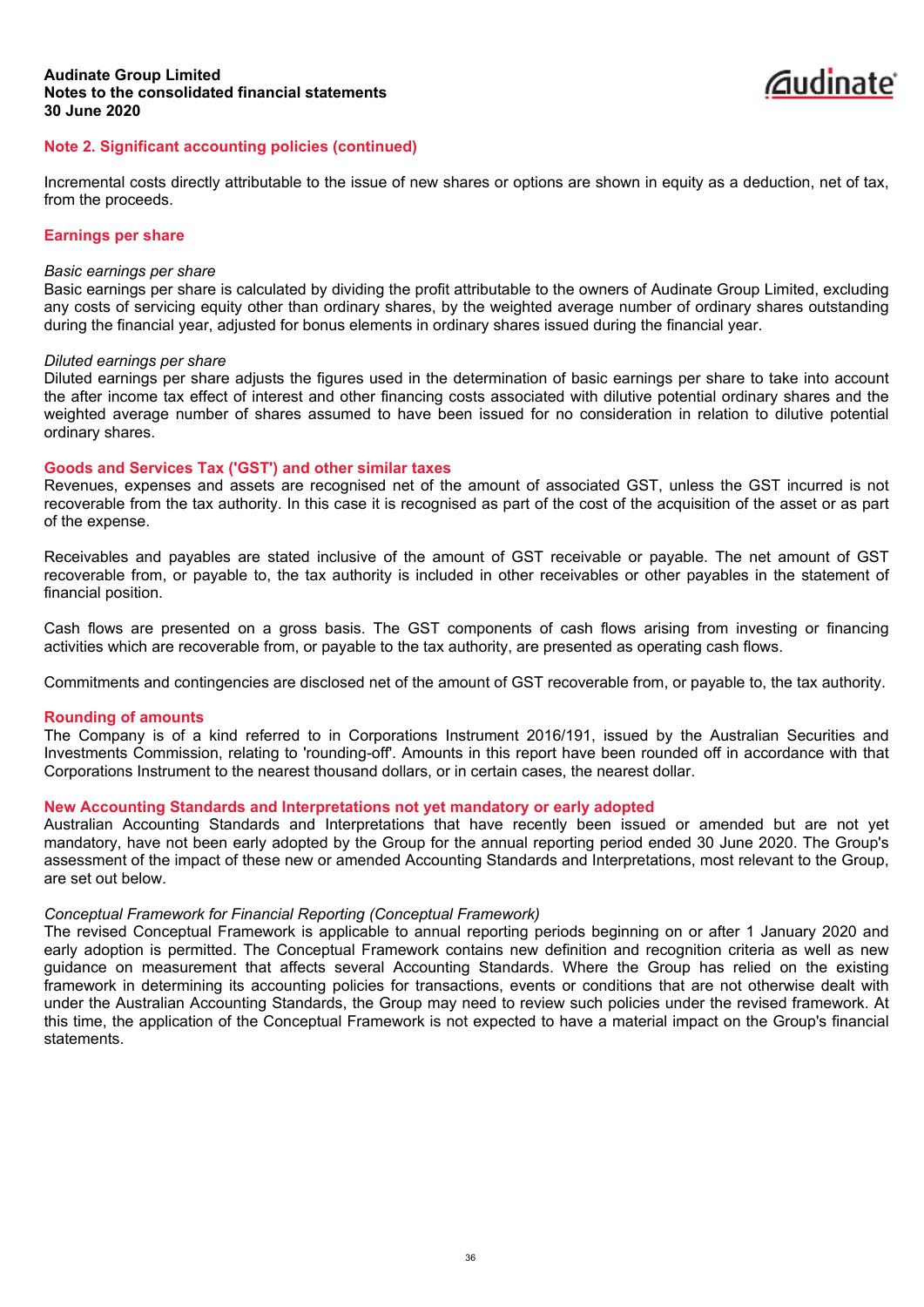## Note 2. Significant accounting policies (continued)

Incremental costs directly attributable to the issue of new shares or options are shown in equity as a deduction, net of tax, from the proceeds.

### Earnings per share

*Basic earnings per share*

Basic earnings per share is calculated by dividing the profit attributable to the owners of Audinate Group Limited, excluding any costs of servicing equity other than ordinary shares, by the weighted average number of ordinary shares outstanding during the financial year, adjusted for bonus elements in ordinary shares issued during the financial year.

*Diluted earnings per share*

Diluted earnings per share adjusts the figures used in the determination of basic earnings per share to take into account the after income tax effect of interest and other financing costs associated with dilutive potential ordinary shares and the weighted average number of shares assumed to have been issued for no consideration in relation to dilutive potential ordinary shares.

### Goods and Services Tax ('GST') and other similar taxes

Revenues, expenses and assets are recognised net of the amount of associated GST, unless the GST incurred is not recoverable from the tax authority. In this case it is recognised as part of the cost of the acquisition of the asset or as part of the expense.

Receivables and payables are stated inclusive of the amount of GST receivable or payable. The net amount of GST recoverable from, or payable to, the tax authority is included in other receivables or other payables in the statement of financial position.

Cash flows are presented on a gross basis. The GST components of cash flows arising from investing or financing activities which are recoverable from, or payable to the tax authority, are presented as operating cash flows.

Commitments and contingencies are disclosed net of the amount of GST recoverable from, or payable to, the tax authority.

### Rounding of amounts

The Company is of a kind referred to in Corporations Instrument 2016/191, issued by the Australian Securities and Investments Commission, relating to 'rounding-off'. Amounts in this report have been rounded off in accordance with that Corporations Instrument to the nearest thousand dollars, or in certain cases, the nearest dollar.

### New Accounting Standards and Interpretations not yet mandatory or early adopted

Australian Accounting Standards and Interpretations that have recently been issued or amended but are not yet mandatory, have not been early adopted by the Group for the annual reporting period ended 30 June 2020. The Group's assessment of the impact of these new or amended Accounting Standards and Interpretations, most relevant to the Group, are set out below.

*Conceptual Framework for Financial Reporting (Conceptual Framework)*

The revised Conceptual Framework is applicable to annual reporting periods beginning on or after 1 January 2020 and early adoption is permitted. The Conceptual Framework contains new definition and recognition criteria as well as new guidance on measurement that affects several Accounting Standards. Where the Group has relied on the existing framework in determining its accounting policies for transactions, events or conditions that are not otherwise dealt with under the Australian Accounting Standards, the Group may need to review such policies under the revised framework. At this time, the application of the Conceptual Framework is not expected to have a material impact on the Group's financial statements.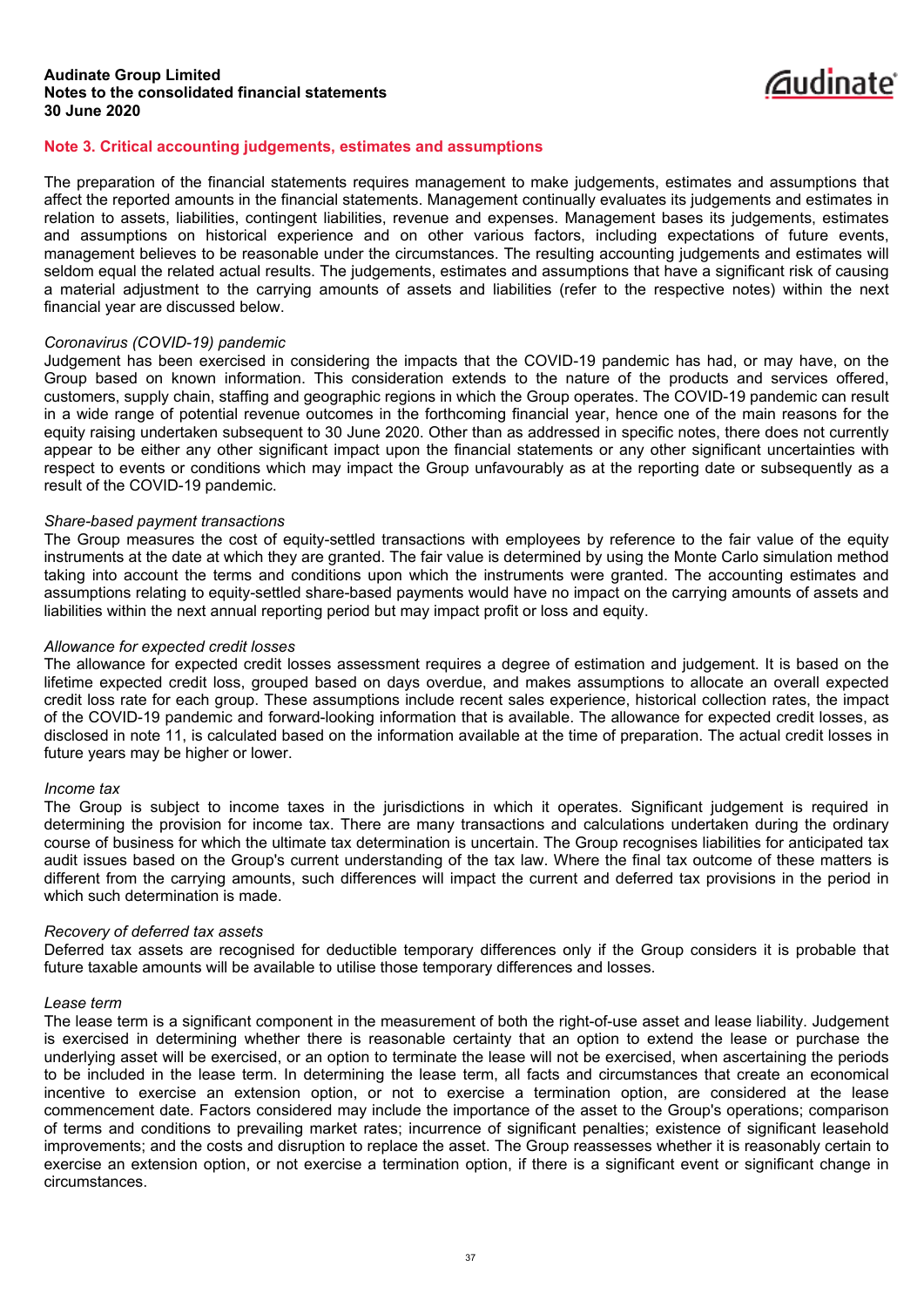## Note 3. Critical accounting judgements, estimates and assumptions

The preparation of the financial statements requires management to make judgements, estimates and assumptions that affect the reported amounts in the financial statements. Management continually evaluates its judgements and estimates in relation to assets, liabilities, contingent liabilities, revenue and expenses. Management bases its judgements, estimates and assumptions on historical experience and on other various factors, including expectations of future events, management believes to be reasonable under the circumstances. The resulting accounting judgements and estimates will seldom equal the related actual results. The judgements, estimates and assumptions that have a significant risk of causing a material adjustment to the carrying amounts of assets and liabilities (refer to the respective notes) within the next financial year are discussed below.

*Coronavirus (COVID-19) pandemic*

Judgement has been exercised in considering the impacts that the COVID-19 pandemic has had, or may have, on the Group based on known information. This consideration extends to the nature of the products and services offered, customers, supply chain, staffing and geographic regions in which the Group operates. The COVID-19 pandemic can result in a wide range of potential revenue outcomes in the forthcoming financial year, hence one of the main reasons for the equity raising undertaken subsequent to 30 June 2020. Other than as addressed in specific notes, there does not currently appear to be either any other significant impact upon the financial statements or any other significant uncertainties with respect to events or conditions which may impact the Group unfavourably as at the reporting date or subsequently as a result of the COVID-19 pandemic.

*Share-based payment transactions*

The Group measures the cost of equity-settled transactions with employees by reference to the fair value of the equity instruments at the date at which they are granted. The fair value is determined by using the Monte Carlo simulation method taking into account the terms and conditions upon which the instruments were granted. The accounting estimates and assumptions relating to equity-settled share-based payments would have no impact on the carrying amounts of assets and liabilities within the next annual reporting period but may impact profit or loss and equity.

*Allowance for expected credit losses*

The allowance for expected credit losses assessment requires a degree of estimation and judgement. It is based on the lifetime expected credit loss, grouped based on days overdue, and makes assumptions to allocate an overall expected credit loss rate for each group. These assumptions include recent sales experience, historical collection rates, the impact of the COVID-19 pandemic and forward-looking information that is available. The allowance for expected credit losses, as disclosed in note 11, is calculated based on the information available at the time of preparation. The actual credit losses in future years may be higher or lower.

*Income tax*

The Group is subject to income taxes in the jurisdictions in which it operates. Significant judgement is required in determining the provision for income tax. There are many transactions and calculations undertaken during the ordinary course of business for which the ultimate tax determination is uncertain. The Group recognises liabilities for anticipated tax audit issues based on the Group's current understanding of the tax law. Where the final tax outcome of these matters is different from the carrying amounts, such differences will impact the current and deferred tax provisions in the period in which such determination is made.

*Recovery of deferred tax assets*

Deferred tax assets are recognised for deductible temporary differences only if the Group considers it is probable that future taxable amounts will be available to utilise those temporary differences and losses.

*Lease term*

The lease term is a significant component in the measurement of both the right-of-use asset and lease liability. Judgement is exercised in determining whether there is reasonable certainty that an option to extend the lease or purchase the underlying asset will be exercised, or an option to terminate the lease will not be exercised, when ascertaining the periods to be included in the lease term. In determining the lease term, all facts and circumstances that create an economical incentive to exercise an extension option, or not to exercise a termination option, are considered at the lease commencement date. Factors considered may include the importance of the asset to the Group's operations; comparison of terms and conditions to prevailing market rates; incurrence of significant penalties; existence of significant leasehold improvements; and the costs and disruption to replace the asset. The Group reassesses whether it is reasonably certain to exercise an extension option, or not exercise a termination option, if there is a significant event or significant change in circumstances.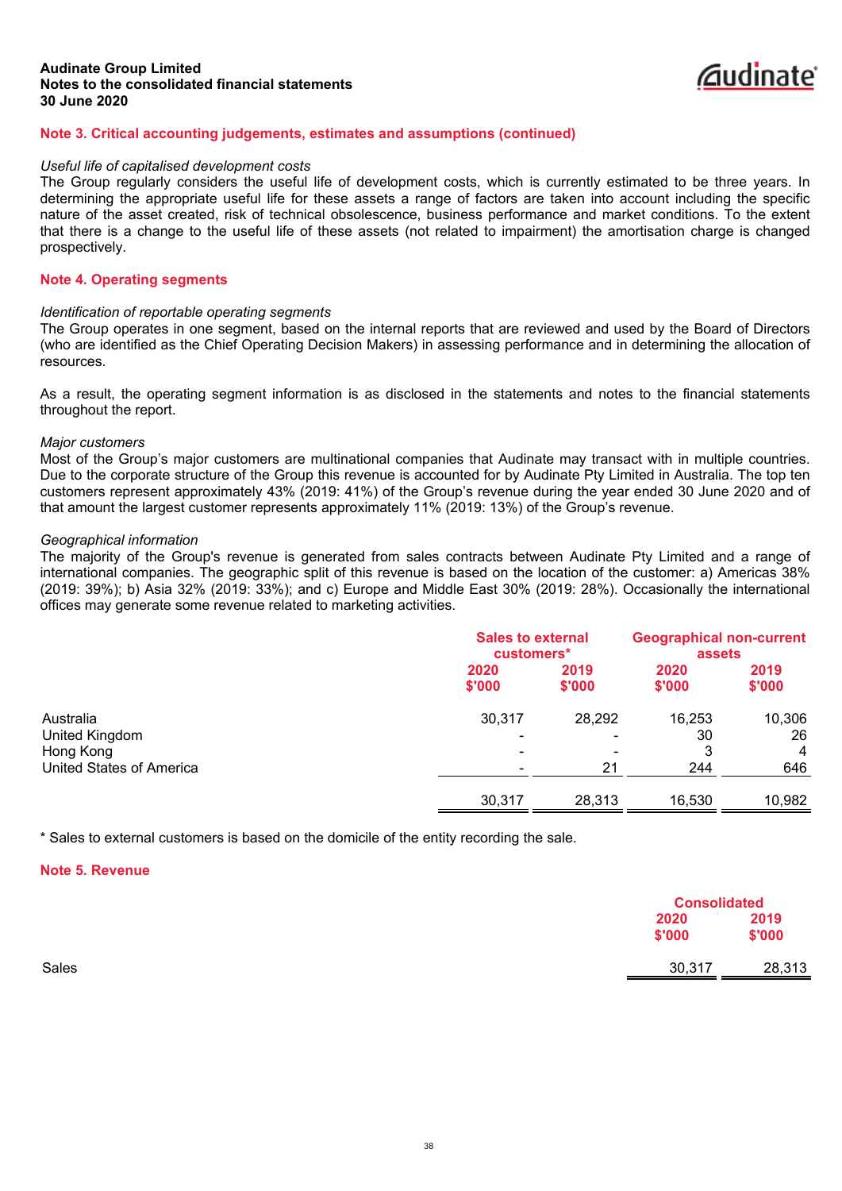## Note 3. Critical accounting judgements, estimates and assumptions (continued)

*Useful life of capitalised development costs*

The Group regularly considers the useful life of development costs, which is currently estimated to be three years. In determining the appropriate useful life for these assets a range of factors are taken into account including the specific nature of the asset created, risk of technical obsolescence, business performance and market conditions. To the extent that there is a change to the useful life of these assets (not related to impairment) the amortisation charge is changed prospectively.

## Note 4. Operating segments

*Identification of reportable operating segments*

The Group operates in one segment, based on the internal reports that are reviewed and used by the Board of Directors (who are identified as the Chief Operating Decision Makers) in assessing performance and in determining the allocation of resources.

As a result, the operating segment information is as disclosed in the statements and notes to the financial statements throughout the report.

*Major customers*

Most of the Group's major customers are multinational companies that Audinate may transact with in multiple countries. Due to the corporate structure of the Group this revenue is accounted for by Audinate Pty Limited in Australia. The top ten customers represent approximately 43% (2019: 41%) of the Group's revenue during the year ended 30 June 2020 and of that amount the largest customer represents approximately 11% (2019: 13%) of the Group's revenue.

*Geographical information*

The majority of the Group's revenue is generated from sales contracts between Audinate Pty Limited and a range of international companies. The geographic split of this revenue is based on the location of the customer: a) Americas 38% (2019: 39%); b) Asia 32% (2019: 33%); and c) Europe and Middle East 30% (2019: 28%). Occasionally the international offices may generate some revenue related to marketing activities.

| | Sales to external customers* | | Geographical non-current assets | |
|---|---|---|---|---|
| | 2020 $'000 | 2019 $'000 | 2020 $'000 | 2019 $'000 |
| Australia | 30,317 | 28,292 | 16,253 | 10,306 |
| United Kingdom | - | - | 30 | 26 |
| Hong Kong | - | - | 3 | 4 |
| United States of America | - | 21 | 244 | 646 |
| | 30,317 | 28,313 | 16,530 | 10,982 |

\* Sales to external customers is based on the domicile of the entity recording the sale.

## Note 5. Revenue

| | Consolidated | |
|---|---|---|
| | 2020 $'000 | 2019 $'000 |
| Sales | 30,317 | 28,313 |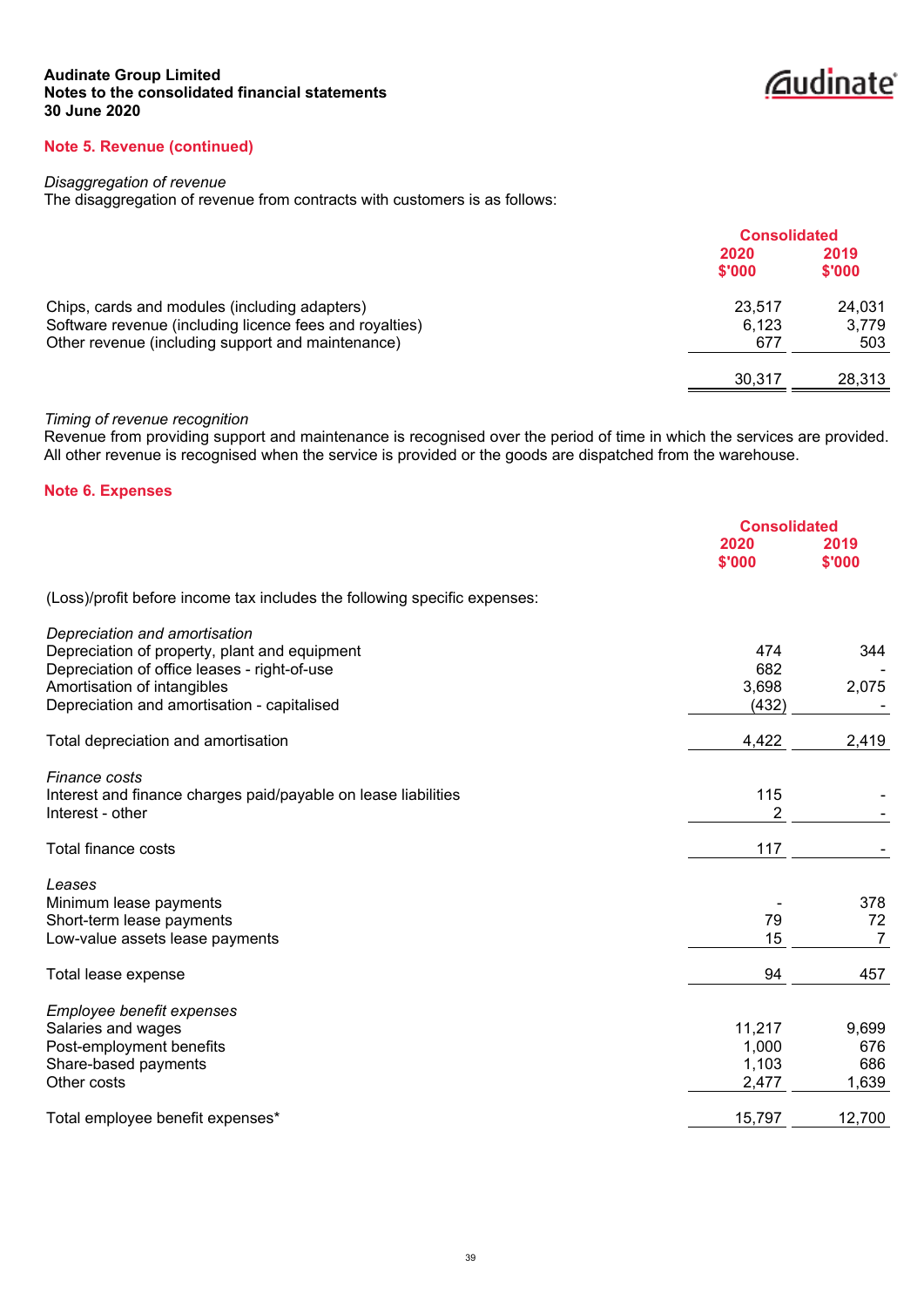**Audinate Group Limited**
**Notes to the consolidated financial statements**
**30 June 2020**

## Note 5. Revenue (continued)

*Disaggregation of revenue*
The disaggregation of revenue from contracts with customers is as follows:

| | Consolidated | |
|---|---|---|
| | 2020 $'000 | 2019 $'000 |
| Chips, cards and modules (including adapters) | 23,517 | 24,031 |
| Software revenue (including licence fees and royalties) | 6,123 | 3,779 |
| Other revenue (including support and maintenance) | 677 | 503 |
| | 30,317 | 28,313 |

*Timing of revenue recognition*
Revenue from providing support and maintenance is recognised over the period of time in which the services are provided. All other revenue is recognised when the service is provided or the goods are dispatched from the warehouse.

## Note 6. Expenses

| | Consolidated | |
|---|---|---|
| | 2020 $'000 | 2019 $'000 |
| (Loss)/profit before income tax includes the following specific expenses: | | |
| *Depreciation and amortisation* | | |
| Depreciation of property, plant and equipment | 474 | 344 |
| Depreciation of office leases - right-of-use | 682 | - |
| Amortisation of intangibles | 3,698 | 2,075 |
| Depreciation and amortisation - capitalised | (432) | - |
| Total depreciation and amortisation | 4,422 | 2,419 |
| *Finance costs* | | |
| Interest and finance charges paid/payable on lease liabilities | 115 | - |
| Interest - other | 2 | - |
| Total finance costs | 117 | - |
| *Leases* | | |
| Minimum lease payments | - | 378 |
| Short-term lease payments | 79 | 72 |
| Low-value assets lease payments | 15 | 7 |
| Total lease expense | 94 | 457 |
| *Employee benefit expenses* | | |
| Salaries and wages | 11,217 | 9,699 |
| Post-employment benefits | 1,000 | 676 |
| Share-based payments | 1,103 | 686 |
| Other costs | 2,477 | 1,639 |
| Total employee benefit expenses* | 15,797 | 12,700 |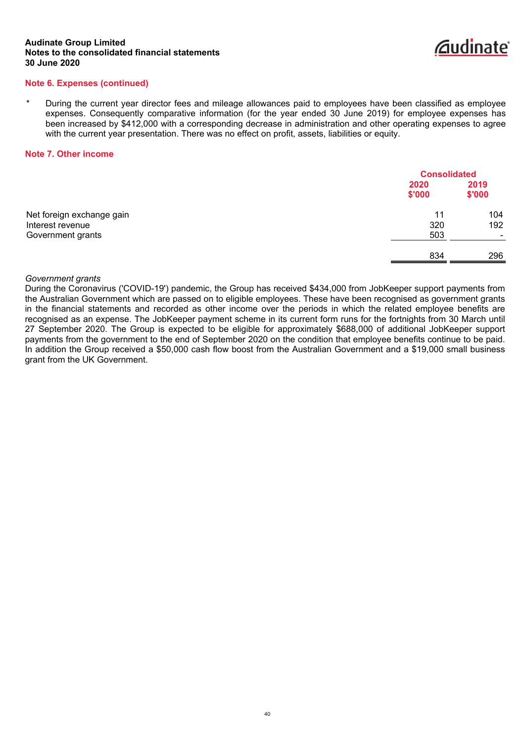## Note 6. Expenses (continued)

\* During the current year director fees and mileage allowances paid to employees have been classified as employee expenses. Consequently comparative information (for the year ended 30 June 2019) for employee expenses has been increased by $412,000 with a corresponding decrease in administration and other operating expenses to agree with the current year presentation. There was no effect on profit, assets, liabilities or equity.

## Note 7. Other income

| | Consolidated | |
|---|---|---|
| | 2020<br>$'000 | 2019<br>$'000 |
| Net foreign exchange gain | 11 | 104 |
| Interest revenue | 320 | 192 |
| Government grants | 503 | - |
| | 834 | 296 |

*Government grants*

During the Coronavirus ('COVID-19') pandemic, the Group has received $434,000 from JobKeeper support payments from the Australian Government which are passed on to eligible employees. These have been recognised as government grants in the financial statements and recorded as other income over the periods in which the related employee benefits are recognised as an expense. The JobKeeper payment scheme in its current form runs for the fortnights from 30 March until 27 September 2020. The Group is expected to be eligible for approximately $688,000 of additional JobKeeper support payments from the government to the end of September 2020 on the condition that employee benefits continue to be paid. In addition the Group received a $50,000 cash flow boost from the Australian Government and a $19,000 small business grant from the UK Government.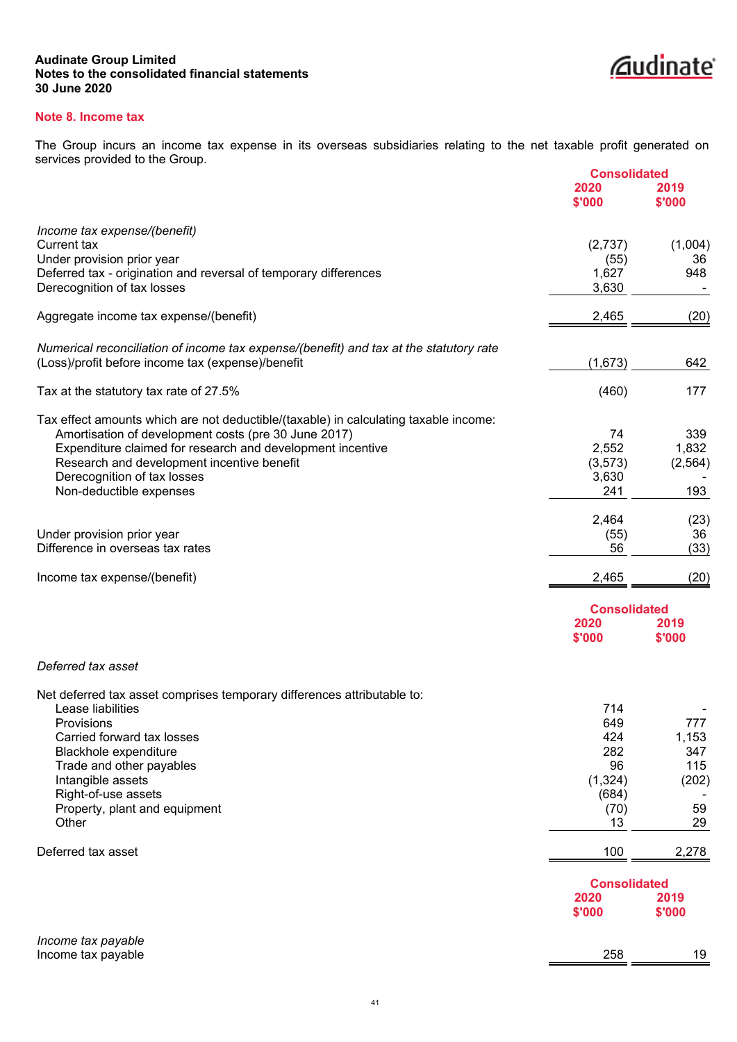## Note 8. Income tax

The Group incurs an income tax expense in its overseas subsidiaries relating to the net taxable profit generated on services provided to the Group.

| | Consolidated 2020 $'000 | Consolidated 2019 $'000 |
|---|---|---|
| *Income tax expense/(benefit)* | | |
| Current tax | (2,737) | (1,004) |
| Under provision prior year | (55) | 36 |
| Deferred tax - origination and reversal of temporary differences | 1,627 | 948 |
| Derecognition of tax losses | 3,630 | - |
| Aggregate income tax expense/(benefit) | 2,465 | (20) |
| *Numerical reconciliation of income tax expense/(benefit) and tax at the statutory rate* | | |
| (Loss)/profit before income tax (expense)/benefit | (1,673) | 642 |
| Tax at the statutory tax rate of 27.5% | (460) | 177 |
| Tax effect amounts which are not deductible/(taxable) in calculating taxable income: | | |
| Amortisation of development costs (pre 30 June 2017) | 74 | 339 |
| Expenditure claimed for research and development incentive | 2,552 | 1,832 |
| Research and development incentive benefit | (3,573) | (2,564) |
| Derecognition of tax losses | 3,630 | - |
| Non-deductible expenses | 241 | 193 |
| | 2,464 | (23) |
| Under provision prior year | (55) | 36 |
| Difference in overseas tax rates | 56 | (33) |
| Income tax expense/(benefit) | 2,465 | (20) |

| | Consolidated 2020 $'000 | Consolidated 2019 $'000 |
|---|---|---|
| *Deferred tax asset* | | |
| Net deferred tax asset comprises temporary differences attributable to: | | |
| Lease liabilities | 714 | - |
| Provisions | 649 | 777 |
| Carried forward tax losses | 424 | 1,153 |
| Blackhole expenditure | 282 | 347 |
| Trade and other payables | 96 | 115 |
| Intangible assets | (1,324) | (202) |
| Right-of-use assets | (684) | - |
| Property, plant and equipment | (70) | 59 |
| Other | 13 | 29 |
| Deferred tax asset | 100 | 2,278 |

| | Consolidated 2020 $'000 | Consolidated 2019 $'000 |
|---|---|---|
| *Income tax payable* | | |
| Income tax payable | 258 | 19 |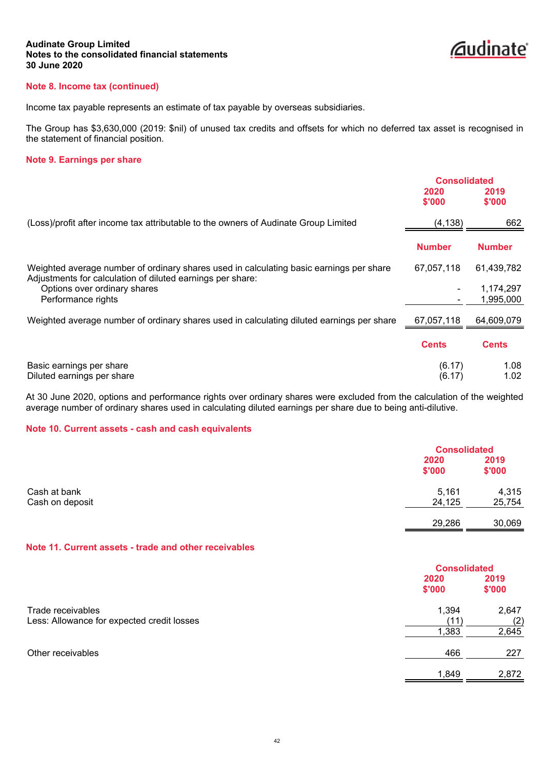## Note 8. Income tax (continued)

Income tax payable represents an estimate of tax payable by overseas subsidiaries.

The Group has $3,630,000 (2019: $nil) of unused tax credits and offsets for which no deferred tax asset is recognised in the statement of financial position.

## Note 9. Earnings per share

| | Consolidated | |
|---|---|---|
| | 2020<br>$'000 | 2019<br>$'000 |
| (Loss)/profit after income tax attributable to the owners of Audinate Group Limited | (4,138) | 662 |
| | **Number** | **Number** |
| Weighted average number of ordinary shares used in calculating basic earnings per share | 67,057,118 | 61,439,782 |
| Adjustments for calculation of diluted earnings per share: | | |
| Options over ordinary shares | - | 1,174,297 |
| Performance rights | - | 1,995,000 |
| Weighted average number of ordinary shares used in calculating diluted earnings per share | 67,057,118 | 64,609,079 |
| | **Cents** | **Cents** |
| Basic earnings per share | (6.17) | 1.08 |
| Diluted earnings per share | (6.17) | 1.02 |

At 30 June 2020, options and performance rights over ordinary shares were excluded from the calculation of the weighted average number of ordinary shares used in calculating diluted earnings per share due to being anti-dilutive.

## Note 10. Current assets - cash and cash equivalents

| | Consolidated | |
|---|---|---|
| | 2020<br>$'000 | 2019<br>$'000 |
| Cash at bank | 5,161 | 4,315 |
| Cash on deposit | 24,125 | 25,754 |
| | 29,286 | 30,069 |

## Note 11. Current assets - trade and other receivables

| | Consolidated | |
|---|---|---|
| | 2020<br>$'000 | 2019<br>$'000 |
| Trade receivables | 1,394 | 2,647 |
| Less: Allowance for expected credit losses | (11) | (2) |
| | 1,383 | 2,645 |
| Other receivables | 466 | 227 |
| | 1,849 | 2,872 |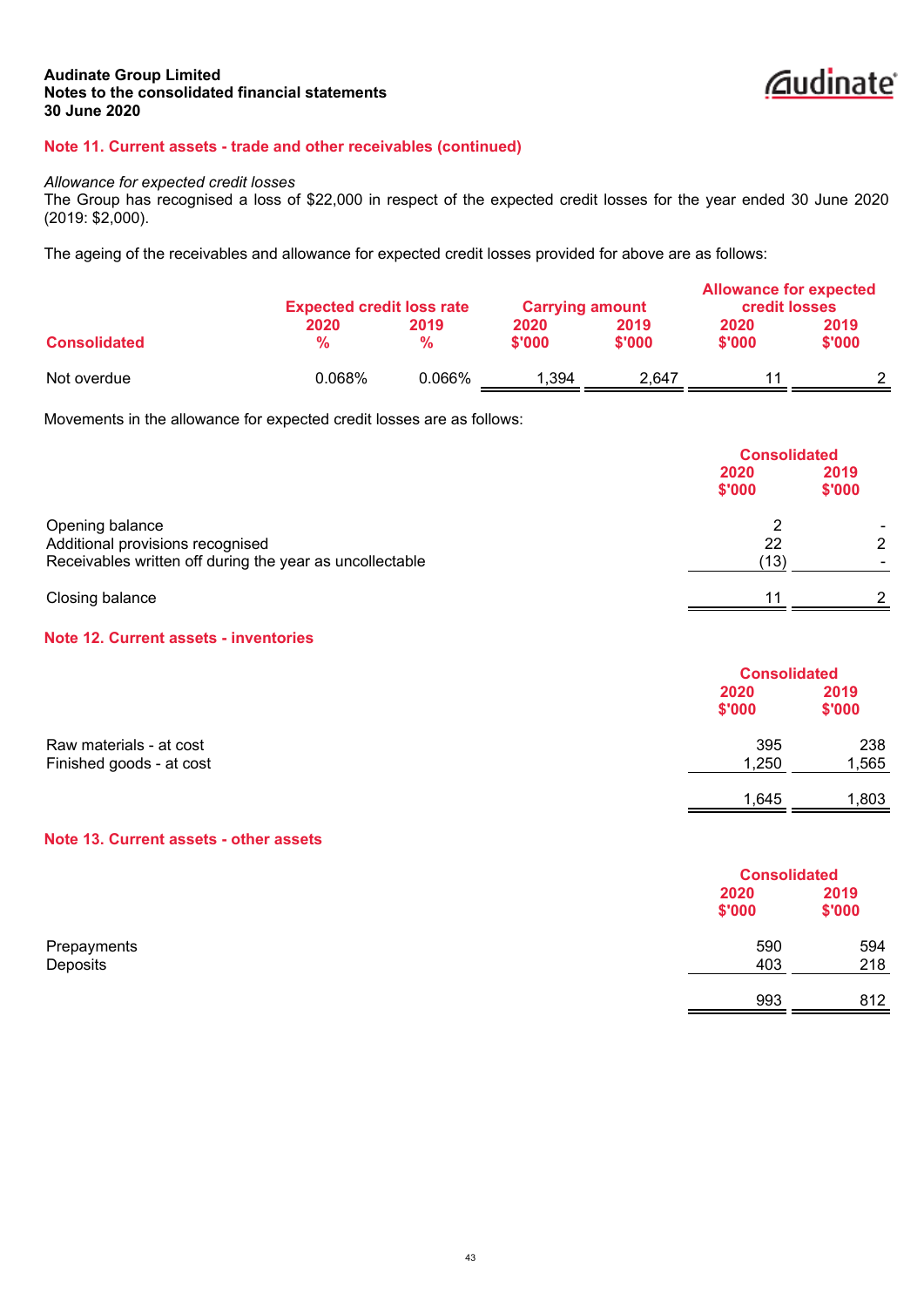## Note 11. Current assets - trade and other receivables (continued)

*Allowance for expected credit losses*

The Group has recognised a loss of $22,000 in respect of the expected credit losses for the year ended 30 June 2020 (2019: $2,000).

The ageing of the receivables and allowance for expected credit losses provided for above are as follows:

| Consolidated | Expected credit loss rate 2020 % | Expected credit loss rate 2019 % | Carrying amount 2020 $'000 | Carrying amount 2019 $'000 | Allowance for expected credit losses 2020 $'000 | Allowance for expected credit losses 2019 $'000 |
|---|---|---|---|---|---|---|
| Not overdue | 0.068% | 0.066% | 1,394 | 2,647 | 11 | 2 |

Movements in the allowance for expected credit losses are as follows:

| | Consolidated 2020 $'000 | Consolidated 2019 $'000 |
|---|---|---|
| Opening balance | 2 | - |
| Additional provisions recognised | 22 | 2 |
| Receivables written off during the year as uncollectable | (13) | - |
| Closing balance | 11 | 2 |

## Note 12. Current assets - inventories

| | Consolidated 2020 $'000 | Consolidated 2019 $'000 |
|---|---|---|
| Raw materials - at cost | 395 | 238 |
| Finished goods - at cost | 1,250 | 1,565 |
| | 1,645 | 1,803 |

## Note 13. Current assets - other assets

| | Consolidated 2020 $'000 | Consolidated 2019 $'000 |
|---|---|---|
| Prepayments | 590 | 594 |
| Deposits | 403 | 218 |
| | 993 | 812 |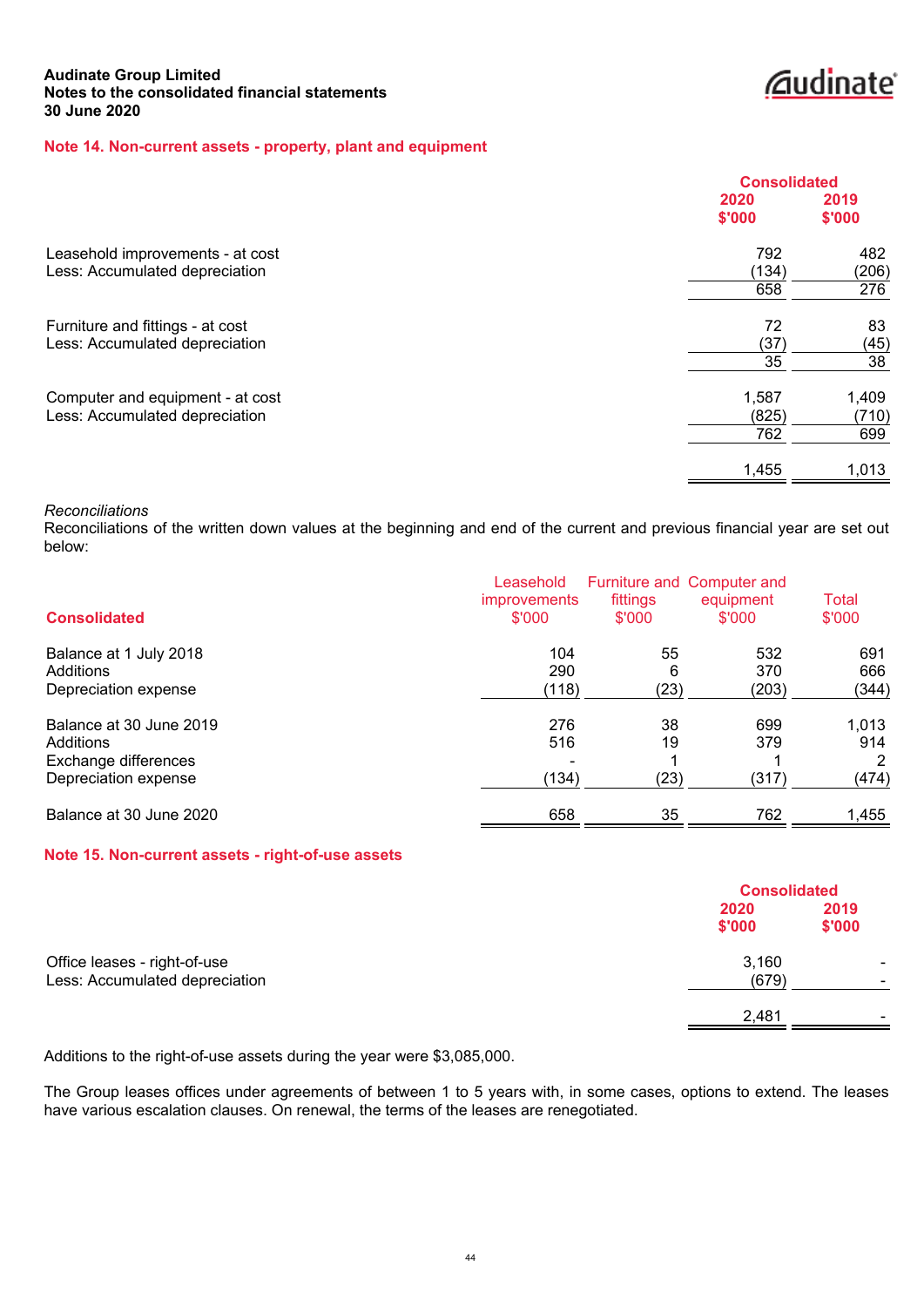## Note 14. Non-current assets - property, plant and equipment

| | Consolidated | |
|---|---|---|
| | 2020 $'000 | 2019 $'000 |
| Leasehold improvements - at cost | 792 | 482 |
| Less: Accumulated depreciation | (134) | (206) |
| | 658 | 276 |
| Furniture and fittings - at cost | 72 | 83 |
| Less: Accumulated depreciation | (37) | (45) |
| | 35 | 38 |
| Computer and equipment - at cost | 1,587 | 1,409 |
| Less: Accumulated depreciation | (825) | (710) |
| | 762 | 699 |
| | 1,455 | 1,013 |

*Reconciliations*

Reconciliations of the written down values at the beginning and end of the current and previous financial year are set out below:

| Consolidated | Leasehold improvements $'000 | Furniture and fittings $'000 | Computer and equipment $'000 | Total $'000 |
|---|---|---|---|---|
| Balance at 1 July 2018 | 104 | 55 | 532 | 691 |
| Additions | 290 | 6 | 370 | 666 |
| Depreciation expense | (118) | (23) | (203) | (344) |
| Balance at 30 June 2019 | 276 | 38 | 699 | 1,013 |
| Additions | 516 | 19 | 379 | 914 |
| Exchange differences | - | 1 | 1 | 2 |
| Depreciation expense | (134) | (23) | (317) | (474) |
| Balance at 30 June 2020 | 658 | 35 | 762 | 1,455 |

## Note 15. Non-current assets - right-of-use assets

| | Consolidated | |
|---|---|---|
| | 2020 $'000 | 2019 $'000 |
| Office leases - right-of-use | 3,160 | - |
| Less: Accumulated depreciation | (679) | - |
| | 2,481 | - |

Additions to the right-of-use assets during the year were $3,085,000.

The Group leases offices under agreements of between 1 to 5 years with, in some cases, options to extend. The leases have various escalation clauses. On renewal, the terms of the leases are renegotiated.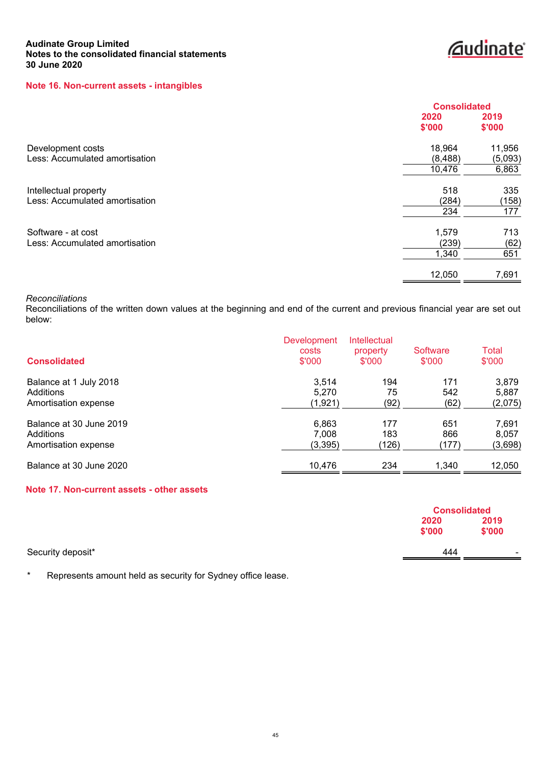**Audinate Group Limited**
**Notes to the consolidated financial statements**
**30 June 2020**

## Note 16. Non-current assets - intangibles

| | Consolidated 2020 $'000 | Consolidated 2019 $'000 |
|---|---|---|
| Development costs | 18,964 | 11,956 |
| Less: Accumulated amortisation | (8,488) | (5,093) |
| | 10,476 | 6,863 |
| | | |
| Intellectual property | 518 | 335 |
| Less: Accumulated amortisation | (284) | (158) |
| | 234 | 177 |
| | | |
| Software - at cost | 1,579 | 713 |
| Less: Accumulated amortisation | (239) | (62) |
| | 1,340 | 651 |
| | | |
| | 12,050 | 7,691 |

*Reconciliations*
Reconciliations of the written down values at the beginning and end of the current and previous financial year are set out below:

| Consolidated | Development costs $'000 | Intellectual property $'000 | Software $'000 | Total $'000 |
|---|---|---|---|---|
| Balance at 1 July 2018 | 3,514 | 194 | 171 | 3,879 |
| Additions | 5,270 | 75 | 542 | 5,887 |
| Amortisation expense | (1,921) | (92) | (62) | (2,075) |
| | | | | |
| Balance at 30 June 2019 | 6,863 | 177 | 651 | 7,691 |
| Additions | 7,008 | 183 | 866 | 8,057 |
| Amortisation expense | (3,395) | (126) | (177) | (3,698) |
| | | | | |
| Balance at 30 June 2020 | 10,476 | 234 | 1,340 | 12,050 |

## Note 17. Non-current assets - other assets

| | Consolidated 2020 $'000 | Consolidated 2019 $'000 |
|---|---|---|
| Security deposit* | 444 | - |

\* Represents amount held as security for Sydney office lease.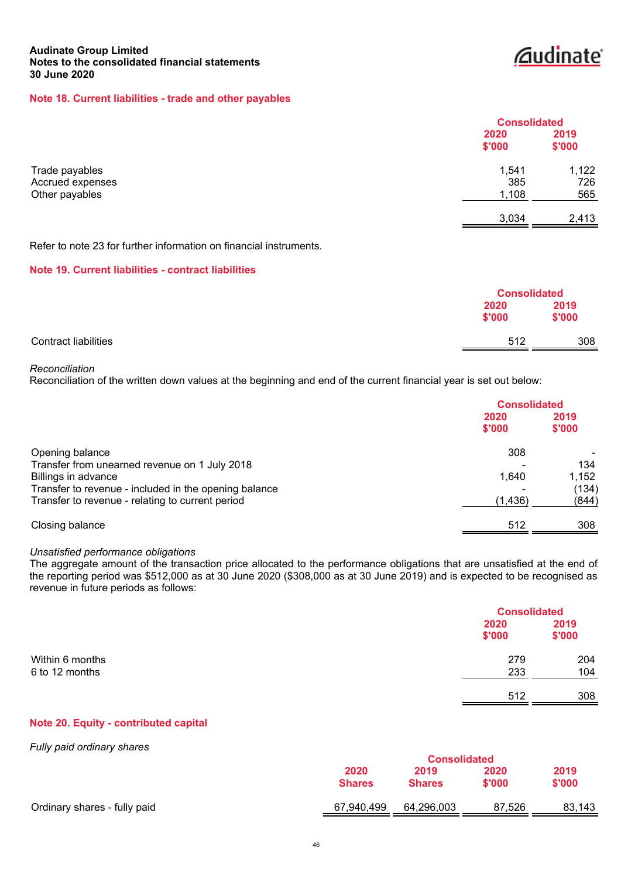## Note 18. Current liabilities - trade and other payables

| | Consolidated | |
|---|---|---|
| | 2020 $'000 | 2019 $'000 |
| Trade payables | 1,541 | 1,122 |
| Accrued expenses | 385 | 726 |
| Other payables | 1,108 | 565 |
| | 3,034 | 2,413 |

Refer to note 23 for further information on financial instruments.

## Note 19. Current liabilities - contract liabilities

| | Consolidated | |
|---|---|---|
| | 2020 $'000 | 2019 $'000 |
| Contract liabilities | 512 | 308 |

*Reconciliation*

Reconciliation of the written down values at the beginning and end of the current financial year is set out below:

| | Consolidated | |
|---|---|---|
| | 2020 $'000 | 2019 $'000 |
| Opening balance | 308 | - |
| Transfer from unearned revenue on 1 July 2018 | - | 134 |
| Billings in advance | 1,640 | 1,152 |
| Transfer to revenue - included in the opening balance | - | (134) |
| Transfer to revenue - relating to current period | (1,436) | (844) |
| Closing balance | 512 | 308 |

*Unsatisfied performance obligations*

The aggregate amount of the transaction price allocated to the performance obligations that are unsatisfied at the end of the reporting period was $512,000 as at 30 June 2020 ($308,000 as at 30 June 2019) and is expected to be recognised as revenue in future periods as follows:

| | Consolidated | |
|---|---|---|
| | 2020 $'000 | 2019 $'000 |
| Within 6 months | 279 | 204 |
| 6 to 12 months | 233 | 104 |
| | 512 | 308 |

## Note 20. Equity - contributed capital

*Fully paid ordinary shares*

| | Consolidated | | | |
|---|---|---|---|---|
| | 2020 Shares | 2019 Shares | 2020 $'000 | 2019 $'000 |
| Ordinary shares - fully paid | 67,940,499 | 64,296,003 | 87,526 | 83,143 |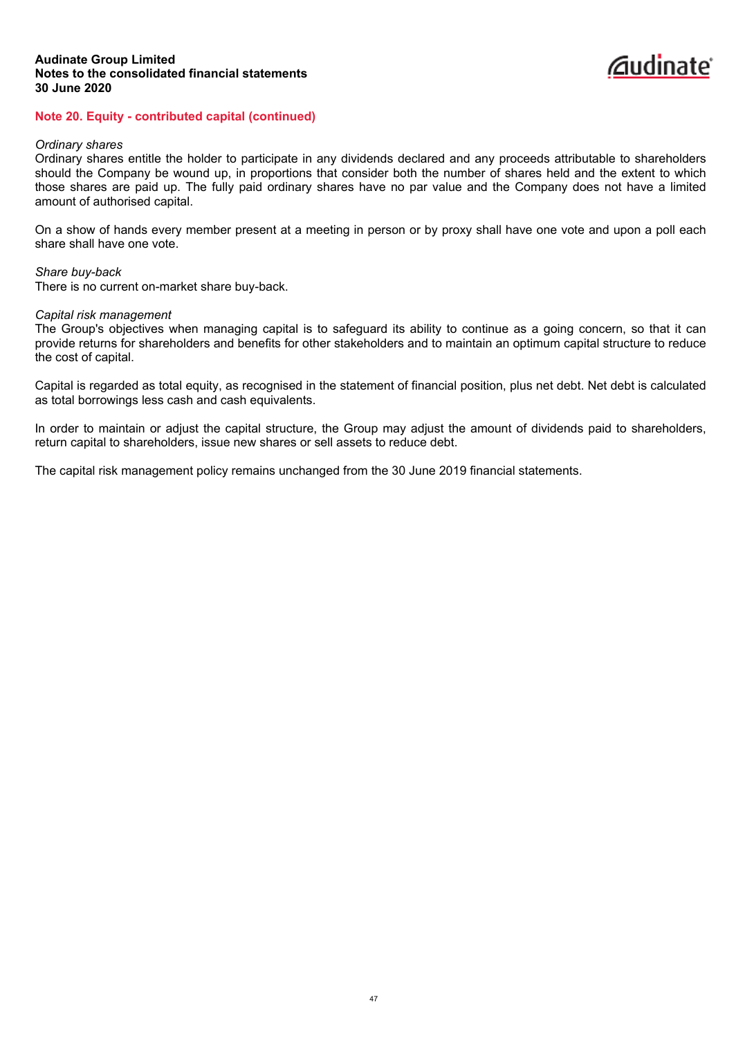## Note 20. Equity - contributed capital (continued)

*Ordinary shares*
Ordinary shares entitle the holder to participate in any dividends declared and any proceeds attributable to shareholders should the Company be wound up, in proportions that consider both the number of shares held and the extent to which those shares are paid up. The fully paid ordinary shares have no par value and the Company does not have a limited amount of authorised capital.

On a show of hands every member present at a meeting in person or by proxy shall have one vote and upon a poll each share shall have one vote.

*Share buy-back*
There is no current on-market share buy-back.

*Capital risk management*
The Group's objectives when managing capital is to safeguard its ability to continue as a going concern, so that it can provide returns for shareholders and benefits for other stakeholders and to maintain an optimum capital structure to reduce the cost of capital.

Capital is regarded as total equity, as recognised in the statement of financial position, plus net debt. Net debt is calculated as total borrowings less cash and cash equivalents.

In order to maintain or adjust the capital structure, the Group may adjust the amount of dividends paid to shareholders, return capital to shareholders, issue new shares or sell assets to reduce debt.

The capital risk management policy remains unchanged from the 30 June 2019 financial statements.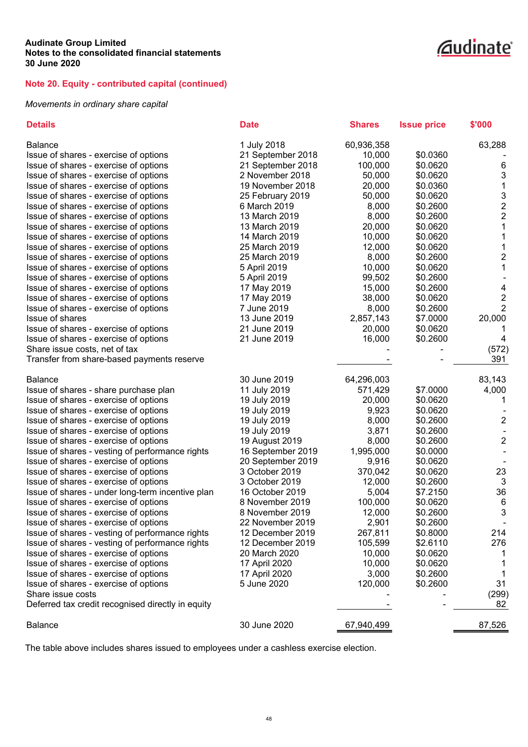Audinate Group Limited
Notes to the consolidated financial statements
30 June 2020

## Note 20. Equity - contributed capital (continued)

*Movements in ordinary share capital*

| Details | Date | Shares | Issue price | $'000 |
|---|---|---|---|---|
| Balance | 1 July 2018 | 60,936,358 | | 63,288 |
| Issue of shares - exercise of options | 21 September 2018 | 10,000 | $0.0360 | - |
| Issue of shares - exercise of options | 21 September 2018 | 100,000 | $0.0620 | 6 |
| Issue of shares - exercise of options | 2 November 2018 | 50,000 | $0.0620 | 3 |
| Issue of shares - exercise of options | 19 November 2018 | 20,000 | $0.0360 | 1 |
| Issue of shares - exercise of options | 25 February 2019 | 50,000 | $0.0620 | 3 |
| Issue of shares - exercise of options | 6 March 2019 | 8,000 | $0.2600 | 2 |
| Issue of shares - exercise of options | 13 March 2019 | 8,000 | $0.2600 | 2 |
| Issue of shares - exercise of options | 13 March 2019 | 20,000 | $0.0620 | 1 |
| Issue of shares - exercise of options | 14 March 2019 | 10,000 | $0.0620 | 1 |
| Issue of shares - exercise of options | 25 March 2019 | 12,000 | $0.0620 | 1 |
| Issue of shares - exercise of options | 25 March 2019 | 8,000 | $0.2600 | 2 |
| Issue of shares - exercise of options | 5 April 2019 | 10,000 | $0.0620 | 1 |
| Issue of shares - exercise of options | 5 April 2019 | 99,502 | $0.2600 | - |
| Issue of shares - exercise of options | 17 May 2019 | 15,000 | $0.2600 | 4 |
| Issue of shares - exercise of options | 17 May 2019 | 38,000 | $0.0620 | 2 |
| Issue of shares - exercise of options | 7 June 2019 | 8,000 | $0.2600 | 2 |
| Issue of shares | 13 June 2019 | 2,857,143 | $7.0000 | 20,000 |
| Issue of shares - exercise of options | 21 June 2019 | 20,000 | $0.0620 | 1 |
| Issue of shares - exercise of options | 21 June 2019 | 16,000 | $0.2600 | 4 |
| Share issue costs, net of tax | | - | - | (572) |
| Transfer from share-based payments reserve | | - | - | 391 |
| | | | | |
| Balance | 30 June 2019 | 64,296,003 | | 83,143 |
| Issue of shares - share purchase plan | 11 July 2019 | 571,429 | $7.0000 | 4,000 |
| Issue of shares - exercise of options | 19 July 2019 | 20,000 | $0.0620 | 1 |
| Issue of shares - exercise of options | 19 July 2019 | 9,923 | $0.0620 | - |
| Issue of shares - exercise of options | 19 July 2019 | 8,000 | $0.2600 | 2 |
| Issue of shares - exercise of options | 19 July 2019 | 3,871 | $0.2600 | - |
| Issue of shares - exercise of options | 19 August 2019 | 8,000 | $0.2600 | 2 |
| Issue of shares - vesting of performance rights | 16 September 2019 | 1,995,000 | $0.0000 | - |
| Issue of shares - exercise of options | 20 September 2019 | 9,916 | $0.0620 | - |
| Issue of shares - exercise of options | 3 October 2019 | 370,042 | $0.0620 | 23 |
| Issue of shares - exercise of options | 3 October 2019 | 12,000 | $0.2600 | 3 |
| Issue of shares - under long-term incentive plan | 16 October 2019 | 5,004 | $7.2150 | 36 |
| Issue of shares - exercise of options | 8 November 2019 | 100,000 | $0.0620 | 6 |
| Issue of shares - exercise of options | 8 November 2019 | 12,000 | $0.2600 | 3 |
| Issue of shares - exercise of options | 22 November 2019 | 2,901 | $0.2600 | - |
| Issue of shares - vesting of performance rights | 12 December 2019 | 267,811 | $0.8000 | 214 |
| Issue of shares - vesting of performance rights | 12 December 2019 | 105,599 | $2.6110 | 276 |
| Issue of shares - exercise of options | 20 March 2020 | 10,000 | $0.0620 | 1 |
| Issue of shares - exercise of options | 17 April 2020 | 10,000 | $0.0620 | 1 |
| Issue of shares - exercise of options | 17 April 2020 | 3,000 | $0.2600 | 1 |
| Issue of shares - exercise of options | 5 June 2020 | 120,000 | $0.2600 | 31 |
| Share issue costs | | - | - | (299) |
| Deferred tax credit recognised directly in equity | | - | - | 82 |
| | | | | |
| Balance | 30 June 2020 | 67,940,499 | | 87,526 |

The table above includes shares issued to employees under a cashless exercise election.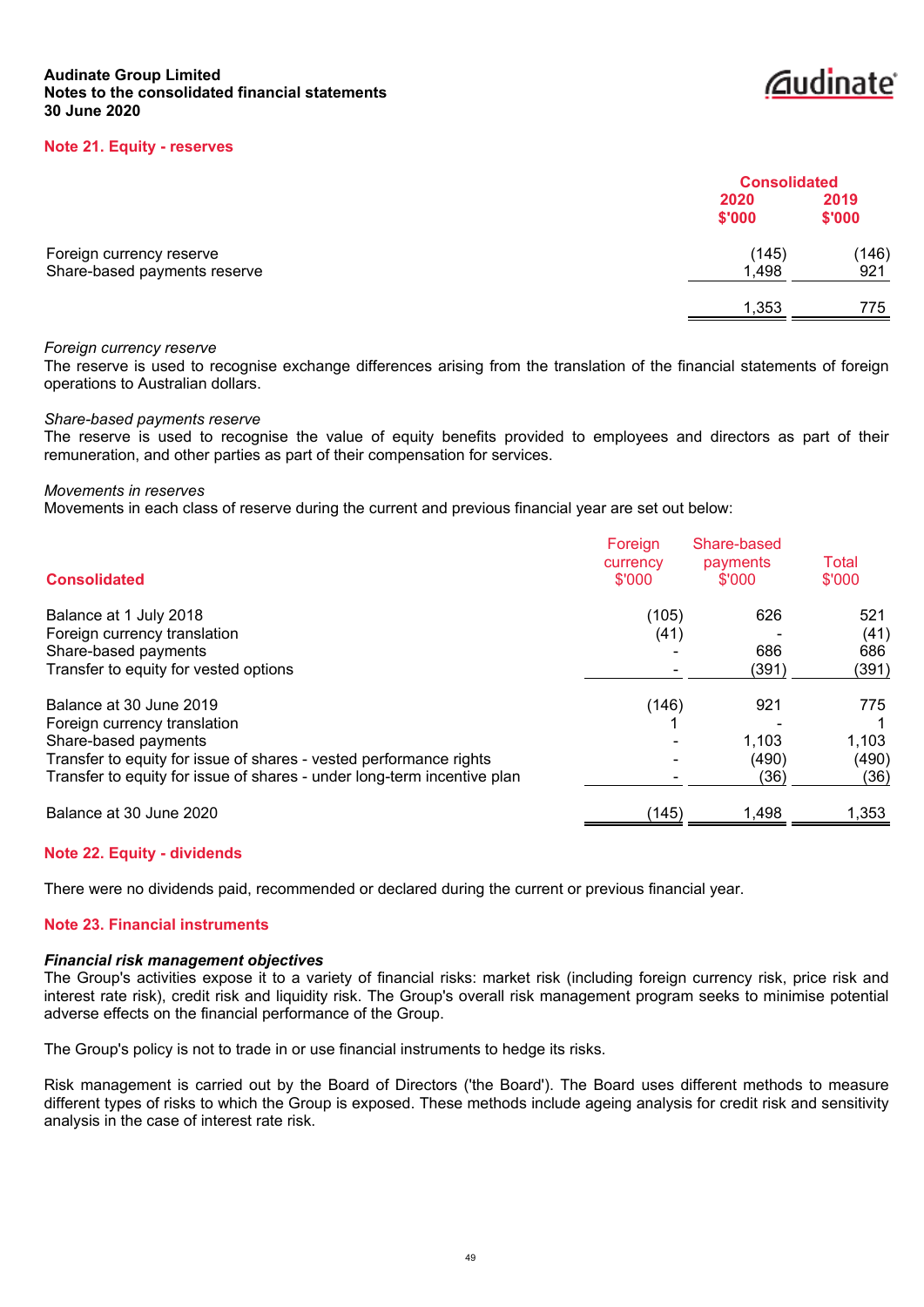Audinate Group Limited
Notes to the consolidated financial statements
30 June 2020

## Note 21. Equity - reserves

| | Consolidated | |
|---|---|---|
| | 2020 $'000 | 2019 $'000 |
| Foreign currency reserve | (145) | (146) |
| Share-based payments reserve | 1,498 | 921 |
| | 1,353 | 775 |

*Foreign currency reserve*
The reserve is used to recognise exchange differences arising from the translation of the financial statements of foreign operations to Australian dollars.

*Share-based payments reserve*
The reserve is used to recognise the value of equity benefits provided to employees and directors as part of their remuneration, and other parties as part of their compensation for services.

*Movements in reserves*
Movements in each class of reserve during the current and previous financial year are set out below:

| Consolidated | Foreign currency $'000 | Share-based payments $'000 | Total $'000 |
|---|---|---|---|
| Balance at 1 July 2018 | (105) | 626 | 521 |
| Foreign currency translation | (41) | - | (41) |
| Share-based payments | - | 686 | 686 |
| Transfer to equity for vested options | - | (391) | (391) |
| Balance at 30 June 2019 | (146) | 921 | 775 |
| Foreign currency translation | 1 | - | 1 |
| Share-based payments | - | 1,103 | 1,103 |
| Transfer to equity for issue of shares - vested performance rights | - | (490) | (490) |
| Transfer to equity for issue of shares - under long-term incentive plan | - | (36) | (36) |
| Balance at 30 June 2020 | (145) | 1,498 | 1,353 |

## Note 22. Equity - dividends

There were no dividends paid, recommended or declared during the current or previous financial year.

## Note 23. Financial instruments

***Financial risk management objectives***
The Group's activities expose it to a variety of financial risks: market risk (including foreign currency risk, price risk and interest rate risk), credit risk and liquidity risk. The Group's overall risk management program seeks to minimise potential adverse effects on the financial performance of the Group.

The Group's policy is not to trade in or use financial instruments to hedge its risks.

Risk management is carried out by the Board of Directors ('the Board'). The Board uses different methods to measure different types of risks to which the Group is exposed. These methods include ageing analysis for credit risk and sensitivity analysis in the case of interest rate risk.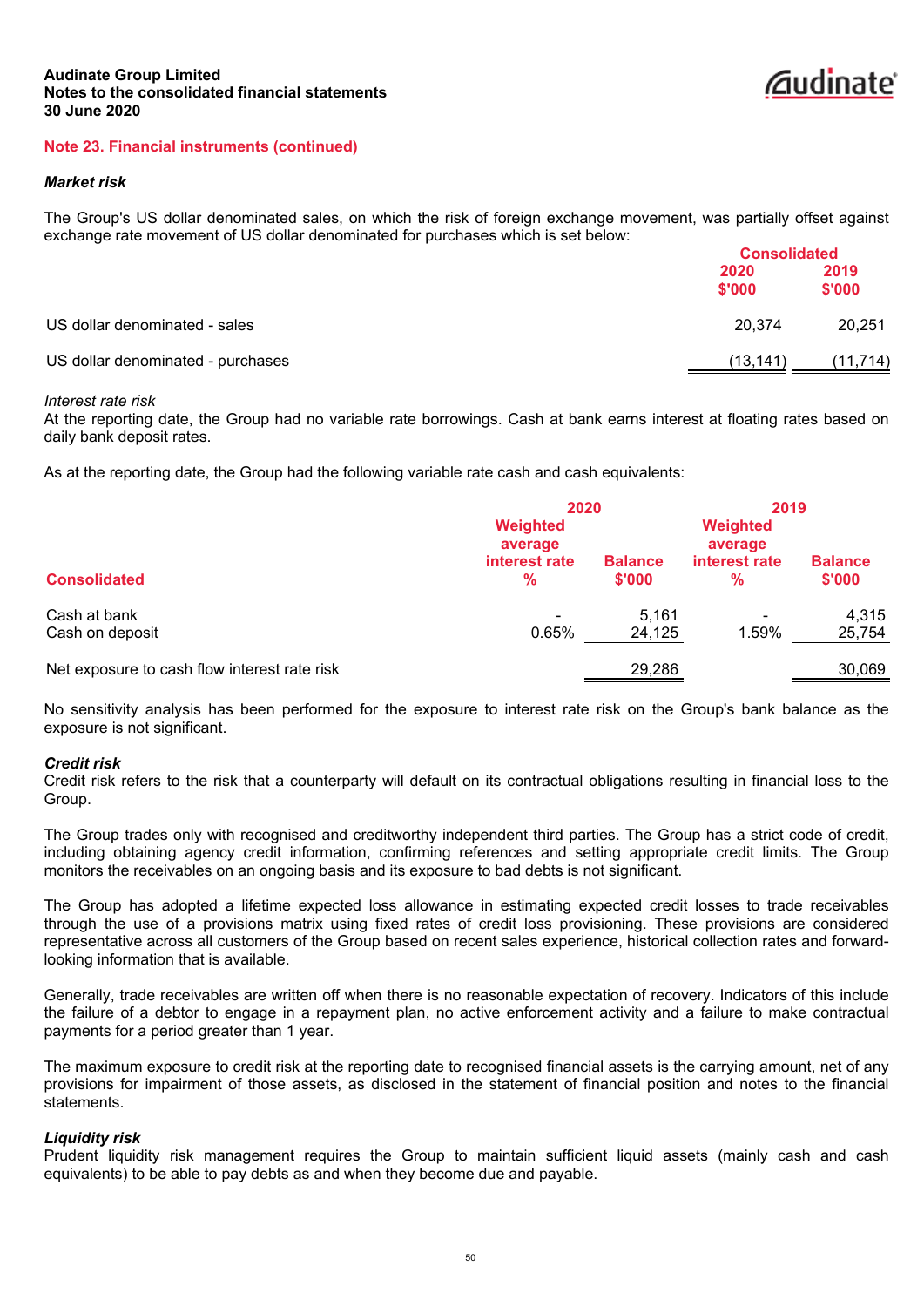## Note 23. Financial instruments (continued)

### *Market risk*

The Group's US dollar denominated sales, on which the risk of foreign exchange movement, was partially offset against exchange rate movement of US dollar denominated for purchases which is set below:

| | Consolidated | |
|---|---|---|
| | 2020 $'000 | 2019 $'000 |
| US dollar denominated - sales | 20,374 | 20,251 |
| US dollar denominated - purchases | (13,141) | (11,714) |

*Interest rate risk*
At the reporting date, the Group had no variable rate borrowings. Cash at bank earns interest at floating rates based on daily bank deposit rates.

As at the reporting date, the Group had the following variable rate cash and cash equivalents:

| | 2020 | | 2019 | |
|---|---|---|---|---|
| Consolidated | Weighted average interest rate % | Balance $'000 | Weighted average interest rate % | Balance $'000 |
| Cash at bank | - | 5,161 | - | 4,315 |
| Cash on deposit | 0.65% | 24,125 | 1.59% | 25,754 |
| Net exposure to cash flow interest rate risk | | 29,286 | | 30,069 |

No sensitivity analysis has been performed for the exposure to interest rate risk on the Group's bank balance as the exposure is not significant.

### *Credit risk*
Credit risk refers to the risk that a counterparty will default on its contractual obligations resulting in financial loss to the Group.

The Group trades only with recognised and creditworthy independent third parties. The Group has a strict code of credit, including obtaining agency credit information, confirming references and setting appropriate credit limits. The Group monitors the receivables on an ongoing basis and its exposure to bad debts is not significant.

The Group has adopted a lifetime expected loss allowance in estimating expected credit losses to trade receivables through the use of a provisions matrix using fixed rates of credit loss provisioning. These provisions are considered representative across all customers of the Group based on recent sales experience, historical collection rates and forward-looking information that is available.

Generally, trade receivables are written off when there is no reasonable expectation of recovery. Indicators of this include the failure of a debtor to engage in a repayment plan, no active enforcement activity and a failure to make contractual payments for a period greater than 1 year.

The maximum exposure to credit risk at the reporting date to recognised financial assets is the carrying amount, net of any provisions for impairment of those assets, as disclosed in the statement of financial position and notes to the financial statements.

### *Liquidity risk*
Prudent liquidity risk management requires the Group to maintain sufficient liquid assets (mainly cash and cash equivalents) to be able to pay debts as and when they become due and payable.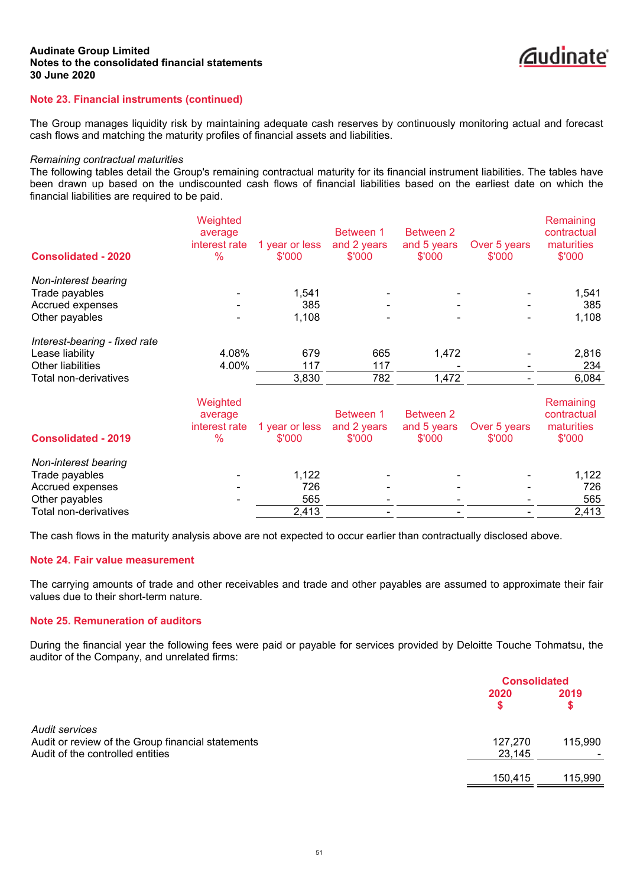## Note 23. Financial instruments (continued)

The Group manages liquidity risk by maintaining adequate cash reserves by continuously monitoring actual and forecast cash flows and matching the maturity profiles of financial assets and liabilities.

*Remaining contractual maturities*

The following tables detail the Group's remaining contractual maturity for its financial instrument liabilities. The tables have been drawn up based on the undiscounted cash flows of financial liabilities based on the earliest date on which the financial liabilities are required to be paid.

| Consolidated - 2020 | Weighted average interest rate % | 1 year or less $'000 | Between 1 and 2 years $'000 | Between 2 and 5 years $'000 | Over 5 years $'000 | Remaining contractual maturities $'000 |
|---|---|---|---|---|---|---|
| *Non-interest bearing* | | | | | | |
| Trade payables | - | 1,541 | - | - | - | 1,541 |
| Accrued expenses | - | 385 | - | - | - | 385 |
| Other payables | - | 1,108 | - | - | - | 1,108 |
| *Interest-bearing - fixed rate* | | | | | | |
| Lease liability | 4.08% | 679 | 665 | 1,472 | - | 2,816 |
| Other liabilities | 4.00% | 117 | 117 | - | - | 234 |
| Total non-derivatives | | 3,830 | 782 | 1,472 | - | 6,084 |

| Consolidated - 2019 | Weighted average interest rate % | 1 year or less $'000 | Between 1 and 2 years $'000 | Between 2 and 5 years $'000 | Over 5 years $'000 | Remaining contractual maturities $'000 |
|---|---|---|---|---|---|---|
| *Non-interest bearing* | | | | | | |
| Trade payables | - | 1,122 | - | - | - | 1,122 |
| Accrued expenses | - | 726 | - | - | - | 726 |
| Other payables | - | 565 | - | - | - | 565 |
| Total non-derivatives | | 2,413 | - | - | - | 2,413 |

The cash flows in the maturity analysis above are not expected to occur earlier than contractually disclosed above.

## Note 24. Fair value measurement

The carrying amounts of trade and other receivables and trade and other payables are assumed to approximate their fair values due to their short-term nature.

## Note 25. Remuneration of auditors

During the financial year the following fees were paid or payable for services provided by Deloitte Touche Tohmatsu, the auditor of the Company, and unrelated firms:

| | Consolidated | |
|---|---|---|
| | 2020 $ | 2019 $ |
| *Audit services* | | |
| Audit or review of the Group financial statements | 127,270 | 115,990 |
| Audit of the controlled entities | 23,145 | - |
| | 150,415 | 115,990 |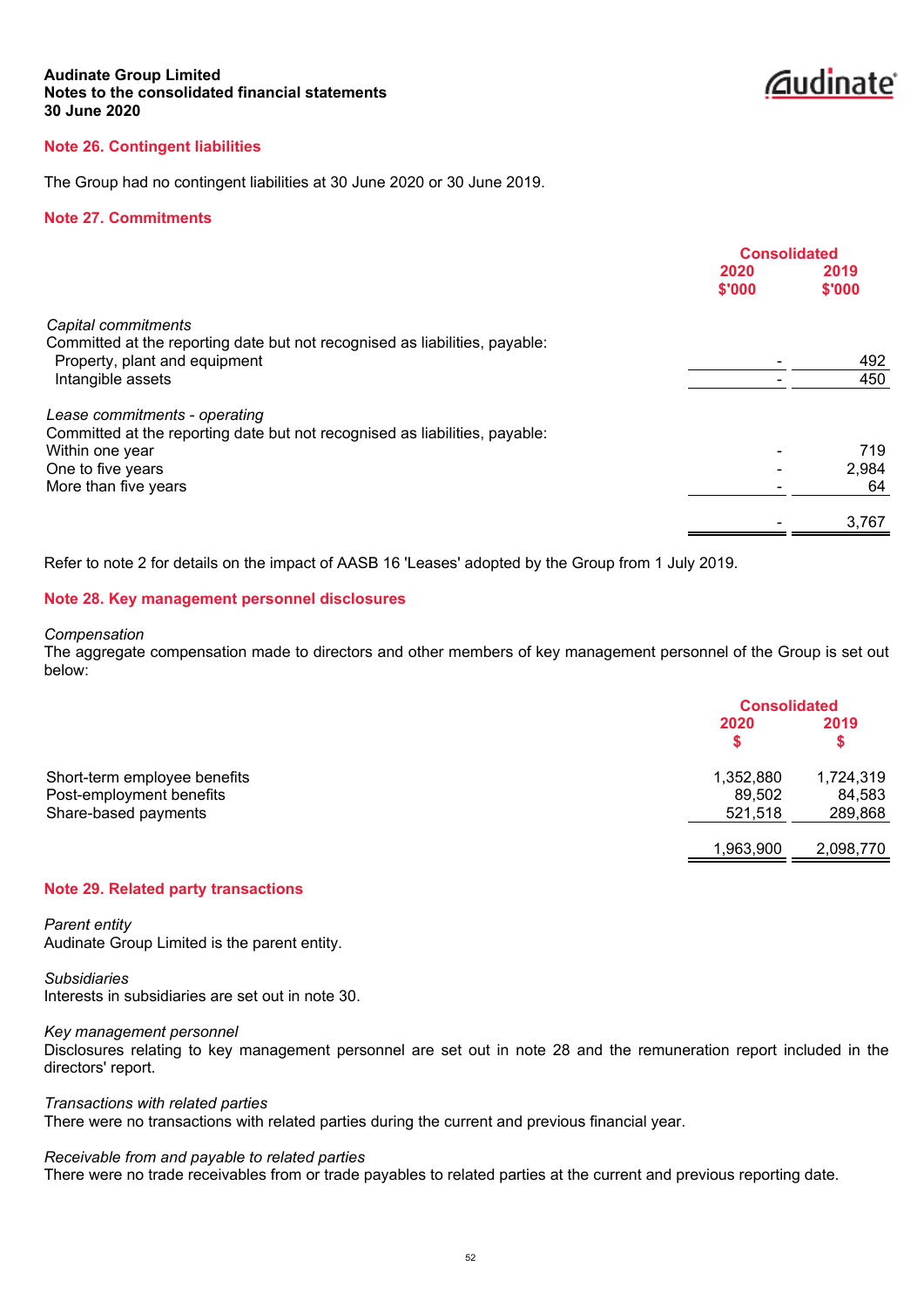**Audinate Group Limited**
**Notes to the consolidated financial statements**
**30 June 2020**

## Note 26. Contingent liabilities

The Group had no contingent liabilities at 30 June 2020 or 30 June 2019.

## Note 27. Commitments

| | Consolidated | |
|---|---|---|
| | 2020 $'000 | 2019 $'000 |
| *Capital commitments* | | |
| Committed at the reporting date but not recognised as liabilities, payable: | | |
| Property, plant and equipment | - | 492 |
| Intangible assets | - | 450 |
| *Lease commitments - operating* | | |
| Committed at the reporting date but not recognised as liabilities, payable: | | |
| Within one year | - | 719 |
| One to five years | - | 2,984 |
| More than five years | - | 64 |
| | - | 3,767 |

Refer to note 2 for details on the impact of AASB 16 'Leases' adopted by the Group from 1 July 2019.

## Note 28. Key management personnel disclosures

*Compensation*
The aggregate compensation made to directors and other members of key management personnel of the Group is set out below:

| | Consolidated | |
|---|---|---|
| | 2020 $ | 2019 $ |
| Short-term employee benefits | 1,352,880 | 1,724,319 |
| Post-employment benefits | 89,502 | 84,583 |
| Share-based payments | 521,518 | 289,868 |
| | 1,963,900 | 2,098,770 |

## Note 29. Related party transactions

*Parent entity*
Audinate Group Limited is the parent entity.

*Subsidiaries*
Interests in subsidiaries are set out in note 30.

*Key management personnel*
Disclosures relating to key management personnel are set out in note 28 and the remuneration report included in the directors' report.

*Transactions with related parties*
There were no transactions with related parties during the current and previous financial year.

*Receivable from and payable to related parties*
There were no trade receivables from or trade payables to related parties at the current and previous reporting date.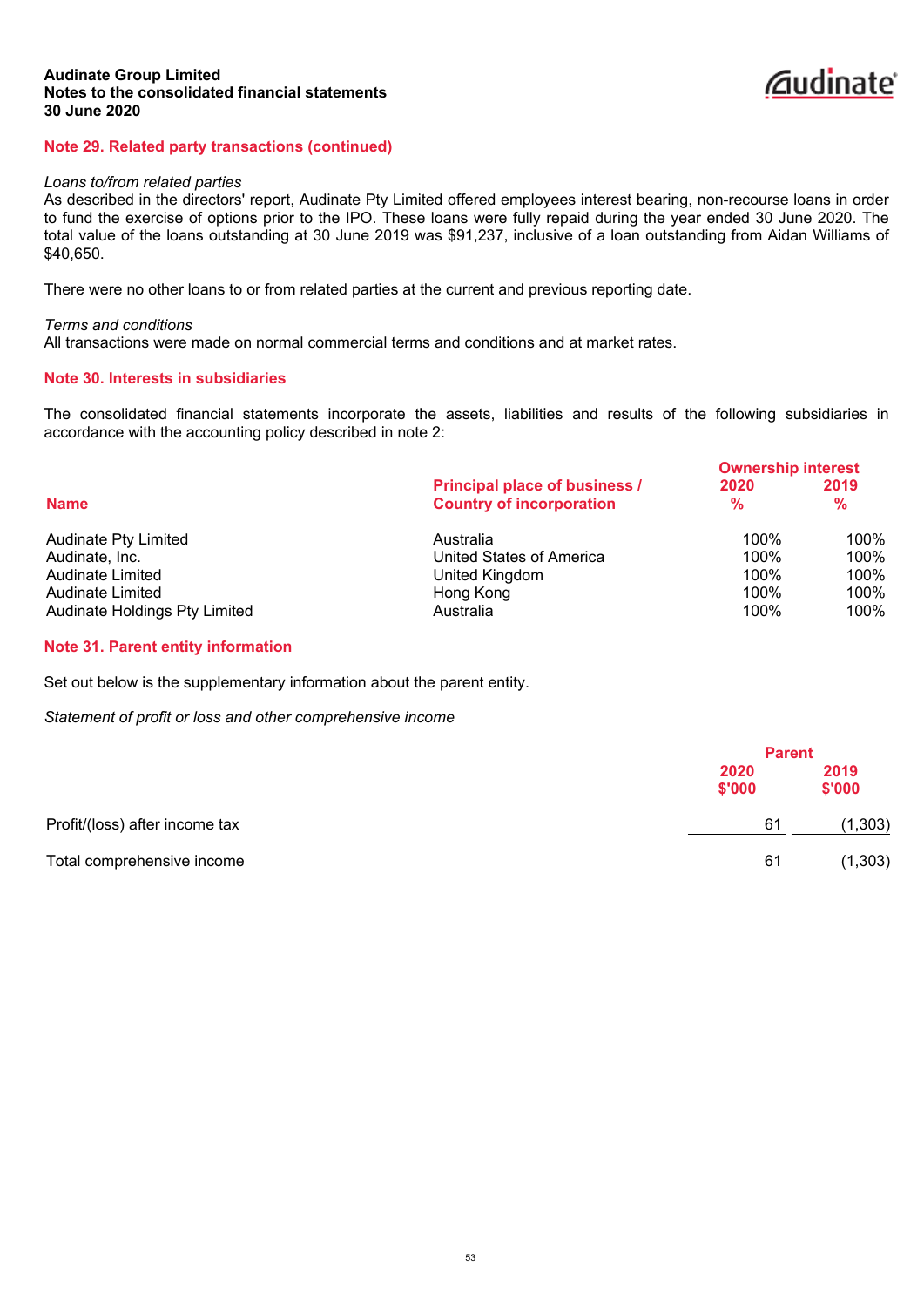## Note 29. Related party transactions (continued)

*Loans to/from related parties*

As described in the directors' report, Audinate Pty Limited offered employees interest bearing, non-recourse loans in order to fund the exercise of options prior to the IPO. These loans were fully repaid during the year ended 30 June 2020. The total value of the loans outstanding at 30 June 2019 was $91,237, inclusive of a loan outstanding from Aidan Williams of $40,650.

There were no other loans to or from related parties at the current and previous reporting date.

*Terms and conditions*

All transactions were made on normal commercial terms and conditions and at market rates.

## Note 30. Interests in subsidiaries

The consolidated financial statements incorporate the assets, liabilities and results of the following subsidiaries in accordance with the accounting policy described in note 2:

| Name | Principal place of business / Country of incorporation | Ownership interest 2020 % | Ownership interest 2019 % |
|---|---|---|---|
| Audinate Pty Limited | Australia | 100% | 100% |
| Audinate, Inc. | United States of America | 100% | 100% |
| Audinate Limited | United Kingdom | 100% | 100% |
| Audinate Limited | Hong Kong | 100% | 100% |
| Audinate Holdings Pty Limited | Australia | 100% | 100% |

## Note 31. Parent entity information

Set out below is the supplementary information about the parent entity.

*Statement of profit or loss and other comprehensive income*

| | Parent 2020 $'000 | Parent 2019 $'000 |
|---|---|---|
| Profit/(loss) after income tax | 61 | (1,303) |
| Total comprehensive income | 61 | (1,303) |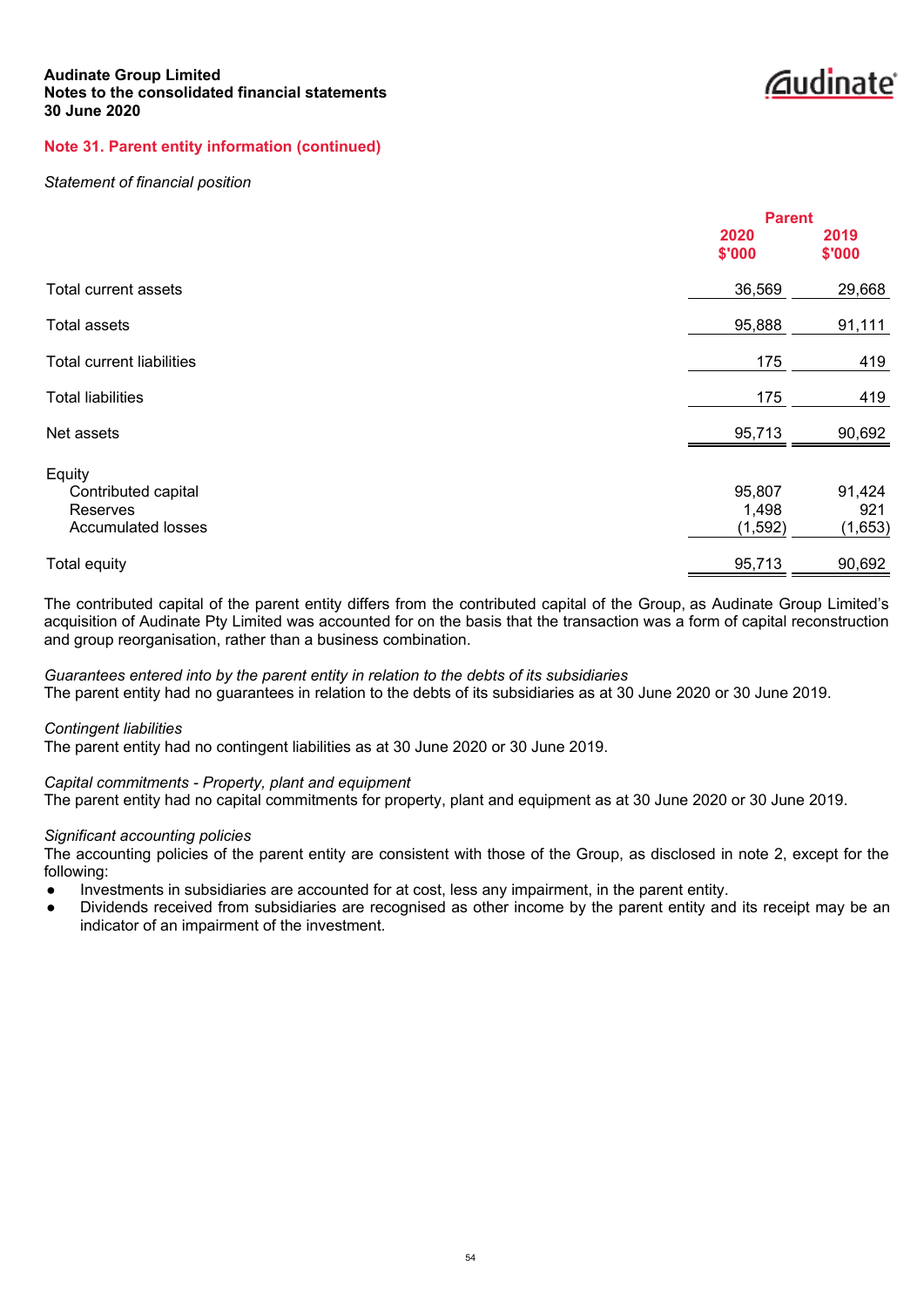## Note 31. Parent entity information (continued)

*Statement of financial position*

| | Parent | |
|---|---|---|
| | 2020 $'000 | 2019 $'000 |
| Total current assets | 36,569 | 29,668 |
| Total assets | 95,888 | 91,111 |
| Total current liabilities | 175 | 419 |
| Total liabilities | 175 | 419 |
| Net assets | 95,713 | 90,692 |
| Equity | | |
| Contributed capital | 95,807 | 91,424 |
| Reserves | 1,498 | 921 |
| Accumulated losses | (1,592) | (1,653) |
| Total equity | 95,713 | 90,692 |

The contributed capital of the parent entity differs from the contributed capital of the Group, as Audinate Group Limited's acquisition of Audinate Pty Limited was accounted for on the basis that the transaction was a form of capital reconstruction and group reorganisation, rather than a business combination.

*Guarantees entered into by the parent entity in relation to the debts of its subsidiaries*
The parent entity had no guarantees in relation to the debts of its subsidiaries as at 30 June 2020 or 30 June 2019.

*Contingent liabilities*
The parent entity had no contingent liabilities as at 30 June 2020 or 30 June 2019.

*Capital commitments - Property, plant and equipment*
The parent entity had no capital commitments for property, plant and equipment as at 30 June 2020 or 30 June 2019.

*Significant accounting policies*
The accounting policies of the parent entity are consistent with those of the Group, as disclosed in note 2, except for the following:

- Investments in subsidiaries are accounted for at cost, less any impairment, in the parent entity.
- Dividends received from subsidiaries are recognised as other income by the parent entity and its receipt may be an indicator of an impairment of the investment.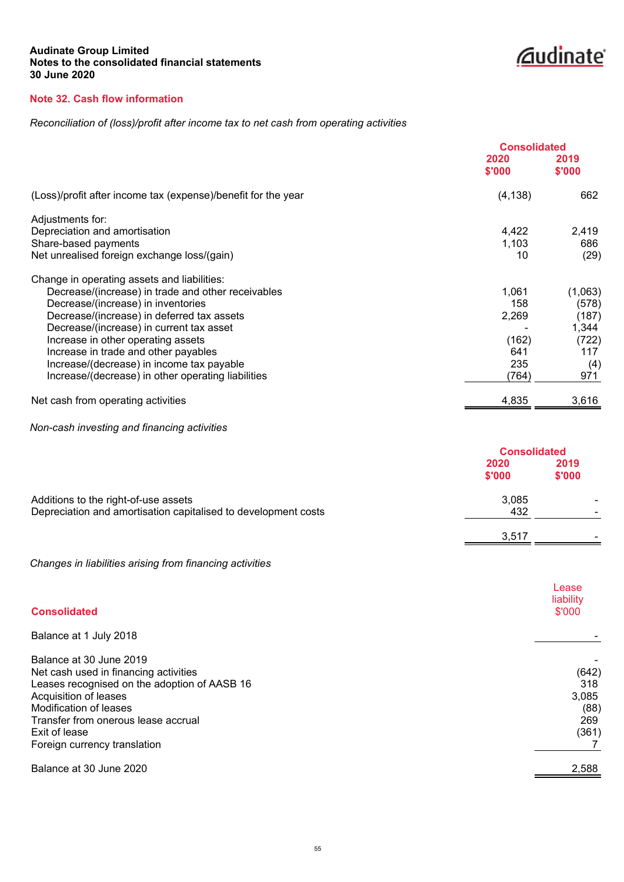**Audinate Group Limited**
**Notes to the consolidated financial statements**
**30 June 2020**

## Note 32. Cash flow information

*Reconciliation of (loss)/profit after income tax to net cash from operating activities*

| | Consolidated | |
|---|---|---|
| | 2020 $'000 | 2019 $'000 |
| (Loss)/profit after income tax (expense)/benefit for the year | (4,138) | 662 |
| Adjustments for: | | |
| Depreciation and amortisation | 4,422 | 2,419 |
| Share-based payments | 1,103 | 686 |
| Net unrealised foreign exchange loss/(gain) | 10 | (29) |
| Change in operating assets and liabilities: | | |
| Decrease/(increase) in trade and other receivables | 1,061 | (1,063) |
| Decrease/(increase) in inventories | 158 | (578) |
| Decrease/(increase) in deferred tax assets | 2,269 | (187) |
| Decrease/(increase) in current tax asset | - | 1,344 |
| Increase in other operating assets | (162) | (722) |
| Increase in trade and other payables | 641 | 117 |
| Increase/(decrease) in income tax payable | 235 | (4) |
| Increase/(decrease) in other operating liabilities | (764) | 971 |
| Net cash from operating activities | 4,835 | 3,616 |

*Non-cash investing and financing activities*

| | Consolidated | |
|---|---|---|
| | 2020 $'000 | 2019 $'000 |
| Additions to the right-of-use assets | 3,085 | - |
| Depreciation and amortisation capitalised to development costs | 432 | - |
| | 3,517 | - |

*Changes in liabilities arising from financing activities*

| Consolidated | Lease liability $'000 |
|---|---|
| Balance at 1 July 2018 | - |
| Balance at 30 June 2019 | - |
| Net cash used in financing activities | (642) |
| Leases recognised on the adoption of AASB 16 | 318 |
| Acquisition of leases | 3,085 |
| Modification of leases | (88) |
| Transfer from onerous lease accrual | 269 |
| Exit of lease | (361) |
| Foreign currency translation | 7 |
| Balance at 30 June 2020 | 2,588 |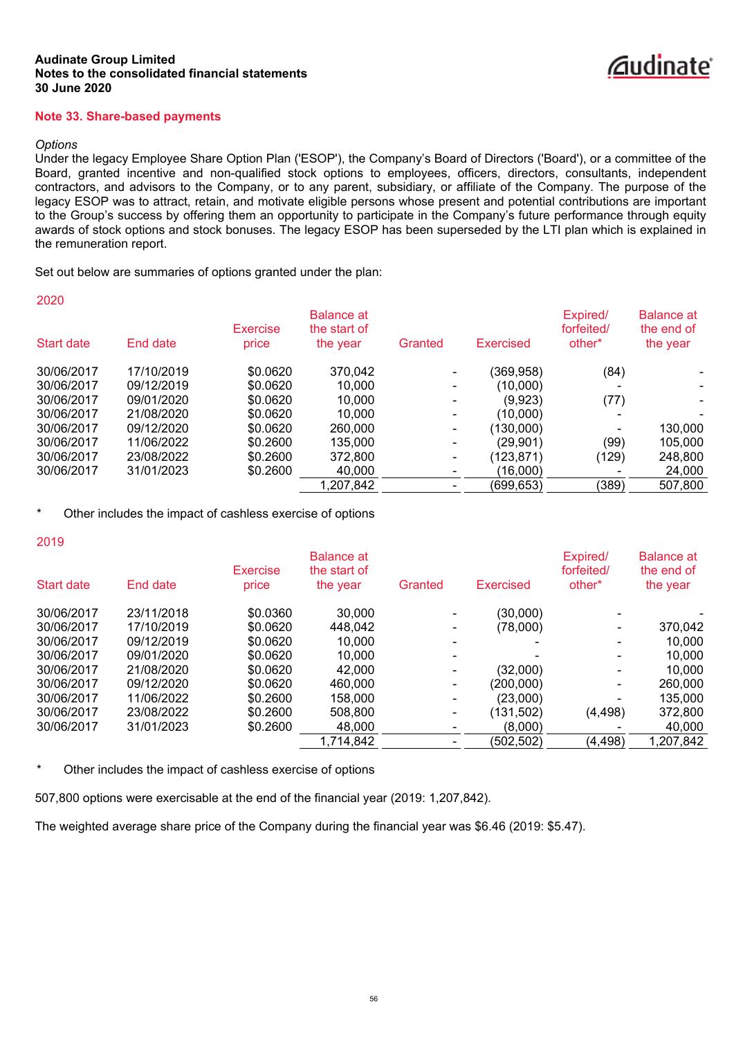Audinate Group Limited
Notes to the consolidated financial statements
30 June 2020

## Note 33. Share-based payments

*Options*

Under the legacy Employee Share Option Plan ('ESOP'), the Company's Board of Directors ('Board'), or a committee of the Board, granted incentive and non-qualified stock options to employees, officers, directors, consultants, independent contractors, and advisors to the Company, or to any parent, subsidiary, or affiliate of the Company. The purpose of the legacy ESOP was to attract, retain, and motivate eligible persons whose present and potential contributions are important to the Group's success by offering them an opportunity to participate in the Company's future performance through equity awards of stock options and stock bonuses. The legacy ESOP has been superseded by the LTI plan which is explained in the remuneration report.

Set out below are summaries of options granted under the plan:

2020

| Start date | End date | Exercise price | Balance at the start of the year | Granted | Exercised | Expired/ forfeited/ other* | Balance at the end of the year |
|---|---|---|---|---|---|---|---|
| 30/06/2017 | 17/10/2019 | $0.0620 | 370,042 | - | (369,958) | (84) | - |
| 30/06/2017 | 09/12/2019 | $0.0620 | 10,000 | - | (10,000) | - | - |
| 30/06/2017 | 09/01/2020 | $0.0620 | 10,000 | - | (9,923) | (77) | - |
| 30/06/2017 | 21/08/2020 | $0.0620 | 10,000 | - | (10,000) | - | - |
| 30/06/2017 | 09/12/2020 | $0.0620 | 260,000 | - | (130,000) | - | 130,000 |
| 30/06/2017 | 11/06/2022 | $0.2600 | 135,000 | - | (29,901) | (99) | 105,000 |
| 30/06/2017 | 23/08/2022 | $0.2600 | 372,800 | - | (123,871) | (129) | 248,800 |
| 30/06/2017 | 31/01/2023 | $0.2600 | 40,000 | - | (16,000) | - | 24,000 |
| | | | 1,207,842 | - | (699,653) | (389) | 507,800 |

\* Other includes the impact of cashless exercise of options

2019

| Start date | End date | Exercise price | Balance at the start of the year | Granted | Exercised | Expired/ forfeited/ other* | Balance at the end of the year |
|---|---|---|---|---|---|---|---|
| 30/06/2017 | 23/11/2018 | $0.0360 | 30,000 | - | (30,000) | - | - |
| 30/06/2017 | 17/10/2019 | $0.0620 | 448,042 | - | (78,000) | - | 370,042 |
| 30/06/2017 | 09/12/2019 | $0.0620 | 10,000 | - | - | - | 10,000 |
| 30/06/2017 | 09/01/2020 | $0.0620 | 10,000 | - | - | - | 10,000 |
| 30/06/2017 | 21/08/2020 | $0.0620 | 42,000 | - | (32,000) | - | 10,000 |
| 30/06/2017 | 09/12/2020 | $0.0620 | 460,000 | - | (200,000) | - | 260,000 |
| 30/06/2017 | 11/06/2022 | $0.2600 | 158,000 | - | (23,000) | - | 135,000 |
| 30/06/2017 | 23/08/2022 | $0.2600 | 508,800 | - | (131,502) | (4,498) | 372,800 |
| 30/06/2017 | 31/01/2023 | $0.2600 | 48,000 | - | (8,000) | - | 40,000 |
| | | | 1,714,842 | - | (502,502) | (4,498) | 1,207,842 |

\* Other includes the impact of cashless exercise of options

507,800 options were exercisable at the end of the financial year (2019: 1,207,842).

The weighted average share price of the Company during the financial year was $6.46 (2019: $5.47).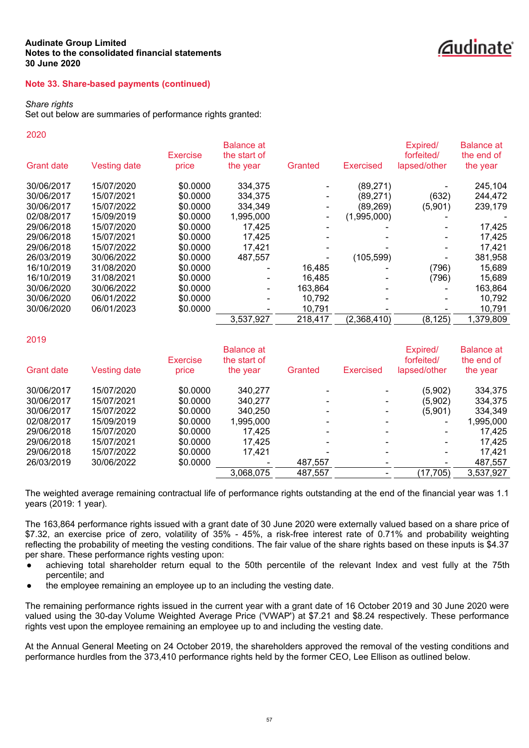**Audinate Group Limited**
**Notes to the consolidated financial statements**
**30 June 2020**

## Note 33. Share-based payments (continued)

*Share rights*

Set out below are summaries of performance rights granted:

2020

| Grant date | Vesting date | Exercise price | Balance at the start of the year | Granted | Exercised | Expired/ forfeited/ lapsed/other | Balance at the end of the year |
|---|---|---|---|---|---|---|---|
| 30/06/2017 | 15/07/2020 | $0.0000 | 334,375 | - | (89,271) | - | 245,104 |
| 30/06/2017 | 15/07/2021 | $0.0000 | 334,375 | - | (89,271) | (632) | 244,472 |
| 30/06/2017 | 15/07/2022 | $0.0000 | 334,349 | - | (89,269) | (5,901) | 239,179 |
| 02/08/2017 | 15/09/2019 | $0.0000 | 1,995,000 | - | (1,995,000) | - | - |
| 29/06/2018 | 15/07/2020 | $0.0000 | 17,425 | - | - | - | 17,425 |
| 29/06/2018 | 15/07/2021 | $0.0000 | 17,425 | - | - | - | 17,425 |
| 29/06/2018 | 15/07/2022 | $0.0000 | 17,421 | - | - | - | 17,421 |
| 26/03/2019 | 30/06/2022 | $0.0000 | 487,557 | - | (105,599) | - | 381,958 |
| 16/10/2019 | 31/08/2020 | $0.0000 | - | 16,485 | - | (796) | 15,689 |
| 16/10/2019 | 31/08/2021 | $0.0000 | - | 16,485 | - | (796) | 15,689 |
| 30/06/2020 | 30/06/2022 | $0.0000 | - | 163,864 | - | - | 163,864 |
| 30/06/2020 | 06/01/2022 | $0.0000 | - | 10,792 | - | - | 10,792 |
| 30/06/2020 | 06/01/2023 | $0.0000 | - | 10,791 | - | - | 10,791 |
| | | | 3,537,927 | 218,417 | (2,368,410) | (8,125) | 1,379,809 |

2019

| Grant date | Vesting date | Exercise price | Balance at the start of the year | Granted | Exercised | Expired/ forfeited/ lapsed/other | Balance at the end of the year |
|---|---|---|---|---|---|---|---|
| 30/06/2017 | 15/07/2020 | $0.0000 | 340,277 | - | - | (5,902) | 334,375 |
| 30/06/2017 | 15/07/2021 | $0.0000 | 340,277 | - | - | (5,902) | 334,375 |
| 30/06/2017 | 15/07/2022 | $0.0000 | 340,250 | - | - | (5,901) | 334,349 |
| 02/08/2017 | 15/09/2019 | $0.0000 | 1,995,000 | - | - | - | 1,995,000 |
| 29/06/2018 | 15/07/2020 | $0.0000 | 17,425 | - | - | - | 17,425 |
| 29/06/2018 | 15/07/2021 | $0.0000 | 17,425 | - | - | - | 17,425 |
| 29/06/2018 | 15/07/2022 | $0.0000 | 17,421 | - | - | - | 17,421 |
| 26/03/2019 | 30/06/2022 | $0.0000 | - | 487,557 | - | - | 487,557 |
| | | | 3,068,075 | 487,557 | - | (17,705) | 3,537,927 |

The weighted average remaining contractual life of performance rights outstanding at the end of the financial year was 1.1 years (2019: 1 year).

The 163,864 performance rights issued with a grant date of 30 June 2020 were externally valued based on a share price of $7.32, an exercise price of zero, volatility of 35% - 45%, a risk-free interest rate of 0.71% and probability weighting reflecting the probability of meeting the vesting conditions. The fair value of the share rights based on these inputs is $4.37 per share. These performance rights vesting upon:

- achieving total shareholder return equal to the 50th percentile of the relevant Index and vest fully at the 75th percentile; and
- the employee remaining an employee up to an including the vesting date.

The remaining performance rights issued in the current year with a grant date of 16 October 2019 and 30 June 2020 were valued using the 30-day Volume Weighted Average Price ('VWAP') at $7.21 and $8.24 respectively. These performance rights vest upon the employee remaining an employee up to and including the vesting date.

At the Annual General Meeting on 24 October 2019, the shareholders approved the removal of the vesting conditions and performance hurdles from the 373,410 performance rights held by the former CEO, Lee Ellison as outlined below.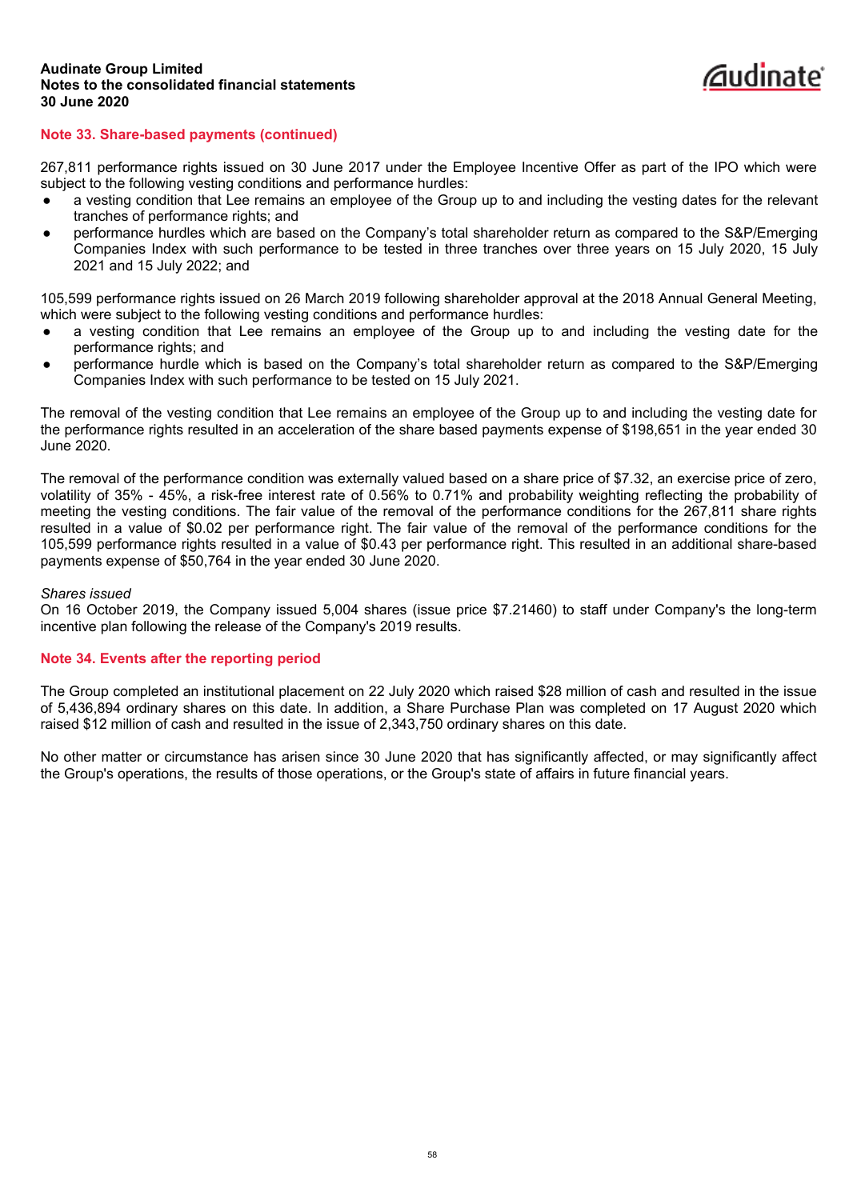## Note 33. Share-based payments (continued)

267,811 performance rights issued on 30 June 2017 under the Employee Incentive Offer as part of the IPO which were subject to the following vesting conditions and performance hurdles:

- a vesting condition that Lee remains an employee of the Group up to and including the vesting dates for the relevant tranches of performance rights; and
- performance hurdles which are based on the Company's total shareholder return as compared to the S&P/Emerging Companies Index with such performance to be tested in three tranches over three years on 15 July 2020, 15 July 2021 and 15 July 2022; and

105,599 performance rights issued on 26 March 2019 following shareholder approval at the 2018 Annual General Meeting, which were subject to the following vesting conditions and performance hurdles:

- a vesting condition that Lee remains an employee of the Group up to and including the vesting date for the performance rights; and
- performance hurdle which is based on the Company's total shareholder return as compared to the S&P/Emerging Companies Index with such performance to be tested on 15 July 2021.

The removal of the vesting condition that Lee remains an employee of the Group up to and including the vesting date for the performance rights resulted in an acceleration of the share based payments expense of $198,651 in the year ended 30 June 2020.

The removal of the performance condition was externally valued based on a share price of $7.32, an exercise price of zero, volatility of 35% - 45%, a risk-free interest rate of 0.56% to 0.71% and probability weighting reflecting the probability of meeting the vesting conditions. The fair value of the removal of the performance conditions for the 267,811 share rights resulted in a value of $0.02 per performance right. The fair value of the removal of the performance conditions for the 105,599 performance rights resulted in a value of $0.43 per performance right. This resulted in an additional share-based payments expense of $50,764 in the year ended 30 June 2020.

*Shares issued*

On 16 October 2019, the Company issued 5,004 shares (issue price $7.21460) to staff under Company's the long-term incentive plan following the release of the Company's 2019 results.

## Note 34. Events after the reporting period

The Group completed an institutional placement on 22 July 2020 which raised $28 million of cash and resulted in the issue of 5,436,894 ordinary shares on this date. In addition, a Share Purchase Plan was completed on 17 August 2020 which raised $12 million of cash and resulted in the issue of 2,343,750 ordinary shares on this date.

No other matter or circumstance has arisen since 30 June 2020 that has significantly affected, or may significantly affect the Group's operations, the results of those operations, or the Group's state of affairs in future financial years.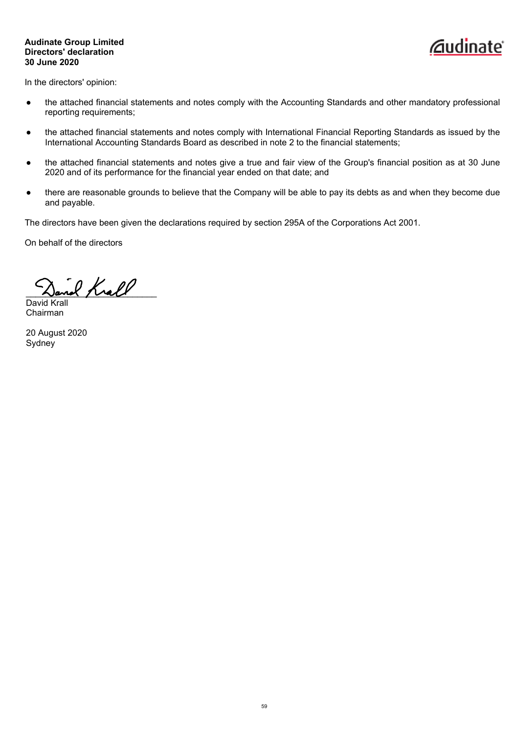**Audinate Group Limited**
**Directors' declaration**
**30 June 2020**

In the directors' opinion:

- the attached financial statements and notes comply with the Accounting Standards and other mandatory professional reporting requirements;
- the attached financial statements and notes comply with International Financial Reporting Standards as issued by the International Accounting Standards Board as described in note 2 to the financial statements;
- the attached financial statements and notes give a true and fair view of the Group's financial position as at 30 June 2020 and of its performance for the financial year ended on that date; and
- there are reasonable grounds to believe that the Company will be able to pay its debts as and when they become due and payable.

The directors have been given the declarations required by section 295A of the Corporations Act 2001.

On behalf of the directors

\_\_\_\_\_\_\_\_\_\_\_\_\_\_\_\_\_\_\_\_\_\_\_\_\_\_\_
David Krall
Chairman

20 August 2020
Sydney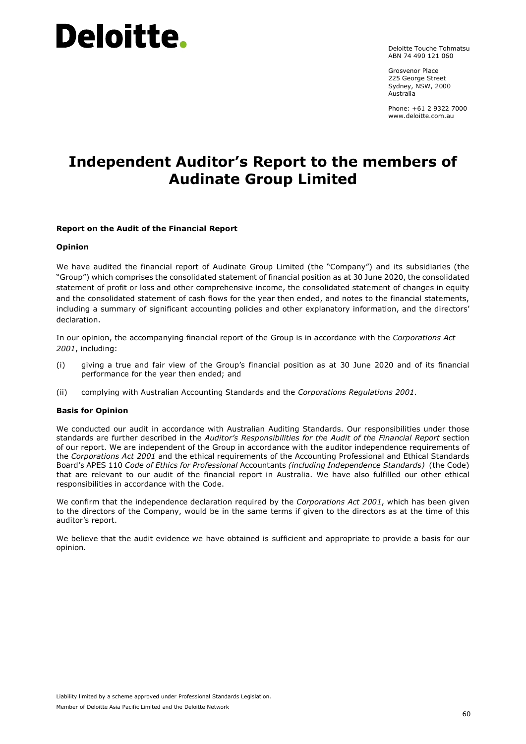Deloitte.

Deloitte Touche Tohmatsu
ABN 74 490 121 060

Grosvenor Place
225 George Street
Sydney, NSW, 2000
Australia

Phone: +61 2 9322 7000
www.deloitte.com.au

# Independent Auditor's Report to the members of Audinate Group Limited

**Report on the Audit of the Financial Report**

**Opinion**

We have audited the financial report of Audinate Group Limited (the "Company") and its subsidiaries (the "Group") which comprises the consolidated statement of financial position as at 30 June 2020, the consolidated statement of profit or loss and other comprehensive income, the consolidated statement of changes in equity and the consolidated statement of cash flows for the year then ended, and notes to the financial statements, including a summary of significant accounting policies and other explanatory information, and the directors' declaration.

In our opinion, the accompanying financial report of the Group is in accordance with the *Corporations Act 2001*, including:

(i) giving a true and fair view of the Group's financial position as at 30 June 2020 and of its financial performance for the year then ended; and

(ii) complying with Australian Accounting Standards and the *Corporations Regulations 2001*.

**Basis for Opinion**

We conducted our audit in accordance with Australian Auditing Standards. Our responsibilities under those standards are further described in the *Auditor's Responsibilities for the Audit of the Financial Report* section of our report. We are independent of the Group in accordance with the auditor independence requirements of the *Corporations Act 2001* and the ethical requirements of the Accounting Professional and Ethical Standards Board's APES 110 *Code of Ethics for Professional* Accountants *(including Independence Standards)* (the Code) that are relevant to our audit of the financial report in Australia. We have also fulfilled our other ethical responsibilities in accordance with the Code.

We confirm that the independence declaration required by the *Corporations Act 2001*, which has been given to the directors of the Company, would be in the same terms if given to the directors as at the time of this auditor's report.

We believe that the audit evidence we have obtained is sufficient and appropriate to provide a basis for our opinion.

Liability limited by a scheme approved under Professional Standards Legislation.

Member of Deloitte Asia Pacific Limited and the Deloitte Network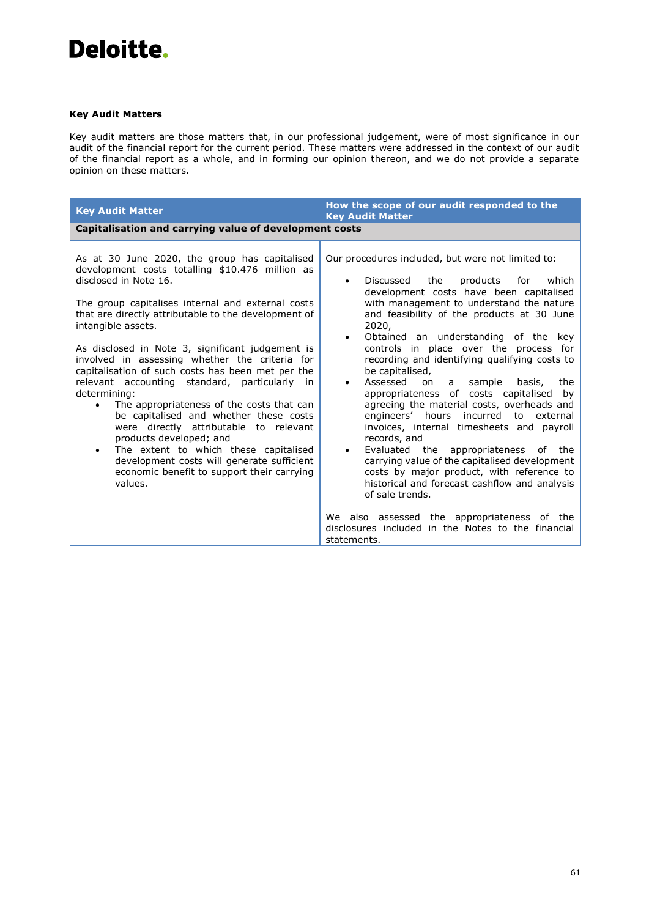Deloitte.

### Key Audit Matters

Key audit matters are those matters that, in our professional judgement, were of most significance in our audit of the financial report for the current period. These matters were addressed in the context of our audit of the financial report as a whole, and in forming our opinion thereon, and we do not provide a separate opinion on these matters.

| Key Audit Matter | How the scope of our audit responded to the Key Audit Matter |
|---|---|
| **Capitalisation and carrying value of development costs** | |
| As at 30 June 2020, the group has capitalised development costs totalling $10.476 million as disclosed in Note 16.<br><br>The group capitalises internal and external costs that are directly attributable to the development of intangible assets.<br><br>As disclosed in Note 3, significant judgement is involved in assessing whether the criteria for capitalisation of such costs has been met per the relevant accounting standard, particularly in determining:<br>• The appropriateness of the costs that can be capitalised and whether these costs were directly attributable to relevant products developed; and<br>• The extent to which these capitalised development costs will generate sufficient economic benefit to support their carrying values. | Our procedures included, but were not limited to:<br>• Discussed the products for which development costs have been capitalised with management to understand the nature and feasibility of the products at 30 June 2020,<br>• Obtained an understanding of the key controls in place over the process for recording and identifying qualifying costs to be capitalised,<br>• Assessed on a sample basis, the appropriateness of costs capitalised by agreeing the material costs, overheads and engineers' hours incurred to external invoices, internal timesheets and payroll records, and<br>• Evaluated the appropriateness of the carrying value of the capitalised development costs by major product, with reference to historical and forecast cashflow and analysis of sale trends.<br><br>We also assessed the appropriateness of the disclosures included in the Notes to the financial statements. |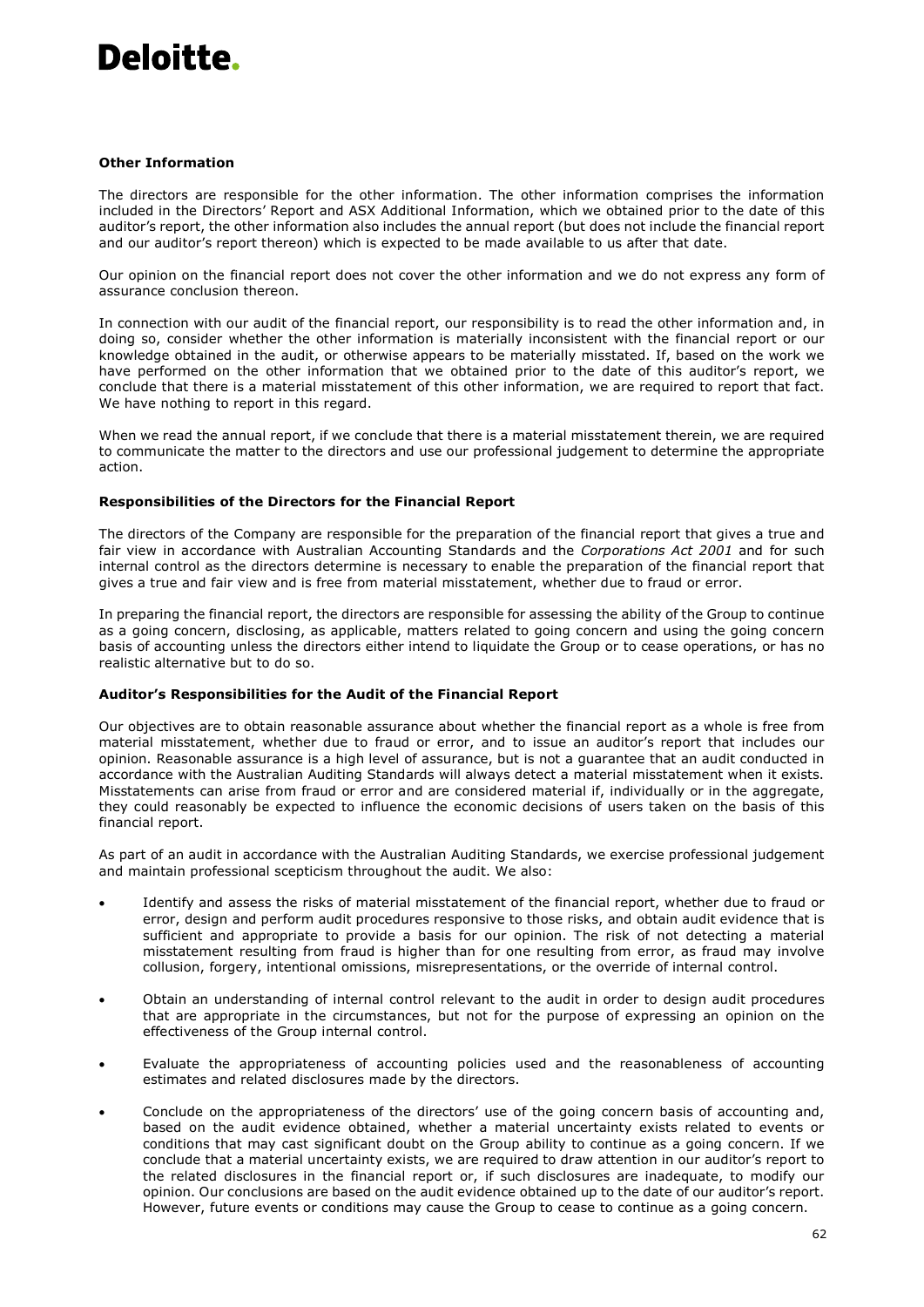Deloitte.

**Other Information**

The directors are responsible for the other information. The other information comprises the information included in the Directors' Report and ASX Additional Information, which we obtained prior to the date of this auditor's report, the other information also includes the annual report (but does not include the financial report and our auditor's report thereon) which is expected to be made available to us after that date.

Our opinion on the financial report does not cover the other information and we do not express any form of assurance conclusion thereon.

In connection with our audit of the financial report, our responsibility is to read the other information and, in doing so, consider whether the other information is materially inconsistent with the financial report or our knowledge obtained in the audit, or otherwise appears to be materially misstated. If, based on the work we have performed on the other information that we obtained prior to the date of this auditor's report, we conclude that there is a material misstatement of this other information, we are required to report that fact. We have nothing to report in this regard.

When we read the annual report, if we conclude that there is a material misstatement therein, we are required to communicate the matter to the directors and use our professional judgement to determine the appropriate action.

**Responsibilities of the Directors for the Financial Report**

The directors of the Company are responsible for the preparation of the financial report that gives a true and fair view in accordance with Australian Accounting Standards and the *Corporations Act 2001* and for such internal control as the directors determine is necessary to enable the preparation of the financial report that gives a true and fair view and is free from material misstatement, whether due to fraud or error.

In preparing the financial report, the directors are responsible for assessing the ability of the Group to continue as a going concern, disclosing, as applicable, matters related to going concern and using the going concern basis of accounting unless the directors either intend to liquidate the Group or to cease operations, or has no realistic alternative but to do so.

**Auditor's Responsibilities for the Audit of the Financial Report**

Our objectives are to obtain reasonable assurance about whether the financial report as a whole is free from material misstatement, whether due to fraud or error, and to issue an auditor's report that includes our opinion. Reasonable assurance is a high level of assurance, but is not a guarantee that an audit conducted in accordance with the Australian Auditing Standards will always detect a material misstatement when it exists. Misstatements can arise from fraud or error and are considered material if, individually or in the aggregate, they could reasonably be expected to influence the economic decisions of users taken on the basis of this financial report.

As part of an audit in accordance with the Australian Auditing Standards, we exercise professional judgement and maintain professional scepticism throughout the audit. We also:

- Identify and assess the risks of material misstatement of the financial report, whether due to fraud or error, design and perform audit procedures responsive to those risks, and obtain audit evidence that is sufficient and appropriate to provide a basis for our opinion. The risk of not detecting a material misstatement resulting from fraud is higher than for one resulting from error, as fraud may involve collusion, forgery, intentional omissions, misrepresentations, or the override of internal control.
- Obtain an understanding of internal control relevant to the audit in order to design audit procedures that are appropriate in the circumstances, but not for the purpose of expressing an opinion on the effectiveness of the Group internal control.
- Evaluate the appropriateness of accounting policies used and the reasonableness of accounting estimates and related disclosures made by the directors.
- Conclude on the appropriateness of the directors' use of the going concern basis of accounting and, based on the audit evidence obtained, whether a material uncertainty exists related to events or conditions that may cast significant doubt on the Group ability to continue as a going concern. If we conclude that a material uncertainty exists, we are required to draw attention in our auditor's report to the related disclosures in the financial report or, if such disclosures are inadequate, to modify our opinion. Our conclusions are based on the audit evidence obtained up to the date of our auditor's report. However, future events or conditions may cause the Group to cease to continue as a going concern.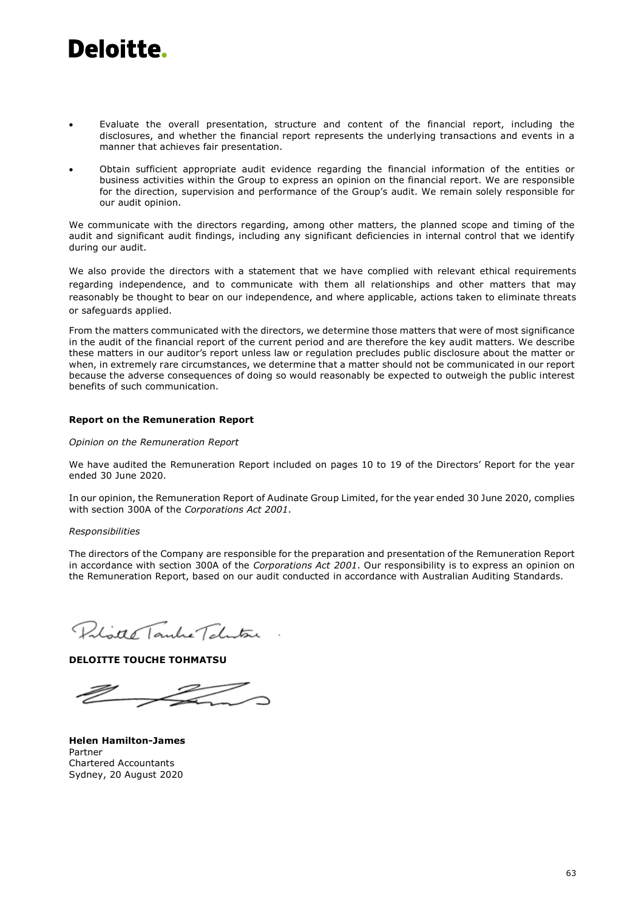- Evaluate the overall presentation, structure and content of the financial report, including the disclosures, and whether the financial report represents the underlying transactions and events in a manner that achieves fair presentation.
- Obtain sufficient appropriate audit evidence regarding the financial information of the entities or business activities within the Group to express an opinion on the financial report. We are responsible for the direction, supervision and performance of the Group's audit. We remain solely responsible for our audit opinion.

We communicate with the directors regarding, among other matters, the planned scope and timing of the audit and significant audit findings, including any significant deficiencies in internal control that we identify during our audit.

We also provide the directors with a statement that we have complied with relevant ethical requirements regarding independence, and to communicate with them all relationships and other matters that may reasonably be thought to bear on our independence, and where applicable, actions taken to eliminate threats or safeguards applied.

From the matters communicated with the directors, we determine those matters that were of most significance in the audit of the financial report of the current period and are therefore the key audit matters. We describe these matters in our auditor's report unless law or regulation precludes public disclosure about the matter or when, in extremely rare circumstances, we determine that a matter should not be communicated in our report because the adverse consequences of doing so would reasonably be expected to outweigh the public interest benefits of such communication.

**Report on the Remuneration Report**

*Opinion on the Remuneration Report*

We have audited the Remuneration Report included on pages 10 to 19 of the Directors' Report for the year ended 30 June 2020.

In our opinion, the Remuneration Report of Audinate Group Limited, for the year ended 30 June 2020, complies with section 300A of the *Corporations Act 2001*.

*Responsibilities*

The directors of the Company are responsible for the preparation and presentation of the Remuneration Report in accordance with section 300A of the *Corporations Act 2001*. Our responsibility is to express an opinion on the Remuneration Report, based on our audit conducted in accordance with Australian Auditing Standards.

**DELOITTE TOUCHE TOHMATSU**

**Helen Hamilton-James**
Partner
Chartered Accountants
Sydney, 20 August 2020